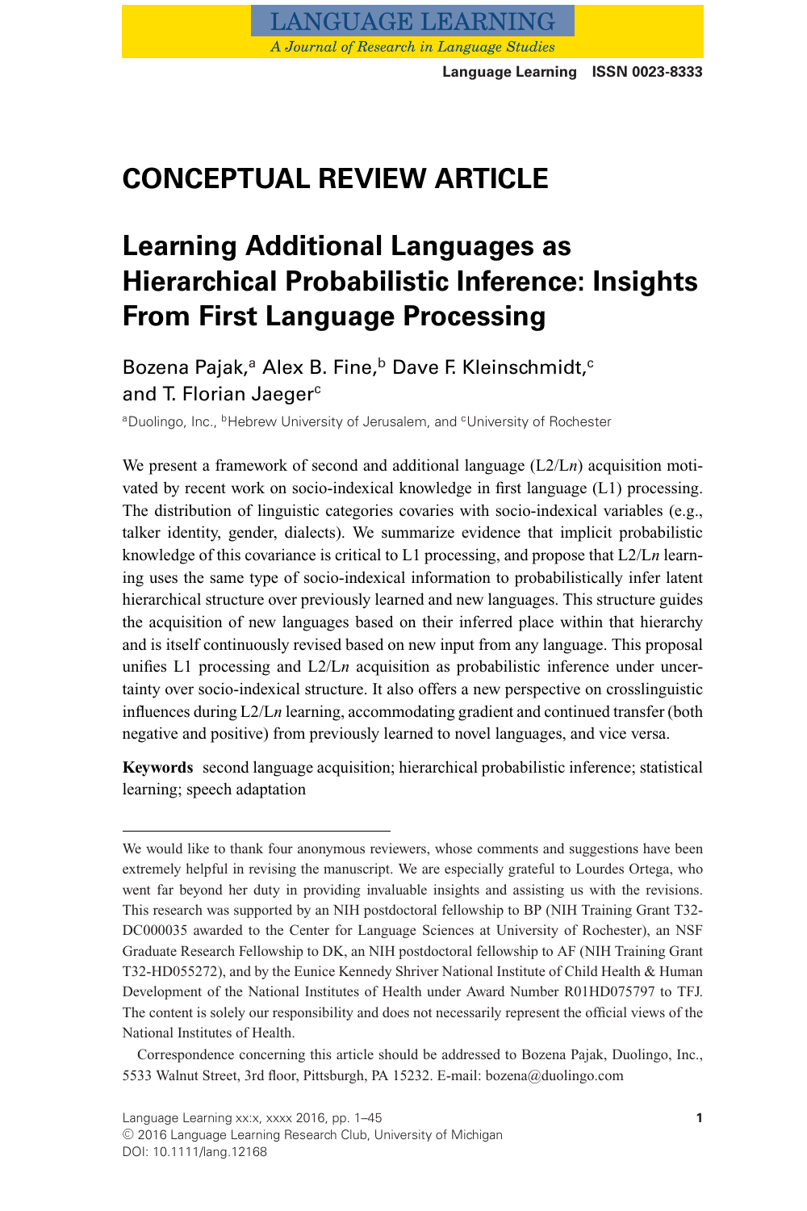## CONCEPTUAL REVIEW ARTICLE

# Learning Additional Languages as Hierarchical Probabilistic Inference: Insights From First Language Processing

Bozena Pajak,[a] Alex B. Fine,[b] Dave F. Kleinschmidt,[c] and T. Florian Jaeger[c]

[a]Duolingo, Inc., [b]Hebrew University of Jerusalem, and [c]University of Rochester

We present a framework of second and additional language (L2/L*n*) acquisition motivated by recent work on socio-indexical knowledge in first language (L1) processing. The distribution of linguistic categories covaries with socio-indexical variables (e.g., talker identity, gender, dialects). We summarize evidence that implicit probabilistic knowledge of this covariance is critical to L1 processing, and propose that L2/L*n* learning uses the same type of socio-indexical information to probabilistically infer latent hierarchical structure over previously learned and new languages. This structure guides the acquisition of new languages based on their inferred place within that hierarchy and is itself continuously revised based on new input from any language. This proposal unifies L1 processing and L2/L*n* acquisition as probabilistic inference under uncertainty over socio-indexical structure. It also offers a new perspective on crosslinguistic influences during L2/L*n* learning, accommodating gradient and continued transfer (both negative and positive) from previously learned to novel languages, and vice versa.

**Keywords** second language acquisition; hierarchical probabilistic inference; statistical learning; speech adaptation

---

We would like to thank four anonymous reviewers, whose comments and suggestions have been extremely helpful in revising the manuscript. We are especially grateful to Lourdes Ortega, who went far beyond her duty in providing invaluable insights and assisting us with the revisions. This research was supported by an NIH postdoctoral fellowship to BP (NIH Training Grant T32-DC000035 awarded to the Center for Language Sciences at University of Rochester), an NSF Graduate Research Fellowship to DK, an NIH postdoctoral fellowship to AF (NIH Training Grant T32-HD055272), and by the Eunice Kennedy Shriver National Institute of Child Health & Human Development of the National Institutes of Health under Award Number R01HD075797 to TFJ. The content is solely our responsibility and does not necessarily represent the official views of the National Institutes of Health.

Correspondence concerning this article should be addressed to Bozena Pajak, Duolingo, Inc., 5533 Walnut Street, 3rd floor, Pittsburgh, PA 15232. E-mail: bozena@duolingo.com

© 2016 Language Learning Research Club, University of Michigan
DOI: 10.1111/lang.12168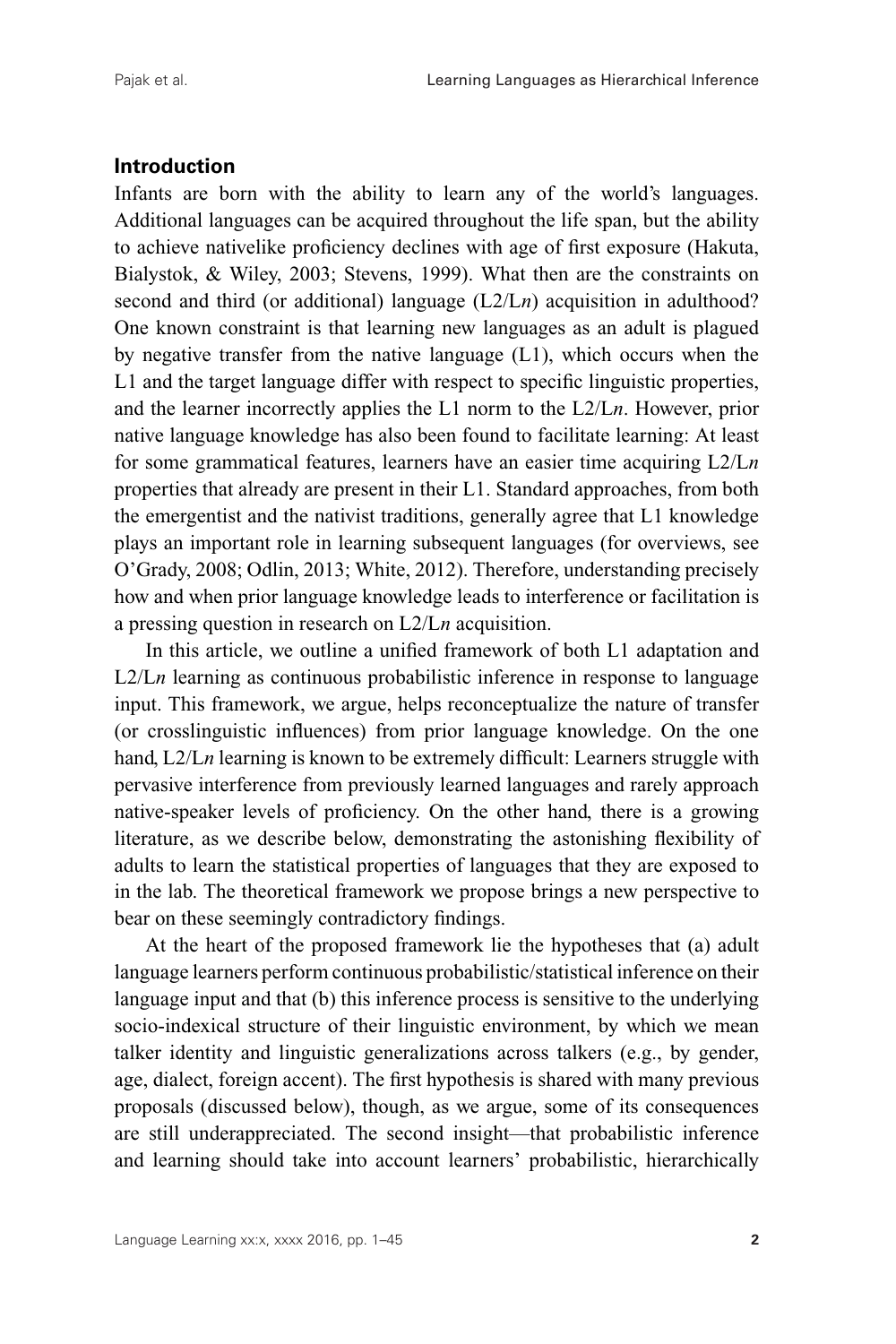## Introduction

Infants are born with the ability to learn any of the world's languages. Additional languages can be acquired throughout the life span, but the ability to achieve nativelike proficiency declines with age of first exposure (Hakuta, Bialystok, & Wiley, 2003; Stevens, 1999). What then are the constraints on second and third (or additional) language (L2/L*n*) acquisition in adulthood? One known constraint is that learning new languages as an adult is plagued by negative transfer from the native language (L1), which occurs when the L1 and the target language differ with respect to specific linguistic properties, and the learner incorrectly applies the L1 norm to the L2/L*n*. However, prior native language knowledge has also been found to facilitate learning: At least for some grammatical features, learners have an easier time acquiring L2/L*n* properties that already are present in their L1. Standard approaches, from both the emergentist and the nativist traditions, generally agree that L1 knowledge plays an important role in learning subsequent languages (for overviews, see O'Grady, 2008; Odlin, 2013; White, 2012). Therefore, understanding precisely how and when prior language knowledge leads to interference or facilitation is a pressing question in research on L2/L*n* acquisition.

In this article, we outline a unified framework of both L1 adaptation and L2/L*n* learning as continuous probabilistic inference in response to language input. This framework, we argue, helps reconceptualize the nature of transfer (or crosslinguistic influences) from prior language knowledge. On the one hand, L2/L*n* learning is known to be extremely difficult: Learners struggle with pervasive interference from previously learned languages and rarely approach native-speaker levels of proficiency. On the other hand, there is a growing literature, as we describe below, demonstrating the astonishing flexibility of adults to learn the statistical properties of languages that they are exposed to in the lab. The theoretical framework we propose brings a new perspective to bear on these seemingly contradictory findings.

At the heart of the proposed framework lie the hypotheses that (a) adult language learners perform continuous probabilistic/statistical inference on their language input and that (b) this inference process is sensitive to the underlying socio-indexical structure of their linguistic environment, by which we mean talker identity and linguistic generalizations across talkers (e.g., by gender, age, dialect, foreign accent). The first hypothesis is shared with many previous proposals (discussed below), though, as we argue, some of its consequences are still underappreciated. The second insight—that probabilistic inference and learning should take into account learners' probabilistic, hierarchically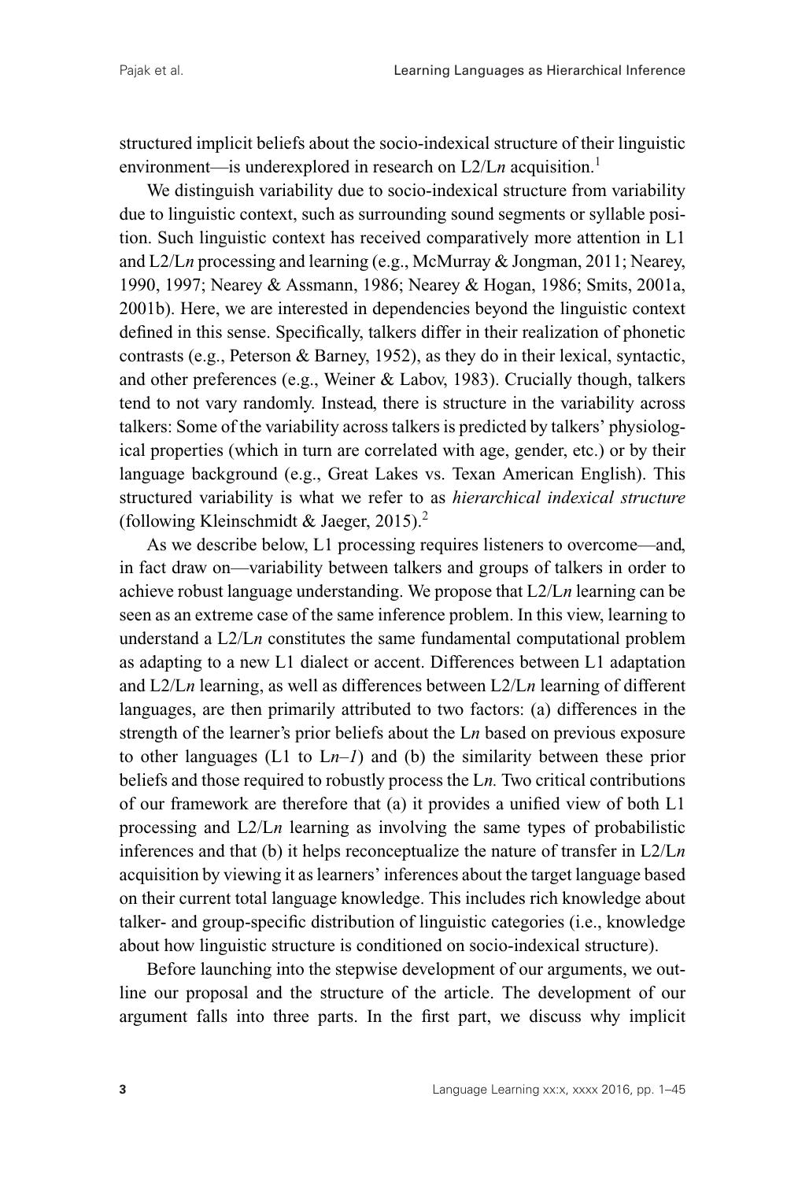structured implicit beliefs about the socio-indexical structure of their linguistic environment—is underexplored in research on L2/L*n* acquisition.[1]

We distinguish variability due to socio-indexical structure from variability due to linguistic context, such as surrounding sound segments or syllable position. Such linguistic context has received comparatively more attention in L1 and L2/L*n* processing and learning (e.g., McMurray & Jongman, 2011; Nearey, 1990, 1997; Nearey & Assmann, 1986; Nearey & Hogan, 1986; Smits, 2001a, 2001b). Here, we are interested in dependencies beyond the linguistic context defined in this sense. Specifically, talkers differ in their realization of phonetic contrasts (e.g., Peterson & Barney, 1952), as they do in their lexical, syntactic, and other preferences (e.g., Weiner & Labov, 1983). Crucially though, talkers tend to not vary randomly. Instead, there is structure in the variability across talkers: Some of the variability across talkers is predicted by talkers' physiological properties (which in turn are correlated with age, gender, etc.) or by their language background (e.g., Great Lakes vs. Texan American English). This structured variability is what we refer to as *hierarchical indexical structure* (following Kleinschmidt & Jaeger, 2015).[2]

As we describe below, L1 processing requires listeners to overcome—and, in fact draw on—variability between talkers and groups of talkers in order to achieve robust language understanding. We propose that L2/L*n* learning can be seen as an extreme case of the same inference problem. In this view, learning to understand a L2/L*n* constitutes the same fundamental computational problem as adapting to a new L1 dialect or accent. Differences between L1 adaptation and L2/L*n* learning, as well as differences between L2/L*n* learning of different languages, are then primarily attributed to two factors: (a) differences in the strength of the learner's prior beliefs about the L*n* based on previous exposure to other languages (L1 to L*n–1*) and (b) the similarity between these prior beliefs and those required to robustly process the L*n*. Two critical contributions of our framework are therefore that (a) it provides a unified view of both L1 processing and L2/L*n* learning as involving the same types of probabilistic inferences and that (b) it helps reconceptualize the nature of transfer in L2/L*n* acquisition by viewing it as learners' inferences about the target language based on their current total language knowledge. This includes rich knowledge about talker- and group-specific distribution of linguistic categories (i.e., knowledge about how linguistic structure is conditioned on socio-indexical structure).

Before launching into the stepwise development of our arguments, we outline our proposal and the structure of the article. The development of our argument falls into three parts. In the first part, we discuss why implicit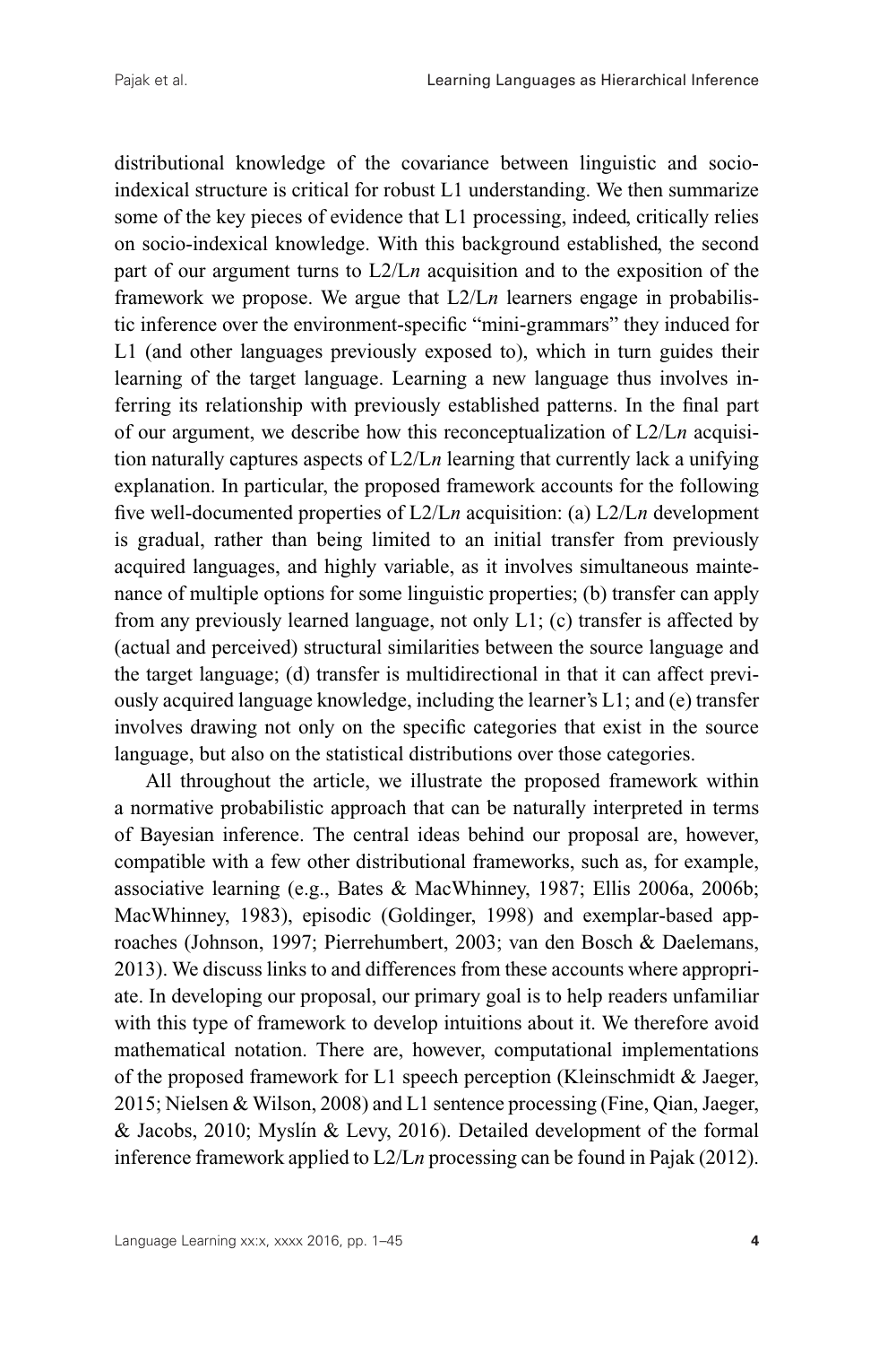distributional knowledge of the covariance between linguistic and socio-indexical structure is critical for robust L1 understanding. We then summarize some of the key pieces of evidence that L1 processing, indeed, critically relies on socio-indexical knowledge. With this background established, the second part of our argument turns to L2/L*n* acquisition and to the exposition of the framework we propose. We argue that L2/L*n* learners engage in probabilistic inference over the environment-specific "mini-grammars" they induced for L1 (and other languages previously exposed to), which in turn guides their learning of the target language. Learning a new language thus involves inferring its relationship with previously established patterns. In the final part of our argument, we describe how this reconceptualization of L2/L*n* acquisition naturally captures aspects of L2/L*n* learning that currently lack a unifying explanation. In particular, the proposed framework accounts for the following five well-documented properties of L2/L*n* acquisition: (a) L2/L*n* development is gradual, rather than being limited to an initial transfer from previously acquired languages, and highly variable, as it involves simultaneous maintenance of multiple options for some linguistic properties; (b) transfer can apply from any previously learned language, not only L1; (c) transfer is affected by (actual and perceived) structural similarities between the source language and the target language; (d) transfer is multidirectional in that it can affect previously acquired language knowledge, including the learner's L1; and (e) transfer involves drawing not only on the specific categories that exist in the source language, but also on the statistical distributions over those categories.

All throughout the article, we illustrate the proposed framework within a normative probabilistic approach that can be naturally interpreted in terms of Bayesian inference. The central ideas behind our proposal are, however, compatible with a few other distributional frameworks, such as, for example, associative learning (e.g., Bates & MacWhinney, 1987; Ellis 2006a, 2006b; MacWhinney, 1983), episodic (Goldinger, 1998) and exemplar-based approaches (Johnson, 1997; Pierrehumbert, 2003; van den Bosch & Daelemans, 2013). We discuss links to and differences from these accounts where appropriate. In developing our proposal, our primary goal is to help readers unfamiliar with this type of framework to develop intuitions about it. We therefore avoid mathematical notation. There are, however, computational implementations of the proposed framework for L1 speech perception (Kleinschmidt & Jaeger, 2015; Nielsen & Wilson, 2008) and L1 sentence processing (Fine, Qian, Jaeger, & Jacobs, 2010; Myslín & Levy, 2016). Detailed development of the formal inference framework applied to L2/L*n* processing can be found in Pajak (2012).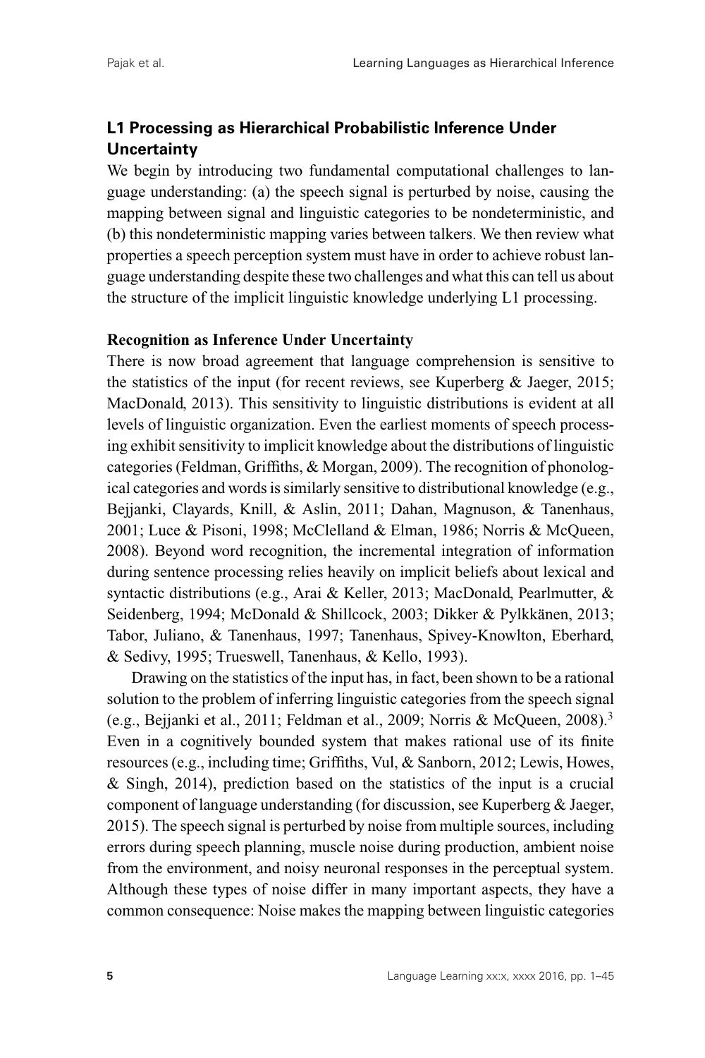## L1 Processing as Hierarchical Probabilistic Inference Under Uncertainty

We begin by introducing two fundamental computational challenges to language understanding: (a) the speech signal is perturbed by noise, causing the mapping between signal and linguistic categories to be nondeterministic, and (b) this nondeterministic mapping varies between talkers. We then review what properties a speech perception system must have in order to achieve robust language understanding despite these two challenges and what this can tell us about the structure of the implicit linguistic knowledge underlying L1 processing.

### Recognition as Inference Under Uncertainty

There is now broad agreement that language comprehension is sensitive to the statistics of the input (for recent reviews, see Kuperberg & Jaeger, 2015; MacDonald, 2013). This sensitivity to linguistic distributions is evident at all levels of linguistic organization. Even the earliest moments of speech processing exhibit sensitivity to implicit knowledge about the distributions of linguistic categories (Feldman, Griffiths, & Morgan, 2009). The recognition of phonological categories and words is similarly sensitive to distributional knowledge (e.g., Bejjanki, Clayards, Knill, & Aslin, 2011; Dahan, Magnuson, & Tanenhaus, 2001; Luce & Pisoni, 1998; McClelland & Elman, 1986; Norris & McQueen, 2008). Beyond word recognition, the incremental integration of information during sentence processing relies heavily on implicit beliefs about lexical and syntactic distributions (e.g., Arai & Keller, 2013; MacDonald, Pearlmutter, & Seidenberg, 1994; McDonald & Shillcock, 2003; Dikker & Pylkkänen, 2013; Tabor, Juliano, & Tanenhaus, 1997; Tanenhaus, Spivey-Knowlton, Eberhard, & Sedivy, 1995; Trueswell, Tanenhaus, & Kello, 1993).

Drawing on the statistics of the input has, in fact, been shown to be a rational solution to the problem of inferring linguistic categories from the speech signal (e.g., Bejjanki et al., 2011; Feldman et al., 2009; Norris & McQueen, 2008).[3] Even in a cognitively bounded system that makes rational use of its finite resources (e.g., including time; Griffiths, Vul, & Sanborn, 2012; Lewis, Howes, & Singh, 2014), prediction based on the statistics of the input is a crucial component of language understanding (for discussion, see Kuperberg & Jaeger, 2015). The speech signal is perturbed by noise from multiple sources, including errors during speech planning, muscle noise during production, ambient noise from the environment, and noisy neuronal responses in the perceptual system. Although these types of noise differ in many important aspects, they have a common consequence: Noise makes the mapping between linguistic categories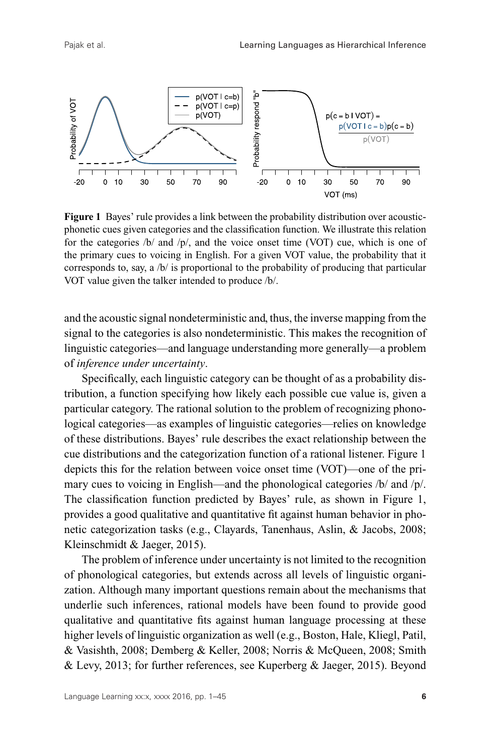**Figure 1** Bayes' rule provides a link between the probability distribution over acoustic-phonetic cues given categories and the classification function. We illustrate this relation for the categories /b/ and /p/, and the voice onset time (VOT) cue, which is one of the primary cues to voicing in English. For a given VOT value, the probability that it corresponds to, say, a /b/ is proportional to the probability of producing that particular VOT value given the talker intended to produce /b/.

and the acoustic signal nondeterministic and, thus, the inverse mapping from the signal to the categories is also nondeterministic. This makes the recognition of linguistic categories—and language understanding more generally—a problem of *inference under uncertainty*.

Specifically, each linguistic category can be thought of as a probability distribution, a function specifying how likely each possible cue value is, given a particular category. The rational solution to the problem of recognizing phonological categories—as examples of linguistic categories—relies on knowledge of these distributions. Bayes' rule describes the exact relationship between the cue distributions and the categorization function of a rational listener. Figure 1 depicts this for the relation between voice onset time (VOT)—one of the primary cues to voicing in English—and the phonological categories /b/ and /p/. The classification function predicted by Bayes' rule, as shown in Figure 1, provides a good qualitative and quantitative fit against human behavior in phonetic categorization tasks (e.g., Clayards, Tanenhaus, Aslin, & Jacobs, 2008; Kleinschmidt & Jaeger, 2015).

The problem of inference under uncertainty is not limited to the recognition of phonological categories, but extends across all levels of linguistic organization. Although many important questions remain about the mechanisms that underlie such inferences, rational models have been found to provide good qualitative and quantitative fits against human language processing at these higher levels of linguistic organization as well (e.g., Boston, Hale, Kliegl, Patil, & Vasishth, 2008; Demberg & Keller, 2008; Norris & McQueen, 2008; Smith & Levy, 2013; for further references, see Kuperberg & Jaeger, 2015). Beyond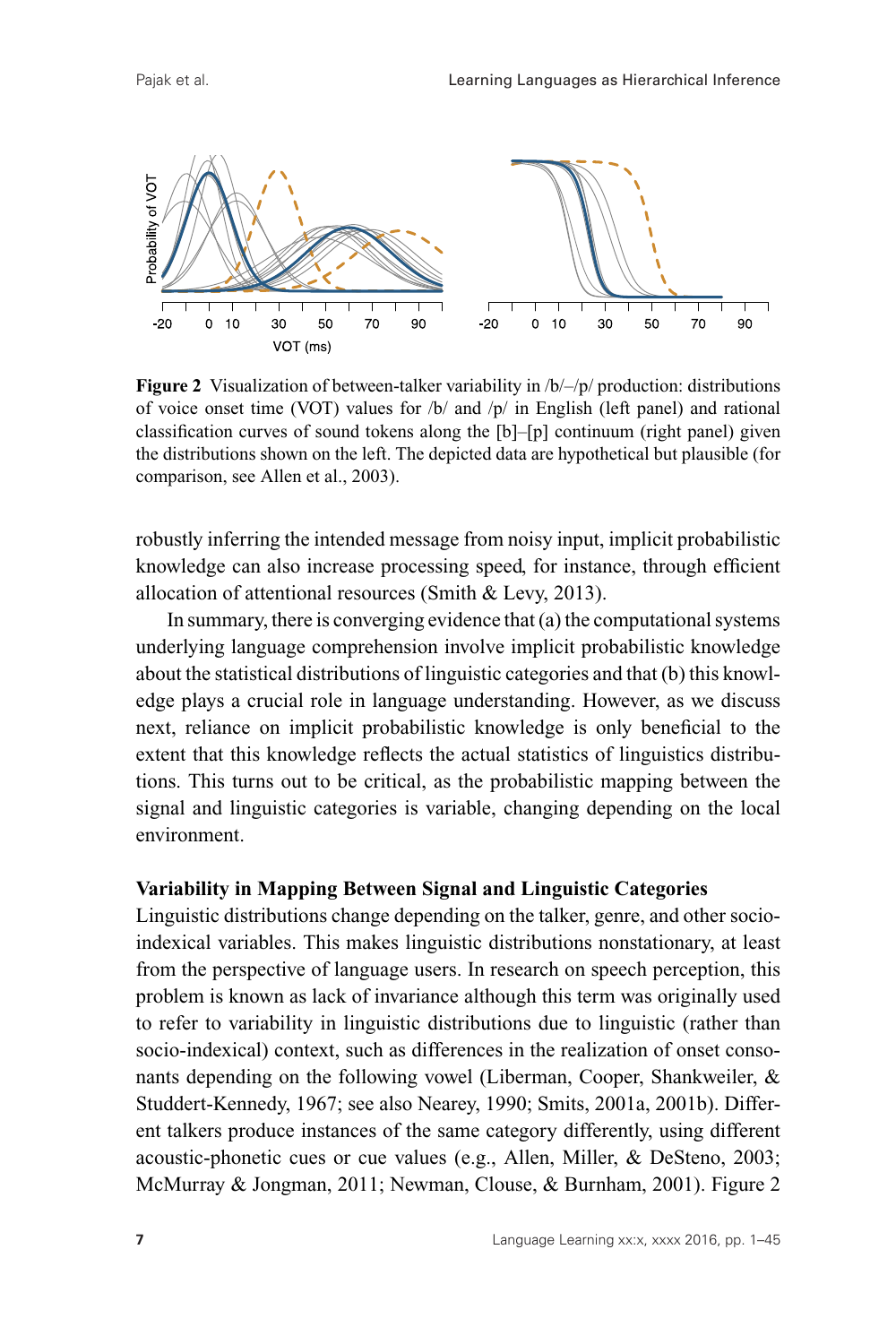**Figure 2** Visualization of between-talker variability in /b/–/p/ production: distributions of voice onset time (VOT) values for /b/ and /p/ in English (left panel) and rational classification curves of sound tokens along the [b]–[p] continuum (right panel) given the distributions shown on the left. The depicted data are hypothetical but plausible (for comparison, see Allen et al., 2003).

robustly inferring the intended message from noisy input, implicit probabilistic knowledge can also increase processing speed, for instance, through efficient allocation of attentional resources (Smith & Levy, 2013).

In summary, there is converging evidence that (a) the computational systems underlying language comprehension involve implicit probabilistic knowledge about the statistical distributions of linguistic categories and that (b) this knowledge plays a crucial role in language understanding. However, as we discuss next, reliance on implicit probabilistic knowledge is only beneficial to the extent that this knowledge reflects the actual statistics of linguistics distributions. This turns out to be critical, as the probabilistic mapping between the signal and linguistic categories is variable, changing depending on the local environment.

### Variability in Mapping Between Signal and Linguistic Categories

Linguistic distributions change depending on the talker, genre, and other socio-indexical variables. This makes linguistic distributions nonstationary, at least from the perspective of language users. In research on speech perception, this problem is known as lack of invariance although this term was originally used to refer to variability in linguistic distributions due to linguistic (rather than socio-indexical) context, such as differences in the realization of onset consonants depending on the following vowel (Liberman, Cooper, Shankweiler, & Studdert-Kennedy, 1967; see also Nearey, 1990; Smits, 2001a, 2001b). Different talkers produce instances of the same category differently, using different acoustic-phonetic cues or cue values (e.g., Allen, Miller, & DeSteno, 2003; McMurray & Jongman, 2011; Newman, Clouse, & Burnham, 2001). Figure 2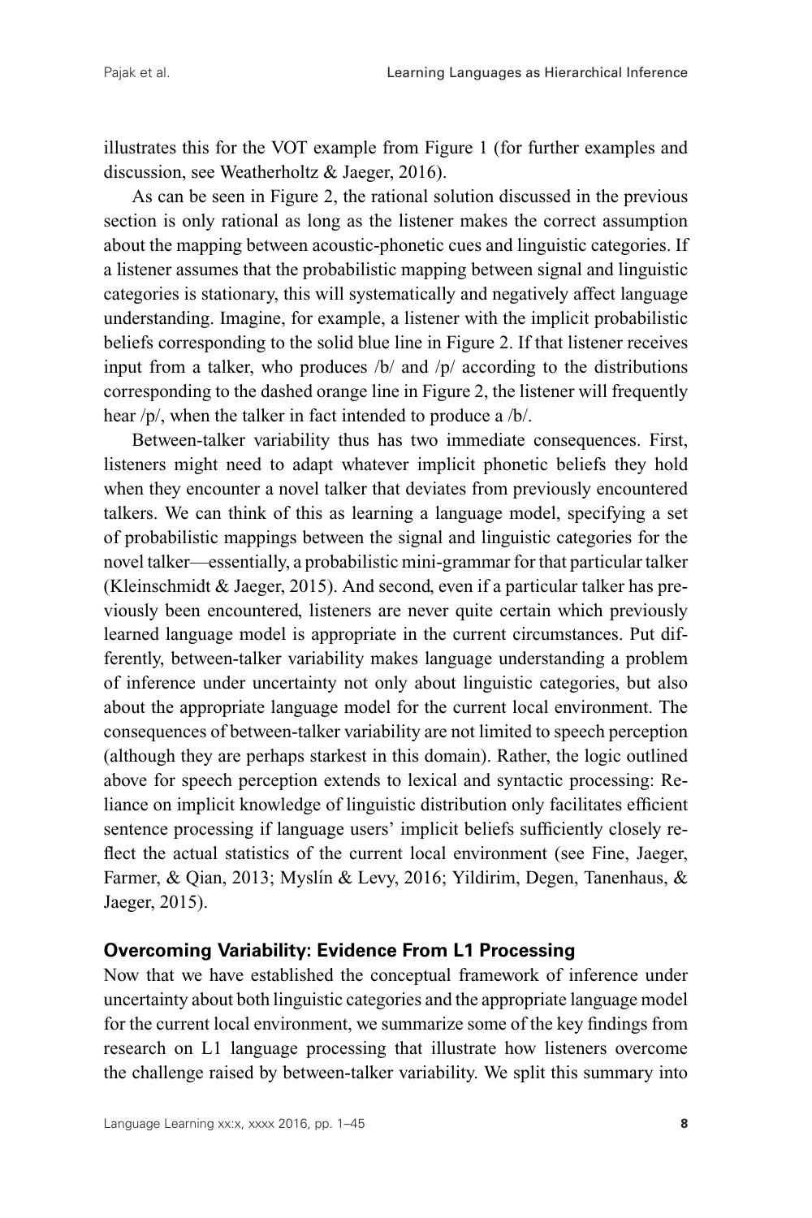illustrates this for the VOT example from Figure 1 (for further examples and discussion, see Weatherholtz & Jaeger, 2016).

As can be seen in Figure 2, the rational solution discussed in the previous section is only rational as long as the listener makes the correct assumption about the mapping between acoustic-phonetic cues and linguistic categories. If a listener assumes that the probabilistic mapping between signal and linguistic categories is stationary, this will systematically and negatively affect language understanding. Imagine, for example, a listener with the implicit probabilistic beliefs corresponding to the solid blue line in Figure 2. If that listener receives input from a talker, who produces /b/ and /p/ according to the distributions corresponding to the dashed orange line in Figure 2, the listener will frequently hear /p/, when the talker in fact intended to produce a /b/.

Between-talker variability thus has two immediate consequences. First, listeners might need to adapt whatever implicit phonetic beliefs they hold when they encounter a novel talker that deviates from previously encountered talkers. We can think of this as learning a language model, specifying a set of probabilistic mappings between the signal and linguistic categories for the novel talker—essentially, a probabilistic mini-grammar for that particular talker (Kleinschmidt & Jaeger, 2015). And second, even if a particular talker has previously been encountered, listeners are never quite certain which previously learned language model is appropriate in the current circumstances. Put differently, between-talker variability makes language understanding a problem of inference under uncertainty not only about linguistic categories, but also about the appropriate language model for the current local environment. The consequences of between-talker variability are not limited to speech perception (although they are perhaps starkest in this domain). Rather, the logic outlined above for speech perception extends to lexical and syntactic processing: Reliance on implicit knowledge of linguistic distribution only facilitates efficient sentence processing if language users' implicit beliefs sufficiently closely reflect the actual statistics of the current local environment (see Fine, Jaeger, Farmer, & Qian, 2013; Myslín & Levy, 2016; Yildirim, Degen, Tanenhaus, & Jaeger, 2015).

## Overcoming Variability: Evidence From L1 Processing

Now that we have established the conceptual framework of inference under uncertainty about both linguistic categories and the appropriate language model for the current local environment, we summarize some of the key findings from research on L1 language processing that illustrate how listeners overcome the challenge raised by between-talker variability. We split this summary into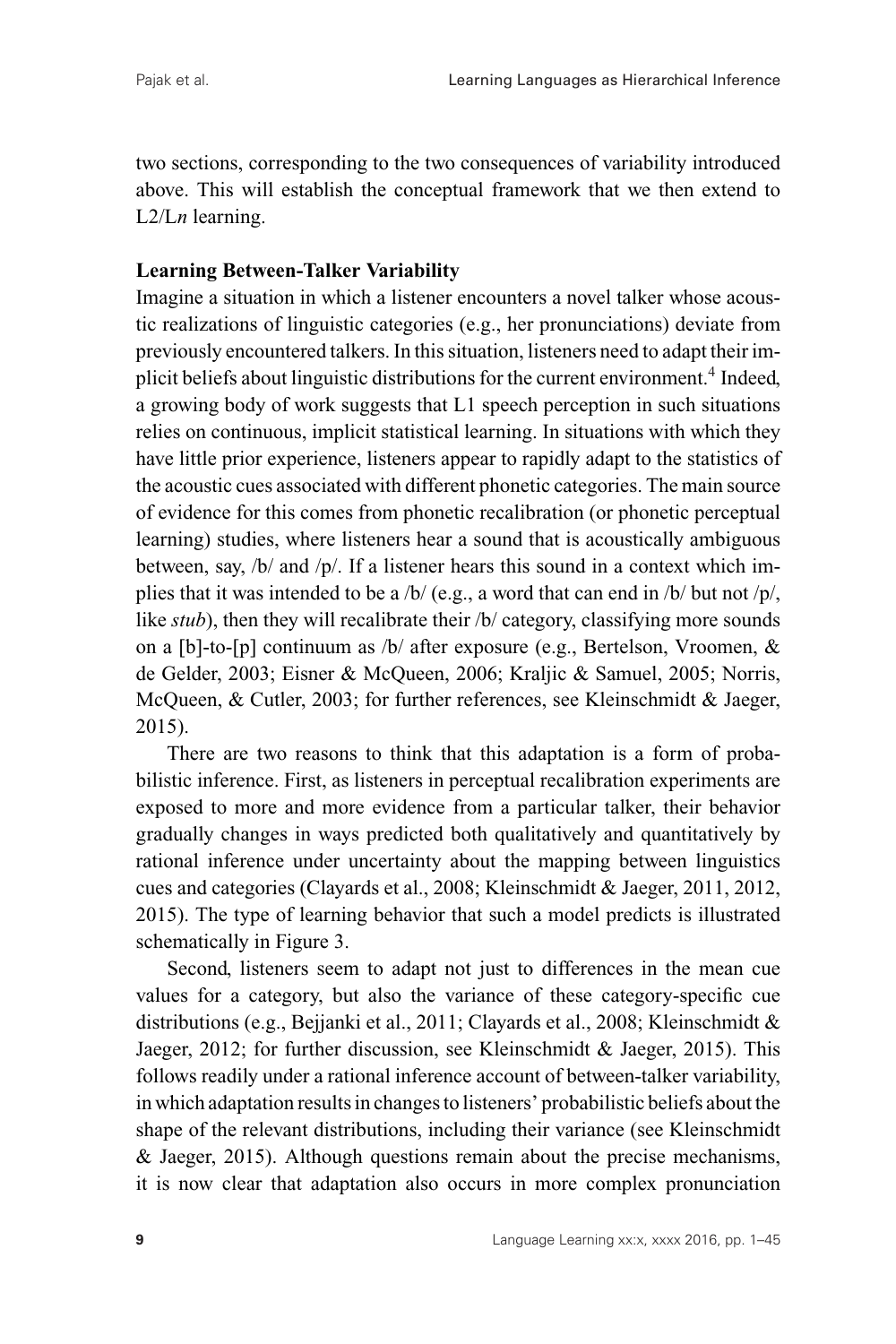two sections, corresponding to the two consequences of variability introduced above. This will establish the conceptual framework that we then extend to L2/L*n* learning.

**Learning Between-Talker Variability**

Imagine a situation in which a listener encounters a novel talker whose acoustic realizations of linguistic categories (e.g., her pronunciations) deviate from previously encountered talkers. In this situation, listeners need to adapt their implicit beliefs about linguistic distributions for the current environment.[4] Indeed, a growing body of work suggests that L1 speech perception in such situations relies on continuous, implicit statistical learning. In situations with which they have little prior experience, listeners appear to rapidly adapt to the statistics of the acoustic cues associated with different phonetic categories. The main source of evidence for this comes from phonetic recalibration (or phonetic perceptual learning) studies, where listeners hear a sound that is acoustically ambiguous between, say, /b/ and /p/. If a listener hears this sound in a context which implies that it was intended to be a /b/ (e.g., a word that can end in /b/ but not /p/, like *stub*), then they will recalibrate their /b/ category, classifying more sounds on a [b]-to-[p] continuum as /b/ after exposure (e.g., Bertelson, Vroomen, & de Gelder, 2003; Eisner & McQueen, 2006; Kraljic & Samuel, 2005; Norris, McQueen, & Cutler, 2003; for further references, see Kleinschmidt & Jaeger, 2015).

There are two reasons to think that this adaptation is a form of probabilistic inference. First, as listeners in perceptual recalibration experiments are exposed to more and more evidence from a particular talker, their behavior gradually changes in ways predicted both qualitatively and quantitatively by rational inference under uncertainty about the mapping between linguistics cues and categories (Clayards et al., 2008; Kleinschmidt & Jaeger, 2011, 2012, 2015). The type of learning behavior that such a model predicts is illustrated schematically in Figure 3.

Second, listeners seem to adapt not just to differences in the mean cue values for a category, but also the variance of these category-specific cue distributions (e.g., Bejjanki et al., 2011; Clayards et al., 2008; Kleinschmidt & Jaeger, 2012; for further discussion, see Kleinschmidt & Jaeger, 2015). This follows readily under a rational inference account of between-talker variability, in which adaptation results in changes to listeners' probabilistic beliefs about the shape of the relevant distributions, including their variance (see Kleinschmidt & Jaeger, 2015). Although questions remain about the precise mechanisms, it is now clear that adaptation also occurs in more complex pronunciation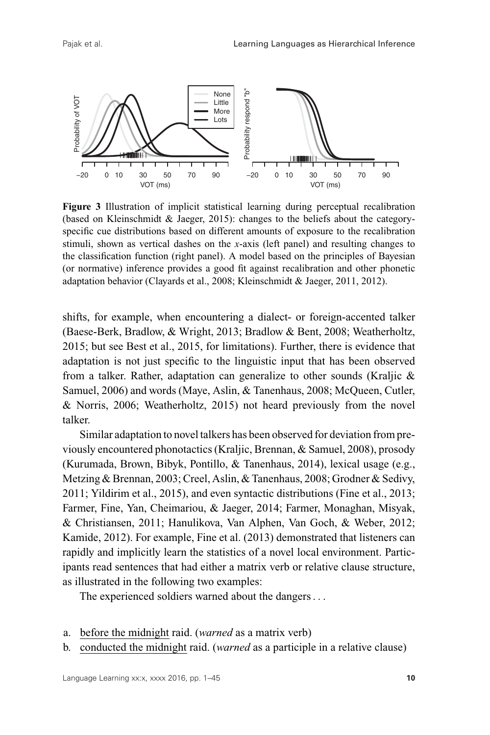**Figure 3** Illustration of implicit statistical learning during perceptual recalibration (based on Kleinschmidt & Jaeger, 2015): changes to the beliefs about the category-specific cue distributions based on different amounts of exposure to the recalibration stimuli, shown as vertical dashes on the *x*-axis (left panel) and resulting changes to the classification function (right panel). A model based on the principles of Bayesian (or normative) inference provides a good fit against recalibration and other phonetic adaptation behavior (Clayards et al., 2008; Kleinschmidt & Jaeger, 2011, 2012).

shifts, for example, when encountering a dialect- or foreign-accented talker (Baese-Berk, Bradlow, & Wright, 2013; Bradlow & Bent, 2008; Weatherholtz, 2015; but see Best et al., 2015, for limitations). Further, there is evidence that adaptation is not just specific to the linguistic input that has been observed from a talker. Rather, adaptation can generalize to other sounds (Kraljic & Samuel, 2006) and words (Maye, Aslin, & Tanenhaus, 2008; McQueen, Cutler, & Norris, 2006; Weatherholtz, 2015) not heard previously from the novel talker.

Similar adaptation to novel talkers has been observed for deviation from previously encountered phonotactics (Kraljic, Brennan, & Samuel, 2008), prosody (Kurumada, Brown, Bibyk, Pontillo, & Tanenhaus, 2014), lexical usage (e.g., Metzing & Brennan, 2003; Creel, Aslin, & Tanenhaus, 2008; Grodner & Sedivy, 2011; Yildirim et al., 2015), and even syntactic distributions (Fine et al., 2013; Farmer, Fine, Yan, Cheimariou, & Jaeger, 2014; Farmer, Monaghan, Misyak, & Christiansen, 2011; Hanulikova, Van Alphen, Van Goch, & Weber, 2012; Kamide, 2012). For example, Fine et al. (2013) demonstrated that listeners can rapidly and implicitly learn the statistics of a novel local environment. Participants read sentences that had either a matrix verb or relative clause structure, as illustrated in the following two examples:

The experienced soldiers warned about the dangers . . .

a. before the midnight raid. (*warned* as a matrix verb)
b. conducted the midnight raid. (*warned* as a participle in a relative clause)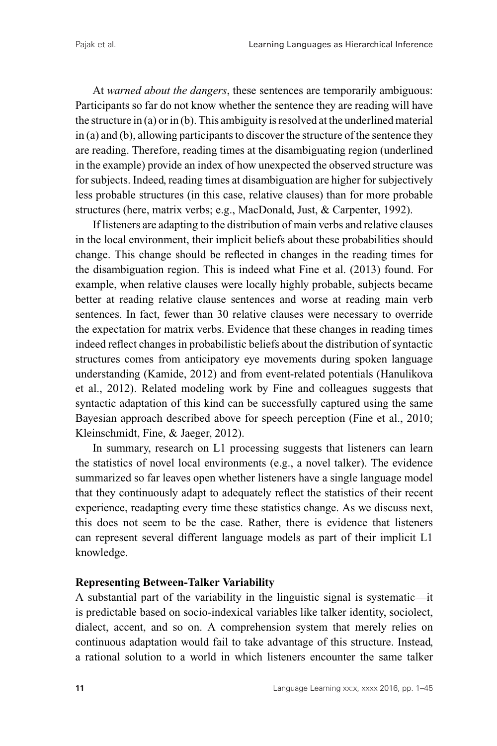At *warned about the dangers*, these sentences are temporarily ambiguous: Participants so far do not know whether the sentence they are reading will have the structure in (a) or in (b). This ambiguity is resolved at the underlined material in (a) and (b), allowing participants to discover the structure of the sentence they are reading. Therefore, reading times at the disambiguating region (underlined in the example) provide an index of how unexpected the observed structure was for subjects. Indeed, reading times at disambiguation are higher for subjectively less probable structures (in this case, relative clauses) than for more probable structures (here, matrix verbs; e.g., MacDonald, Just, & Carpenter, 1992).

If listeners are adapting to the distribution of main verbs and relative clauses in the local environment, their implicit beliefs about these probabilities should change. This change should be reflected in changes in the reading times for the disambiguation region. This is indeed what Fine et al. (2013) found. For example, when relative clauses were locally highly probable, subjects became better at reading relative clause sentences and worse at reading main verb sentences. In fact, fewer than 30 relative clauses were necessary to override the expectation for matrix verbs. Evidence that these changes in reading times indeed reflect changes in probabilistic beliefs about the distribution of syntactic structures comes from anticipatory eye movements during spoken language understanding (Kamide, 2012) and from event-related potentials (Hanulikova et al., 2012). Related modeling work by Fine and colleagues suggests that syntactic adaptation of this kind can be successfully captured using the same Bayesian approach described above for speech perception (Fine et al., 2010; Kleinschmidt, Fine, & Jaeger, 2012).

In summary, research on L1 processing suggests that listeners can learn the statistics of novel local environments (e.g., a novel talker). The evidence summarized so far leaves open whether listeners have a single language model that they continuously adapt to adequately reflect the statistics of their recent experience, readapting every time these statistics change. As we discuss next, this does not seem to be the case. Rather, there is evidence that listeners can represent several different language models as part of their implicit L1 knowledge.

**Representing Between-Talker Variability**

A substantial part of the variability in the linguistic signal is systematic—it is predictable based on socio-indexical variables like talker identity, sociolect, dialect, accent, and so on. A comprehension system that merely relies on continuous adaptation would fail to take advantage of this structure. Instead, a rational solution to a world in which listeners encounter the same talker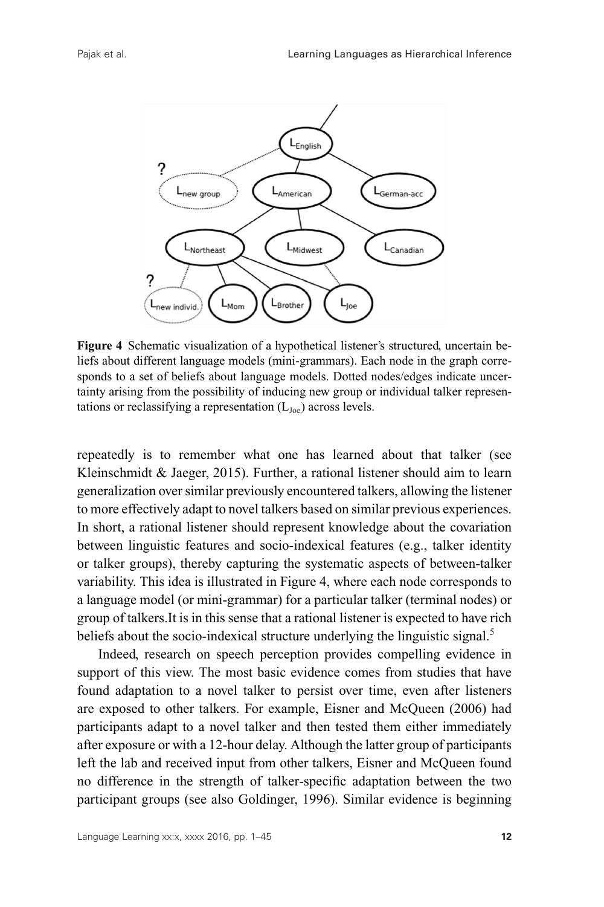**Figure 4** Schematic visualization of a hypothetical listener's structured, uncertain beliefs about different language models (mini-grammars). Each node in the graph corresponds to a set of beliefs about language models. Dotted nodes/edges indicate uncertainty arising from the possibility of inducing new group or individual talker representations or reclassifying a representation ($L_{Joe}$) across levels.

repeatedly is to remember what one has learned about that talker (see Kleinschmidt & Jaeger, 2015). Further, a rational listener should aim to learn generalization over similar previously encountered talkers, allowing the listener to more effectively adapt to novel talkers based on similar previous experiences. In short, a rational listener should represent knowledge about the covariation between linguistic features and socio-indexical features (e.g., talker identity or talker groups), thereby capturing the systematic aspects of between-talker variability. This idea is illustrated in Figure 4, where each node corresponds to a language model (or mini-grammar) for a particular talker (terminal nodes) or group of talkers.It is in this sense that a rational listener is expected to have rich beliefs about the socio-indexical structure underlying the linguistic signal.[5]

Indeed, research on speech perception provides compelling evidence in support of this view. The most basic evidence comes from studies that have found adaptation to a novel talker to persist over time, even after listeners are exposed to other talkers. For example, Eisner and McQueen (2006) had participants adapt to a novel talker and then tested them either immediately after exposure or with a 12-hour delay. Although the latter group of participants left the lab and received input from other talkers, Eisner and McQueen found no difference in the strength of talker-specific adaptation between the two participant groups (see also Goldinger, 1996). Similar evidence is beginning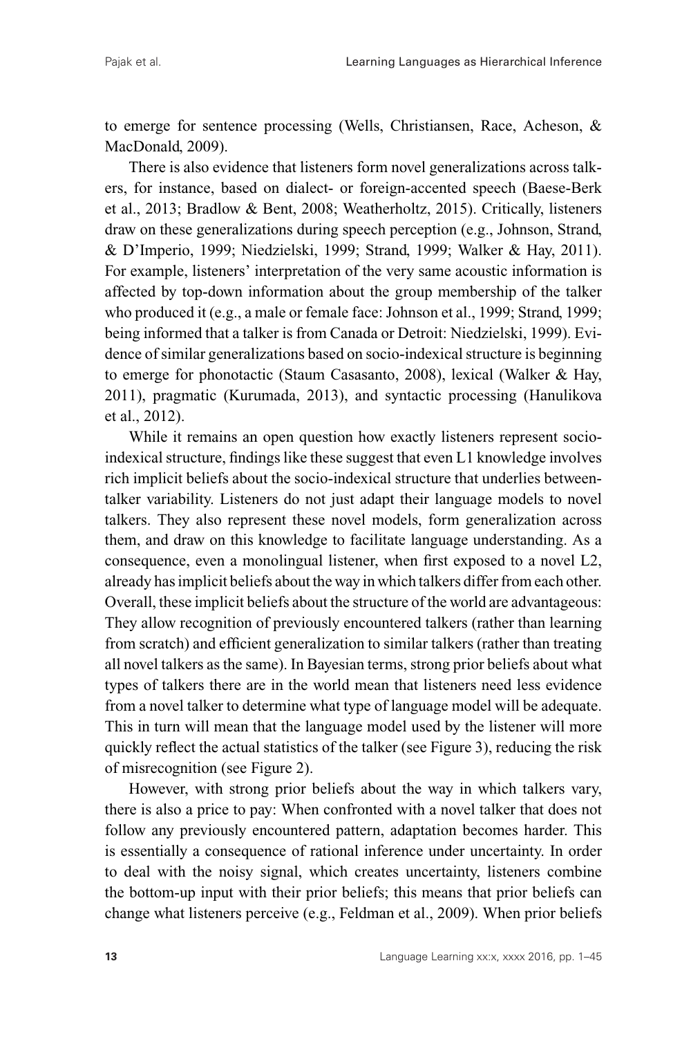to emerge for sentence processing (Wells, Christiansen, Race, Acheson, & MacDonald, 2009).

There is also evidence that listeners form novel generalizations across talkers, for instance, based on dialect- or foreign-accented speech (Baese-Berk et al., 2013; Bradlow & Bent, 2008; Weatherholtz, 2015). Critically, listeners draw on these generalizations during speech perception (e.g., Johnson, Strand, & D'Imperio, 1999; Niedzielski, 1999; Strand, 1999; Walker & Hay, 2011). For example, listeners' interpretation of the very same acoustic information is affected by top-down information about the group membership of the talker who produced it (e.g., a male or female face: Johnson et al., 1999; Strand, 1999; being informed that a talker is from Canada or Detroit: Niedzielski, 1999). Evidence of similar generalizations based on socio-indexical structure is beginning to emerge for phonotactic (Staum Casasanto, 2008), lexical (Walker & Hay, 2011), pragmatic (Kurumada, 2013), and syntactic processing (Hanulikova et al., 2012).

While it remains an open question how exactly listeners represent socio-indexical structure, findings like these suggest that even L1 knowledge involves rich implicit beliefs about the socio-indexical structure that underlies between-talker variability. Listeners do not just adapt their language models to novel talkers. They also represent these novel models, form generalization across them, and draw on this knowledge to facilitate language understanding. As a consequence, even a monolingual listener, when first exposed to a novel L2, already has implicit beliefs about the way in which talkers differ from each other. Overall, these implicit beliefs about the structure of the world are advantageous: They allow recognition of previously encountered talkers (rather than learning from scratch) and efficient generalization to similar talkers (rather than treating all novel talkers as the same). In Bayesian terms, strong prior beliefs about what types of talkers there are in the world mean that listeners need less evidence from a novel talker to determine what type of language model will be adequate. This in turn will mean that the language model used by the listener will more quickly reflect the actual statistics of the talker (see Figure 3), reducing the risk of misrecognition (see Figure 2).

However, with strong prior beliefs about the way in which talkers vary, there is also a price to pay: When confronted with a novel talker that does not follow any previously encountered pattern, adaptation becomes harder. This is essentially a consequence of rational inference under uncertainty. In order to deal with the noisy signal, which creates uncertainty, listeners combine the bottom-up input with their prior beliefs; this means that prior beliefs can change what listeners perceive (e.g., Feldman et al., 2009). When prior beliefs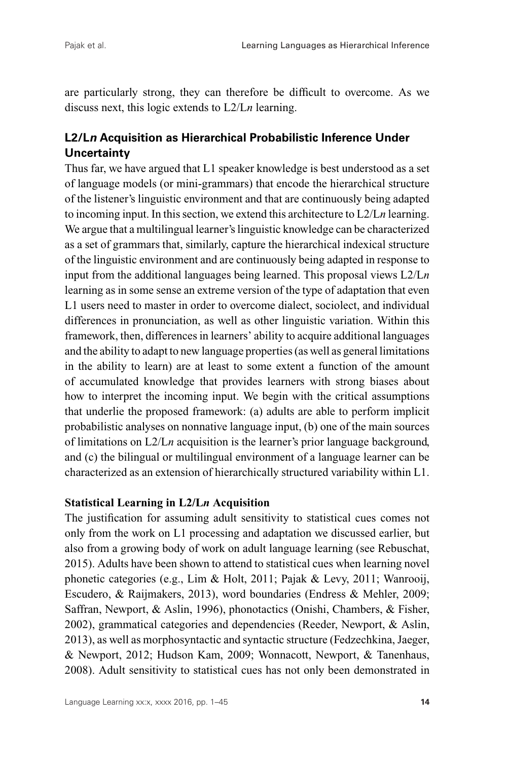are particularly strong, they can therefore be difficult to overcome. As we discuss next, this logic extends to L2/L*n* learning.

## L2/L*n* Acquisition as Hierarchical Probabilistic Inference Under Uncertainty

Thus far, we have argued that L1 speaker knowledge is best understood as a set of language models (or mini-grammars) that encode the hierarchical structure of the listener's linguistic environment and that are continuously being adapted to incoming input. In this section, we extend this architecture to L2/L*n* learning. We argue that a multilingual learner's linguistic knowledge can be characterized as a set of grammars that, similarly, capture the hierarchical indexical structure of the linguistic environment and are continuously being adapted in response to input from the additional languages being learned. This proposal views L2/L*n* learning as in some sense an extreme version of the type of adaptation that even L1 users need to master in order to overcome dialect, sociolect, and individual differences in pronunciation, as well as other linguistic variation. Within this framework, then, differences in learners' ability to acquire additional languages and the ability to adapt to new language properties (as well as general limitations in the ability to learn) are at least to some extent a function of the amount of accumulated knowledge that provides learners with strong biases about how to interpret the incoming input. We begin with the critical assumptions that underlie the proposed framework: (a) adults are able to perform implicit probabilistic analyses on nonnative language input, (b) one of the main sources of limitations on L2/L*n* acquisition is the learner's prior language background, and (c) the bilingual or multilingual environment of a language learner can be characterized as an extension of hierarchically structured variability within L1.

### Statistical Learning in L2/L*n* Acquisition

The justification for assuming adult sensitivity to statistical cues comes not only from the work on L1 processing and adaptation we discussed earlier, but also from a growing body of work on adult language learning (see Rebuschat, 2015). Adults have been shown to attend to statistical cues when learning novel phonetic categories (e.g., Lim & Holt, 2011; Pajak & Levy, 2011; Wanrooij, Escudero, & Raijmakers, 2013), word boundaries (Endress & Mehler, 2009; Saffran, Newport, & Aslin, 1996), phonotactics (Onishi, Chambers, & Fisher, 2002), grammatical categories and dependencies (Reeder, Newport, & Aslin, 2013), as well as morphosyntactic and syntactic structure (Fedzechkina, Jaeger, & Newport, 2012; Hudson Kam, 2009; Wonnacott, Newport, & Tanenhaus, 2008). Adult sensitivity to statistical cues has not only been demonstrated in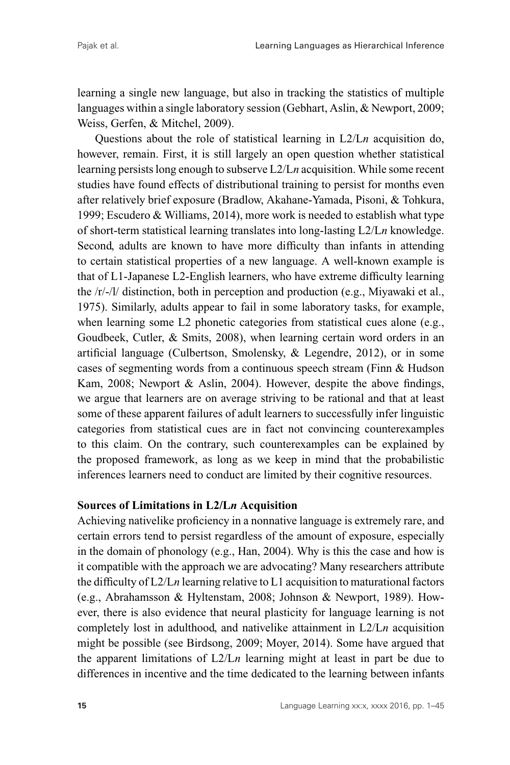learning a single new language, but also in tracking the statistics of multiple languages within a single laboratory session (Gebhart, Aslin, & Newport, 2009; Weiss, Gerfen, & Mitchel, 2009).

Questions about the role of statistical learning in L2/L*n* acquisition do, however, remain. First, it is still largely an open question whether statistical learning persists long enough to subserve L2/L*n* acquisition. While some recent studies have found effects of distributional training to persist for months even after relatively brief exposure (Bradlow, Akahane-Yamada, Pisoni, & Tohkura, 1999; Escudero & Williams, 2014), more work is needed to establish what type of short-term statistical learning translates into long-lasting L2/L*n* knowledge. Second, adults are known to have more difficulty than infants in attending to certain statistical properties of a new language. A well-known example is that of L1-Japanese L2-English learners, who have extreme difficulty learning the /r/-/l/ distinction, both in perception and production (e.g., Miyawaki et al., 1975). Similarly, adults appear to fail in some laboratory tasks, for example, when learning some L2 phonetic categories from statistical cues alone (e.g., Goudbeek, Cutler, & Smits, 2008), when learning certain word orders in an artificial language (Culbertson, Smolensky, & Legendre, 2012), or in some cases of segmenting words from a continuous speech stream (Finn & Hudson Kam, 2008; Newport & Aslin, 2004). However, despite the above findings, we argue that learners are on average striving to be rational and that at least some of these apparent failures of adult learners to successfully infer linguistic categories from statistical cues are in fact not convincing counterexamples to this claim. On the contrary, such counterexamples can be explained by the proposed framework, as long as we keep in mind that the probabilistic inferences learners need to conduct are limited by their cognitive resources.

### Sources of Limitations in L2/L*n* Acquisition

Achieving nativelike proficiency in a nonnative language is extremely rare, and certain errors tend to persist regardless of the amount of exposure, especially in the domain of phonology (e.g., Han, 2004). Why is this the case and how is it compatible with the approach we are advocating? Many researchers attribute the difficulty of L2/L*n* learning relative to L1 acquisition to maturational factors (e.g., Abrahamsson & Hyltenstam, 2008; Johnson & Newport, 1989). However, there is also evidence that neural plasticity for language learning is not completely lost in adulthood, and nativelike attainment in L2/L*n* acquisition might be possible (see Birdsong, 2009; Moyer, 2014). Some have argued that the apparent limitations of L2/L*n* learning might at least in part be due to differences in incentive and the time dedicated to the learning between infants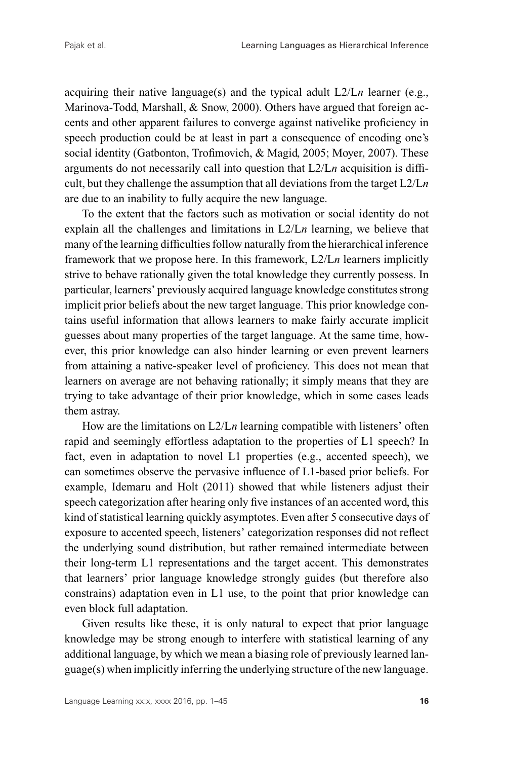acquiring their native language(s) and the typical adult L2/L*n* learner (e.g., Marinova-Todd, Marshall, & Snow, 2000). Others have argued that foreign accents and other apparent failures to converge against nativelike proficiency in speech production could be at least in part a consequence of encoding one's social identity (Gatbonton, Trofimovich, & Magid, 2005; Moyer, 2007). These arguments do not necessarily call into question that L2/L*n* acquisition is difficult, but they challenge the assumption that all deviations from the target L2/L*n* are due to an inability to fully acquire the new language.

To the extent that the factors such as motivation or social identity do not explain all the challenges and limitations in L2/L*n* learning, we believe that many of the learning difficulties follow naturally from the hierarchical inference framework that we propose here. In this framework, L2/L*n* learners implicitly strive to behave rationally given the total knowledge they currently possess. In particular, learners' previously acquired language knowledge constitutes strong implicit prior beliefs about the new target language. This prior knowledge contains useful information that allows learners to make fairly accurate implicit guesses about many properties of the target language. At the same time, however, this prior knowledge can also hinder learning or even prevent learners from attaining a native-speaker level of proficiency. This does not mean that learners on average are not behaving rationally; it simply means that they are trying to take advantage of their prior knowledge, which in some cases leads them astray.

How are the limitations on L2/L*n* learning compatible with listeners' often rapid and seemingly effortless adaptation to the properties of L1 speech? In fact, even in adaptation to novel L1 properties (e.g., accented speech), we can sometimes observe the pervasive influence of L1-based prior beliefs. For example, Idemaru and Holt (2011) showed that while listeners adjust their speech categorization after hearing only five instances of an accented word, this kind of statistical learning quickly asymptotes. Even after 5 consecutive days of exposure to accented speech, listeners' categorization responses did not reflect the underlying sound distribution, but rather remained intermediate between their long-term L1 representations and the target accent. This demonstrates that learners' prior language knowledge strongly guides (but therefore also constrains) adaptation even in L1 use, to the point that prior knowledge can even block full adaptation.

Given results like these, it is only natural to expect that prior language knowledge may be strong enough to interfere with statistical learning of any additional language, by which we mean a biasing role of previously learned language(s) when implicitly inferring the underlying structure of the new language.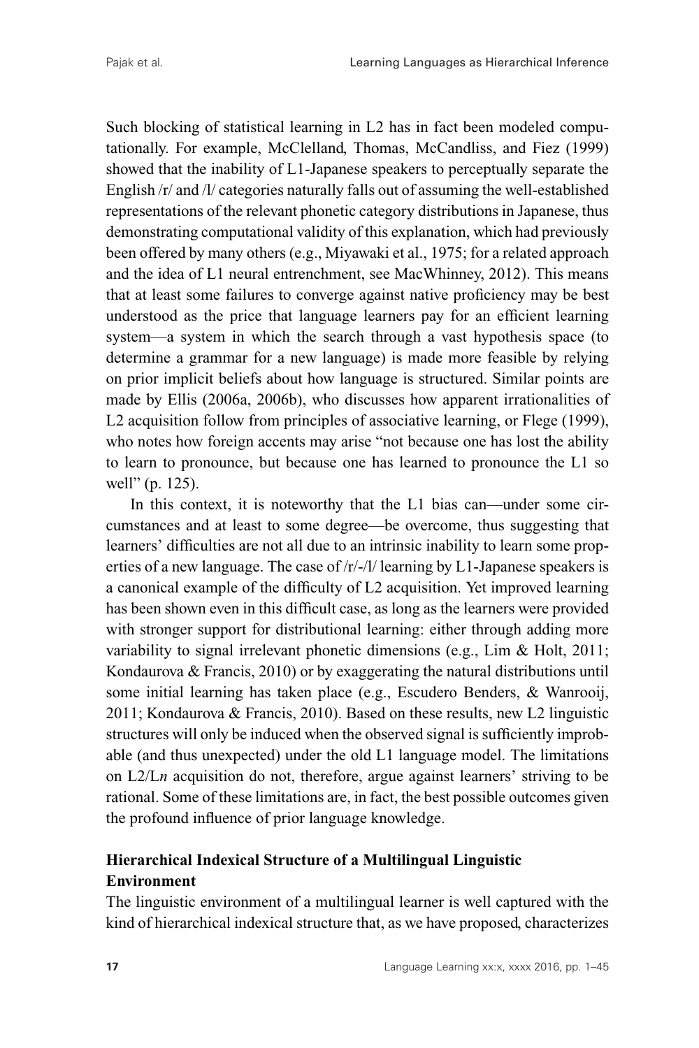Such blocking of statistical learning in L2 has in fact been modeled computationally. For example, McClelland, Thomas, McCandliss, and Fiez (1999) showed that the inability of L1-Japanese speakers to perceptually separate the English /r/ and /l/ categories naturally falls out of assuming the well-established representations of the relevant phonetic category distributions in Japanese, thus demonstrating computational validity of this explanation, which had previously been offered by many others (e.g., Miyawaki et al., 1975; for a related approach and the idea of L1 neural entrenchment, see MacWhinney, 2012). This means that at least some failures to converge against native proficiency may be best understood as the price that language learners pay for an efficient learning system—a system in which the search through a vast hypothesis space (to determine a grammar for a new language) is made more feasible by relying on prior implicit beliefs about how language is structured. Similar points are made by Ellis (2006a, 2006b), who discusses how apparent irrationalities of L2 acquisition follow from principles of associative learning, or Flege (1999), who notes how foreign accents may arise "not because one has lost the ability to learn to pronounce, but because one has learned to pronounce the L1 so well" (p. 125).

In this context, it is noteworthy that the L1 bias can—under some circumstances and at least to some degree—be overcome, thus suggesting that learners' difficulties are not all due to an intrinsic inability to learn some properties of a new language. The case of /r/-/l/ learning by L1-Japanese speakers is a canonical example of the difficulty of L2 acquisition. Yet improved learning has been shown even in this difficult case, as long as the learners were provided with stronger support for distributional learning: either through adding more variability to signal irrelevant phonetic dimensions (e.g., Lim & Holt, 2011; Kondaurova & Francis, 2010) or by exaggerating the natural distributions until some initial learning has taken place (e.g., Escudero Benders, & Wanrooij, 2011; Kondaurova & Francis, 2010). Based on these results, new L2 linguistic structures will only be induced when the observed signal is sufficiently improbable (and thus unexpected) under the old L1 language model. The limitations on L2/L*n* acquisition do not, therefore, argue against learners' striving to be rational. Some of these limitations are, in fact, the best possible outcomes given the profound influence of prior language knowledge.

### Hierarchical Indexical Structure of a Multilingual Linguistic Environment

The linguistic environment of a multilingual learner is well captured with the kind of hierarchical indexical structure that, as we have proposed, characterizes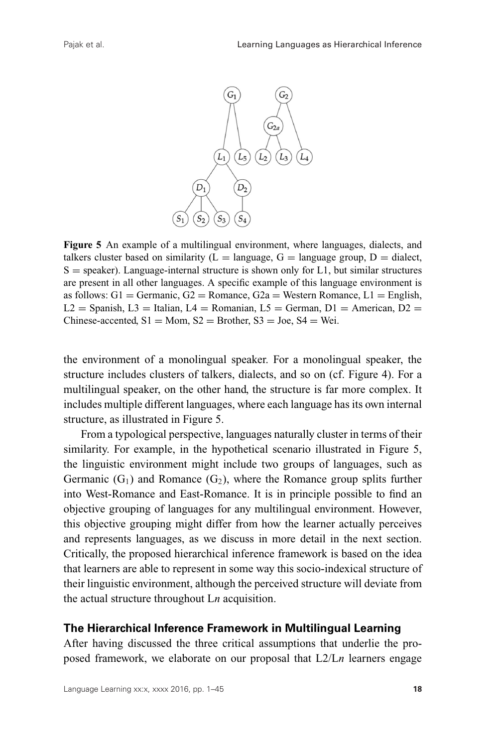**Figure 5** An example of a multilingual environment, where languages, dialects, and talkers cluster based on similarity (L = language, G = language group, D = dialect, S = speaker). Language-internal structure is shown only for L1, but similar structures are present in all other languages. A specific example of this language environment is as follows: G1 = Germanic, G2 = Romance, G2a = Western Romance, L1 = English, L2 = Spanish, L3 = Italian, L4 = Romanian, L5 = German, D1 = American, D2 = Chinese-accented, S1 = Mom, S2 = Brother, S3 = Joe, S4 = Wei.

the environment of a monolingual speaker. For a monolingual speaker, the structure includes clusters of talkers, dialects, and so on (cf. Figure 4). For a multilingual speaker, on the other hand, the structure is far more complex. It includes multiple different languages, where each language has its own internal structure, as illustrated in Figure 5.

From a typological perspective, languages naturally cluster in terms of their similarity. For example, in the hypothetical scenario illustrated in Figure 5, the linguistic environment might include two groups of languages, such as Germanic ($G_1$) and Romance ($G_2$), where the Romance group splits further into West-Romance and East-Romance. It is in principle possible to find an objective grouping of languages for any multilingual environment. However, this objective grouping might differ from how the learner actually perceives and represents languages, as we discuss in more detail in the next section. Critically, the proposed hierarchical inference framework is based on the idea that learners are able to represent in some way this socio-indexical structure of their linguistic environment, although the perceived structure will deviate from the actual structure throughout L*n* acquisition.

## The Hierarchical Inference Framework in Multilingual Learning

After having discussed the three critical assumptions that underlie the proposed framework, we elaborate on our proposal that L2/L*n* learners engage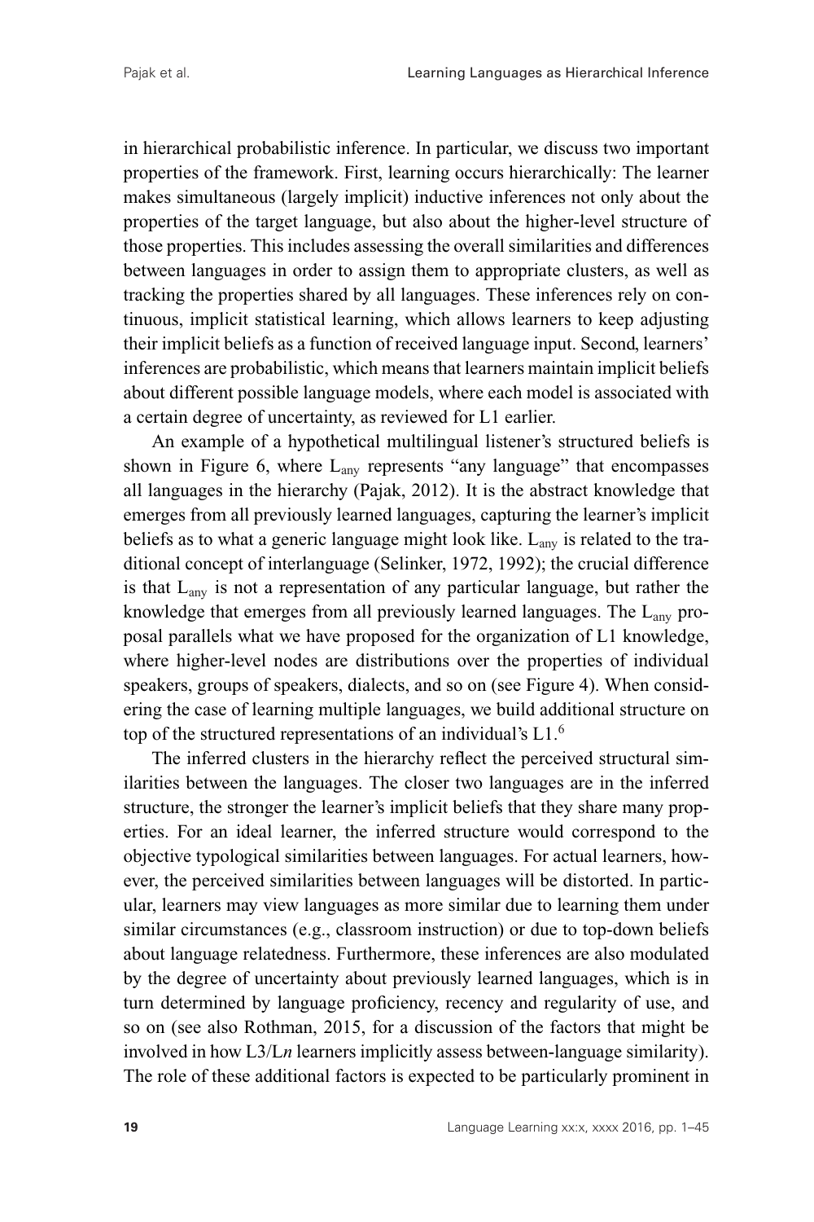in hierarchical probabilistic inference. In particular, we discuss two important properties of the framework. First, learning occurs hierarchically: The learner makes simultaneous (largely implicit) inductive inferences not only about the properties of the target language, but also about the higher-level structure of those properties. This includes assessing the overall similarities and differences between languages in order to assign them to appropriate clusters, as well as tracking the properties shared by all languages. These inferences rely on continuous, implicit statistical learning, which allows learners to keep adjusting their implicit beliefs as a function of received language input. Second, learners' inferences are probabilistic, which means that learners maintain implicit beliefs about different possible language models, where each model is associated with a certain degree of uncertainty, as reviewed for L1 earlier.

An example of a hypothetical multilingual listener's structured beliefs is shown in Figure 6, where $L_{any}$ represents "any language" that encompasses all languages in the hierarchy (Pajak, 2012). It is the abstract knowledge that emerges from all previously learned languages, capturing the learner's implicit beliefs as to what a generic language might look like. $L_{any}$ is related to the traditional concept of interlanguage (Selinker, 1972, 1992); the crucial difference is that $L_{any}$ is not a representation of any particular language, but rather the knowledge that emerges from all previously learned languages. The $L_{any}$ proposal parallels what we have proposed for the organization of L1 knowledge, where higher-level nodes are distributions over the properties of individual speakers, groups of speakers, dialects, and so on (see Figure 4). When considering the case of learning multiple languages, we build additional structure on top of the structured representations of an individual's L1.[6]

The inferred clusters in the hierarchy reflect the perceived structural similarities between the languages. The closer two languages are in the inferred structure, the stronger the learner's implicit beliefs that they share many properties. For an ideal learner, the inferred structure would correspond to the objective typological similarities between languages. For actual learners, however, the perceived similarities between languages will be distorted. In particular, learners may view languages as more similar due to learning them under similar circumstances (e.g., classroom instruction) or due to top-down beliefs about language relatedness. Furthermore, these inferences are also modulated by the degree of uncertainty about previously learned languages, which is in turn determined by language proficiency, recency and regularity of use, and so on (see also Rothman, 2015, for a discussion of the factors that might be involved in how L3/L*n* learners implicitly assess between-language similarity). The role of these additional factors is expected to be particularly prominent in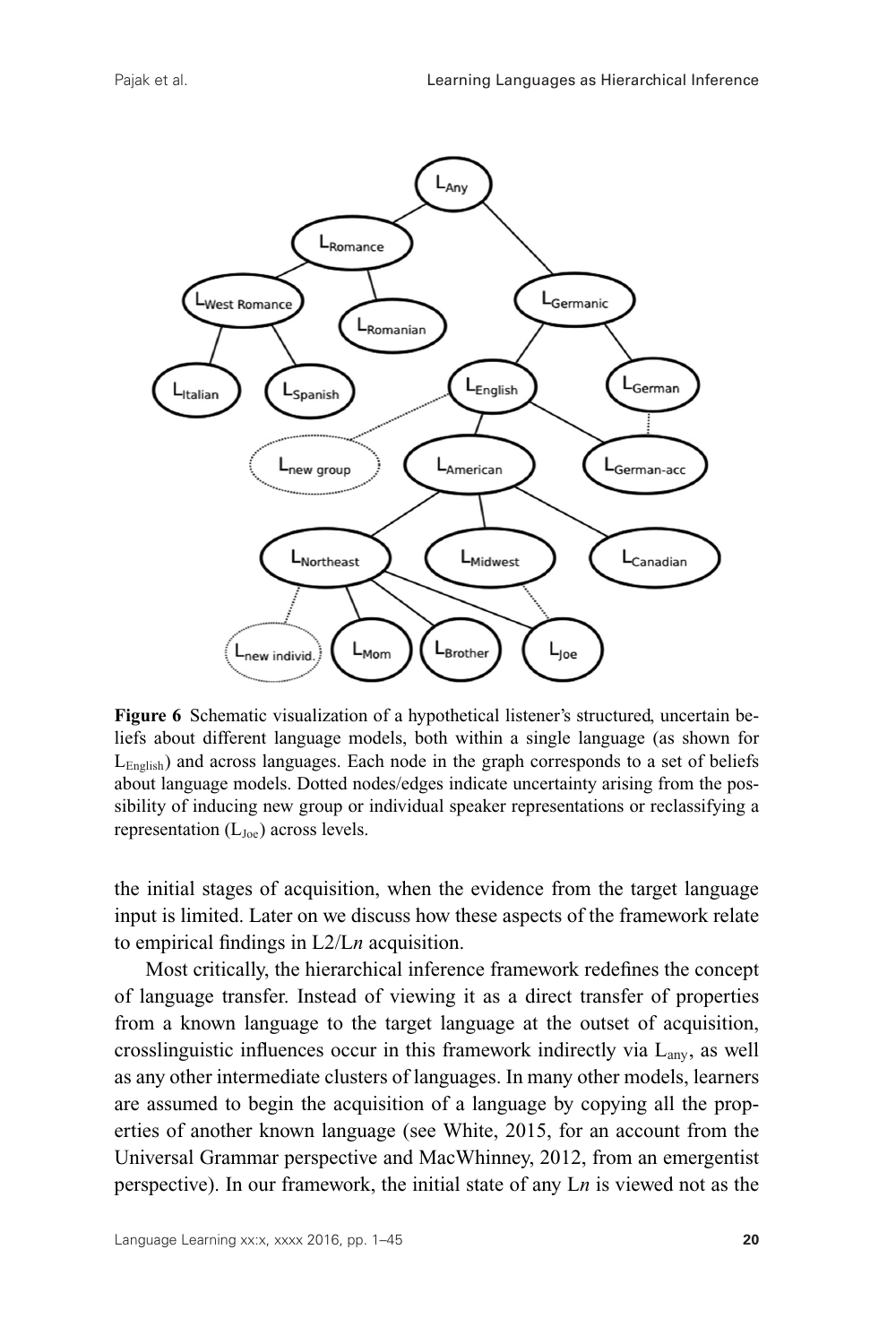**Figure 6** Schematic visualization of a hypothetical listener's structured, uncertain beliefs about different language models, both within a single language (as shown for $L_{English}$) and across languages. Each node in the graph corresponds to a set of beliefs about language models. Dotted nodes/edges indicate uncertainty arising from the possibility of inducing new group or individual speaker representations or reclassifying a representation ($L_{Joe}$) across levels.

the initial stages of acquisition, when the evidence from the target language input is limited. Later on we discuss how these aspects of the framework relate to empirical findings in L2/L*n* acquisition.

Most critically, the hierarchical inference framework redefines the concept of language transfer. Instead of viewing it as a direct transfer of properties from a known language to the target language at the outset of acquisition, crosslinguistic influences occur in this framework indirectly via $L_{any}$, as well as any other intermediate clusters of languages. In many other models, learners are assumed to begin the acquisition of a language by copying all the properties of another known language (see White, 2015, for an account from the Universal Grammar perspective and MacWhinney, 2012, from an emergentist perspective). In our framework, the initial state of any L*n* is viewed not as the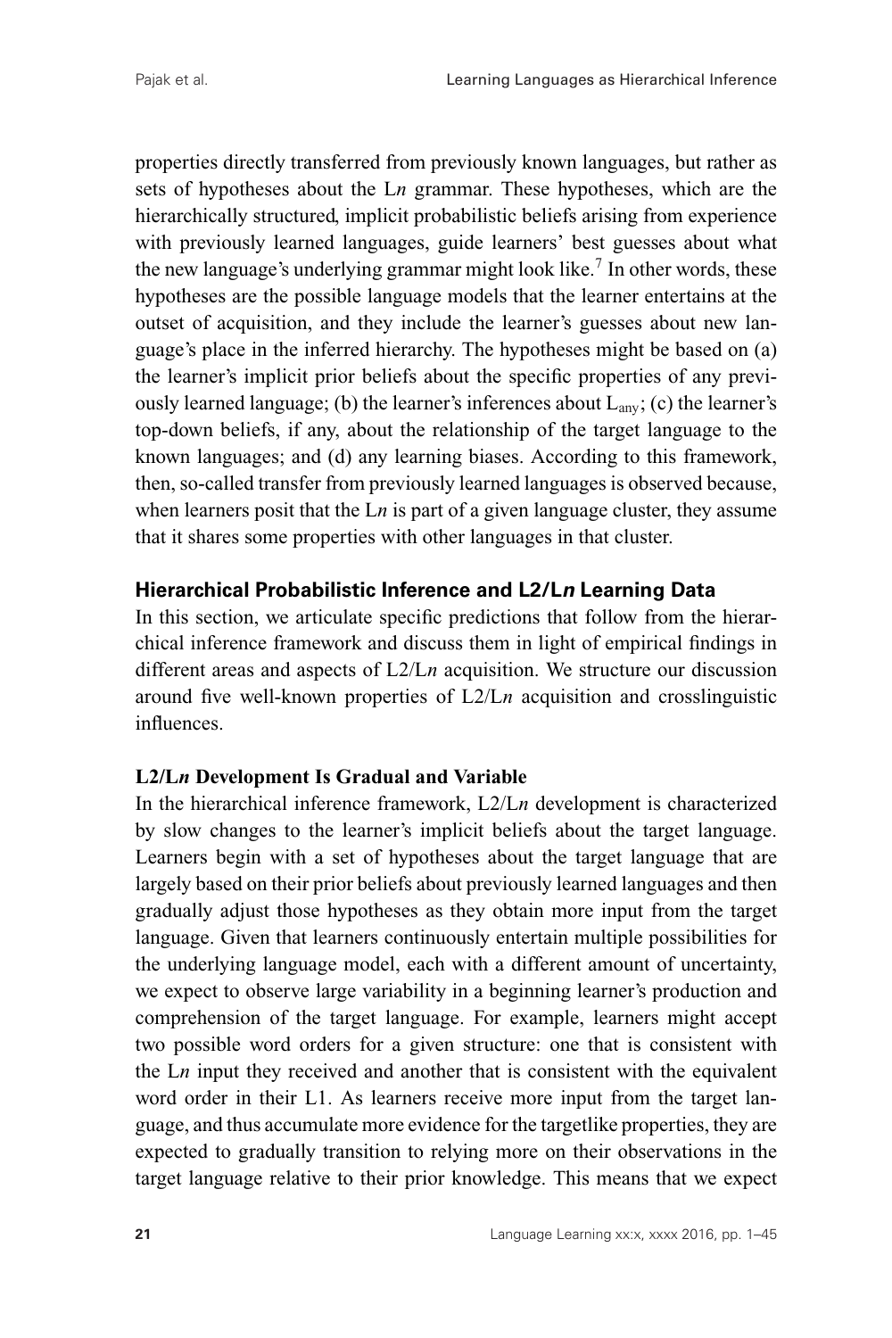properties directly transferred from previously known languages, but rather as sets of hypotheses about the L*n* grammar. These hypotheses, which are the hierarchically structured, implicit probabilistic beliefs arising from experience with previously learned languages, guide learners' best guesses about what the new language's underlying grammar might look like.[7] In other words, these hypotheses are the possible language models that the learner entertains at the outset of acquisition, and they include the learner's guesses about new language's place in the inferred hierarchy. The hypotheses might be based on (a) the learner's implicit prior beliefs about the specific properties of any previously learned language; (b) the learner's inferences about $L_{any}$; (c) the learner's top-down beliefs, if any, about the relationship of the target language to the known languages; and (d) any learning biases. According to this framework, then, so-called transfer from previously learned languages is observed because, when learners posit that the L*n* is part of a given language cluster, they assume that it shares some properties with other languages in that cluster.

## Hierarchical Probabilistic Inference and L2/L*n* Learning Data

In this section, we articulate specific predictions that follow from the hierarchical inference framework and discuss them in light of empirical findings in different areas and aspects of L2/L*n* acquisition. We structure our discussion around five well-known properties of L2/L*n* acquisition and crosslinguistic influences.

### L2/L*n* Development Is Gradual and Variable

In the hierarchical inference framework, L2/L*n* development is characterized by slow changes to the learner's implicit beliefs about the target language. Learners begin with a set of hypotheses about the target language that are largely based on their prior beliefs about previously learned languages and then gradually adjust those hypotheses as they obtain more input from the target language. Given that learners continuously entertain multiple possibilities for the underlying language model, each with a different amount of uncertainty, we expect to observe large variability in a beginning learner's production and comprehension of the target language. For example, learners might accept two possible word orders for a given structure: one that is consistent with the L*n* input they received and another that is consistent with the equivalent word order in their L1. As learners receive more input from the target language, and thus accumulate more evidence for the targetlike properties, they are expected to gradually transition to relying more on their observations in the target language relative to their prior knowledge. This means that we expect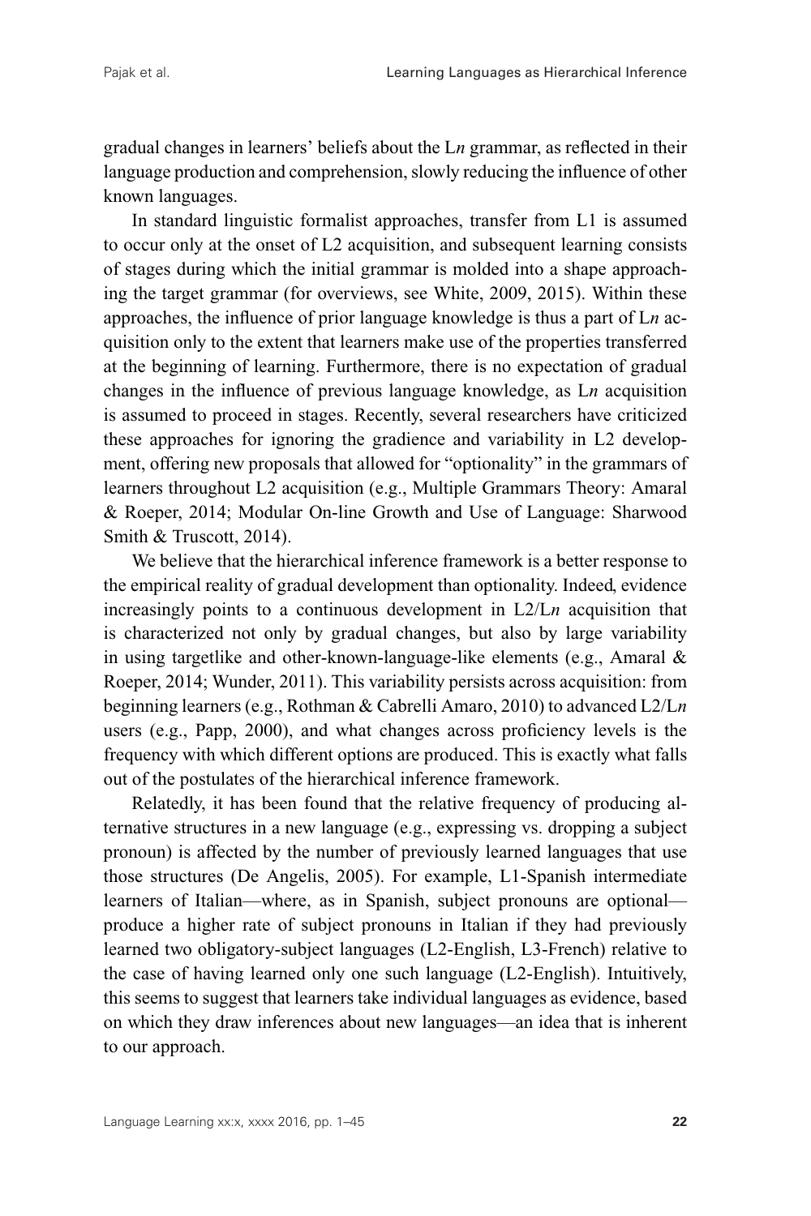gradual changes in learners' beliefs about the L*n* grammar, as reflected in their language production and comprehension, slowly reducing the influence of other known languages.

In standard linguistic formalist approaches, transfer from L1 is assumed to occur only at the onset of L2 acquisition, and subsequent learning consists of stages during which the initial grammar is molded into a shape approaching the target grammar (for overviews, see White, 2009, 2015). Within these approaches, the influence of prior language knowledge is thus a part of L*n* acquisition only to the extent that learners make use of the properties transferred at the beginning of learning. Furthermore, there is no expectation of gradual changes in the influence of previous language knowledge, as L*n* acquisition is assumed to proceed in stages. Recently, several researchers have criticized these approaches for ignoring the gradience and variability in L2 development, offering new proposals that allowed for "optionality" in the grammars of learners throughout L2 acquisition (e.g., Multiple Grammars Theory: Amaral & Roeper, 2014; Modular On-line Growth and Use of Language: Sharwood Smith & Truscott, 2014).

We believe that the hierarchical inference framework is a better response to the empirical reality of gradual development than optionality. Indeed, evidence increasingly points to a continuous development in L2/L*n* acquisition that is characterized not only by gradual changes, but also by large variability in using targetlike and other-known-language-like elements (e.g., Amaral & Roeper, 2014; Wunder, 2011). This variability persists across acquisition: from beginning learners (e.g., Rothman & Cabrelli Amaro, 2010) to advanced L2/L*n* users (e.g., Papp, 2000), and what changes across proficiency levels is the frequency with which different options are produced. This is exactly what falls out of the postulates of the hierarchical inference framework.

Relatedly, it has been found that the relative frequency of producing alternative structures in a new language (e.g., expressing vs. dropping a subject pronoun) is affected by the number of previously learned languages that use those structures (De Angelis, 2005). For example, L1-Spanish intermediate learners of Italian—where, as in Spanish, subject pronouns are optional—produce a higher rate of subject pronouns in Italian if they had previously learned two obligatory-subject languages (L2-English, L3-French) relative to the case of having learned only one such language (L2-English). Intuitively, this seems to suggest that learners take individual languages as evidence, based on which they draw inferences about new languages—an idea that is inherent to our approach.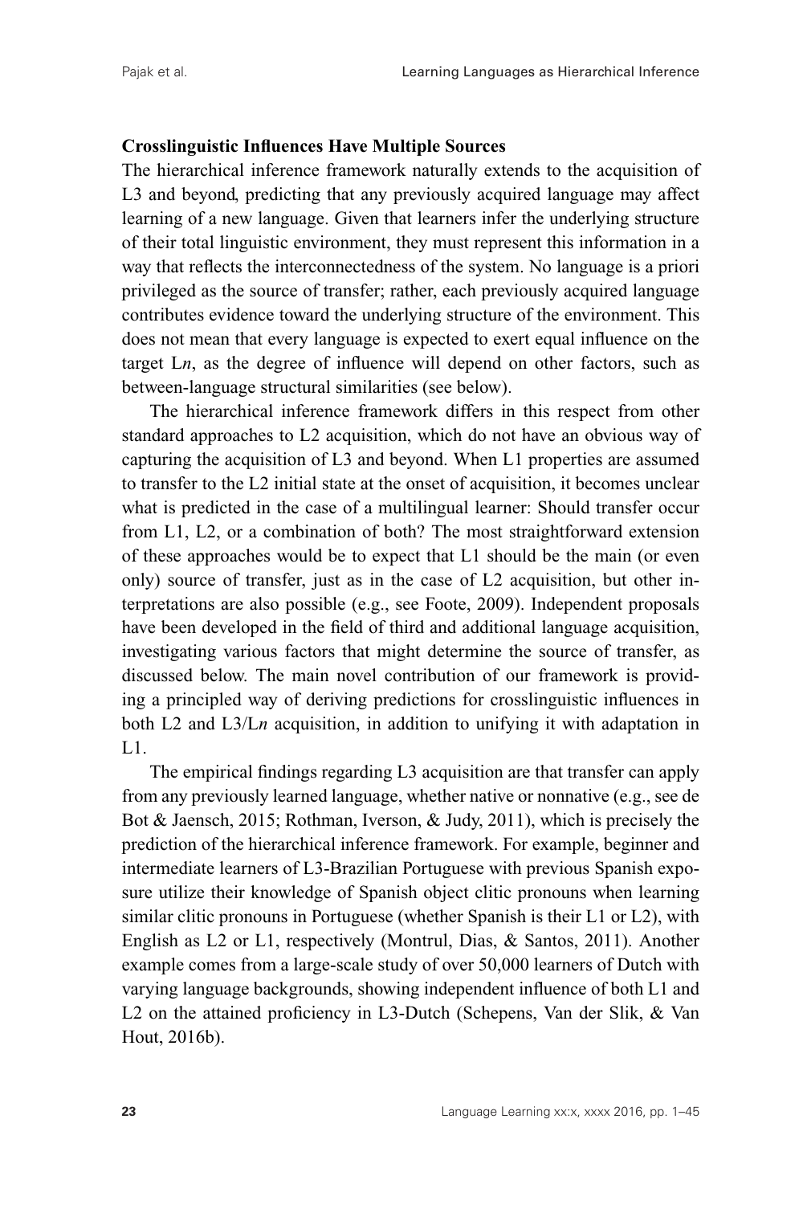### Crosslinguistic Influences Have Multiple Sources

The hierarchical inference framework naturally extends to the acquisition of L3 and beyond, predicting that any previously acquired language may affect learning of a new language. Given that learners infer the underlying structure of their total linguistic environment, they must represent this information in a way that reflects the interconnectedness of the system. No language is a priori privileged as the source of transfer; rather, each previously acquired language contributes evidence toward the underlying structure of the environment. This does not mean that every language is expected to exert equal influence on the target L*n*, as the degree of influence will depend on other factors, such as between-language structural similarities (see below).

The hierarchical inference framework differs in this respect from other standard approaches to L2 acquisition, which do not have an obvious way of capturing the acquisition of L3 and beyond. When L1 properties are assumed to transfer to the L2 initial state at the onset of acquisition, it becomes unclear what is predicted in the case of a multilingual learner: Should transfer occur from L1, L2, or a combination of both? The most straightforward extension of these approaches would be to expect that L1 should be the main (or even only) source of transfer, just as in the case of L2 acquisition, but other interpretations are also possible (e.g., see Foote, 2009). Independent proposals have been developed in the field of third and additional language acquisition, investigating various factors that might determine the source of transfer, as discussed below. The main novel contribution of our framework is providing a principled way of deriving predictions for crosslinguistic influences in both L2 and L3/L*n* acquisition, in addition to unifying it with adaptation in L1.

The empirical findings regarding L3 acquisition are that transfer can apply from any previously learned language, whether native or nonnative (e.g., see de Bot & Jaensch, 2015; Rothman, Iverson, & Judy, 2011), which is precisely the prediction of the hierarchical inference framework. For example, beginner and intermediate learners of L3-Brazilian Portuguese with previous Spanish exposure utilize their knowledge of Spanish object clitic pronouns when learning similar clitic pronouns in Portuguese (whether Spanish is their L1 or L2), with English as L2 or L1, respectively (Montrul, Dias, & Santos, 2011). Another example comes from a large-scale study of over 50,000 learners of Dutch with varying language backgrounds, showing independent influence of both L1 and L2 on the attained proficiency in L3-Dutch (Schepens, Van der Slik, & Van Hout, 2016b).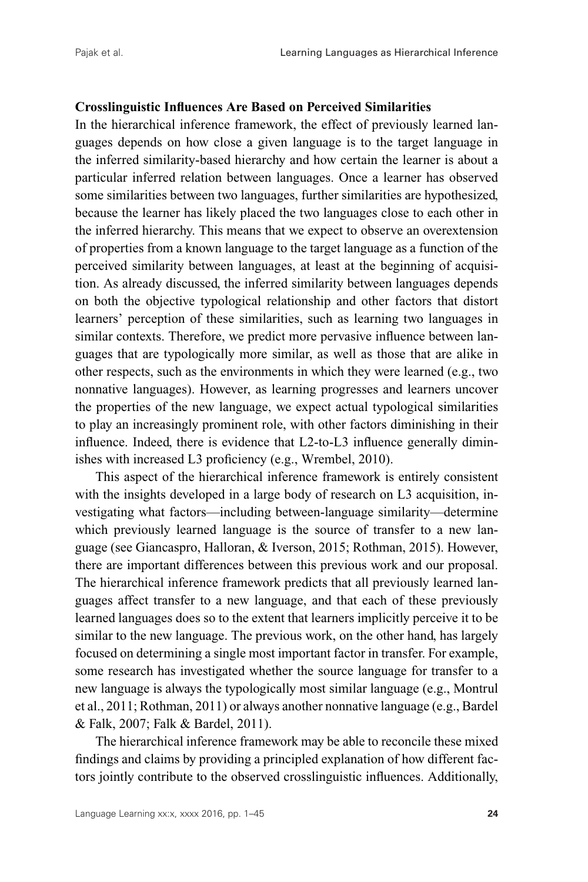### Crosslinguistic Influences Are Based on Perceived Similarities

In the hierarchical inference framework, the effect of previously learned languages depends on how close a given language is to the target language in the inferred similarity-based hierarchy and how certain the learner is about a particular inferred relation between languages. Once a learner has observed some similarities between two languages, further similarities are hypothesized, because the learner has likely placed the two languages close to each other in the inferred hierarchy. This means that we expect to observe an overextension of properties from a known language to the target language as a function of the perceived similarity between languages, at least at the beginning of acquisition. As already discussed, the inferred similarity between languages depends on both the objective typological relationship and other factors that distort learners' perception of these similarities, such as learning two languages in similar contexts. Therefore, we predict more pervasive influence between languages that are typologically more similar, as well as those that are alike in other respects, such as the environments in which they were learned (e.g., two nonnative languages). However, as learning progresses and learners uncover the properties of the new language, we expect actual typological similarities to play an increasingly prominent role, with other factors diminishing in their influence. Indeed, there is evidence that L2-to-L3 influence generally diminishes with increased L3 proficiency (e.g., Wrembel, 2010).

This aspect of the hierarchical inference framework is entirely consistent with the insights developed in a large body of research on L3 acquisition, investigating what factors—including between-language similarity—determine which previously learned language is the source of transfer to a new language (see Giancaspro, Halloran, & Iverson, 2015; Rothman, 2015). However, there are important differences between this previous work and our proposal. The hierarchical inference framework predicts that all previously learned languages affect transfer to a new language, and that each of these previously learned languages does so to the extent that learners implicitly perceive it to be similar to the new language. The previous work, on the other hand, has largely focused on determining a single most important factor in transfer. For example, some research has investigated whether the source language for transfer to a new language is always the typologically most similar language (e.g., Montrul et al., 2011; Rothman, 2011) or always another nonnative language (e.g., Bardel & Falk, 2007; Falk & Bardel, 2011).

The hierarchical inference framework may be able to reconcile these mixed findings and claims by providing a principled explanation of how different factors jointly contribute to the observed crosslinguistic influences. Additionally,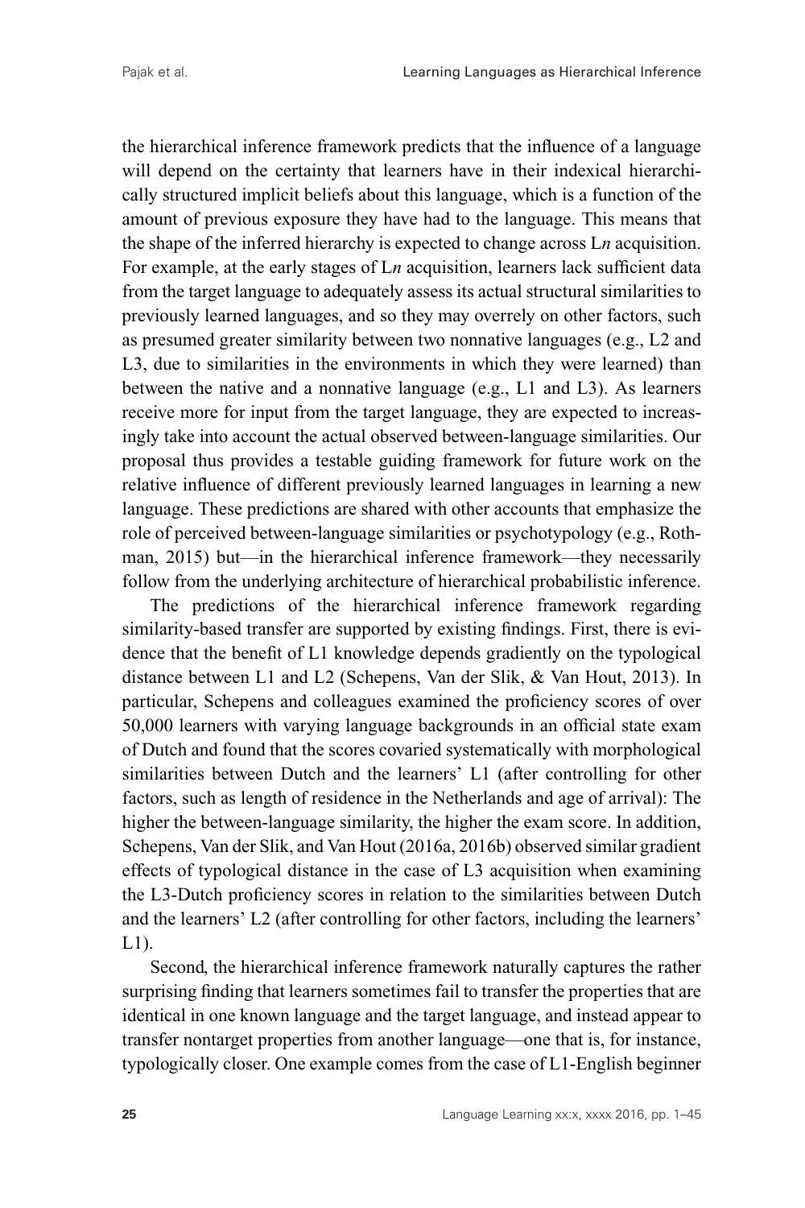the hierarchical inference framework predicts that the influence of a language will depend on the certainty that learners have in their indexical hierarchically structured implicit beliefs about this language, which is a function of the amount of previous exposure they have had to the language. This means that the shape of the inferred hierarchy is expected to change across L*n* acquisition. For example, at the early stages of L*n* acquisition, learners lack sufficient data from the target language to adequately assess its actual structural similarities to previously learned languages, and so they may overrely on other factors, such as presumed greater similarity between two nonnative languages (e.g., L2 and L3, due to similarities in the environments in which they were learned) than between the native and a nonnative language (e.g., L1 and L3). As learners receive more for input from the target language, they are expected to increasingly take into account the actual observed between-language similarities. Our proposal thus provides a testable guiding framework for future work on the relative influence of different previously learned languages in learning a new language. These predictions are shared with other accounts that emphasize the role of perceived between-language similarities or psychotypology (e.g., Rothman, 2015) but—in the hierarchical inference framework—they necessarily follow from the underlying architecture of hierarchical probabilistic inference.

The predictions of the hierarchical inference framework regarding similarity-based transfer are supported by existing findings. First, there is evidence that the benefit of L1 knowledge depends gradiently on the typological distance between L1 and L2 (Schepens, Van der Slik, & Van Hout, 2013). In particular, Schepens and colleagues examined the proficiency scores of over 50,000 learners with varying language backgrounds in an official state exam of Dutch and found that the scores covaried systematically with morphological similarities between Dutch and the learners' L1 (after controlling for other factors, such as length of residence in the Netherlands and age of arrival): The higher the between-language similarity, the higher the exam score. In addition, Schepens, Van der Slik, and Van Hout (2016a, 2016b) observed similar gradient effects of typological distance in the case of L3 acquisition when examining the L3-Dutch proficiency scores in relation to the similarities between Dutch and the learners' L2 (after controlling for other factors, including the learners' L1).

Second, the hierarchical inference framework naturally captures the rather surprising finding that learners sometimes fail to transfer the properties that are identical in one known language and the target language, and instead appear to transfer nontarget properties from another language—one that is, for instance, typologically closer. One example comes from the case of L1-English beginner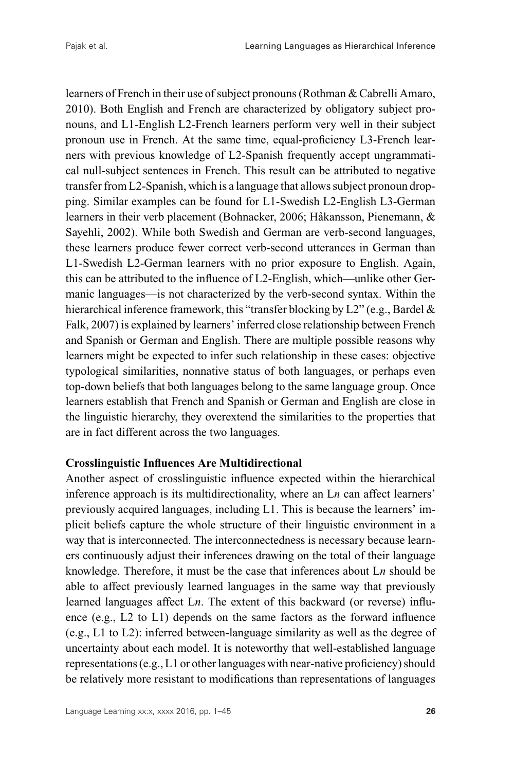learners of French in their use of subject pronouns (Rothman & Cabrelli Amaro, 2010). Both English and French are characterized by obligatory subject pronouns, and L1-English L2-French learners perform very well in their subject pronoun use in French. At the same time, equal-proficiency L3-French learners with previous knowledge of L2-Spanish frequently accept ungrammatical null-subject sentences in French. This result can be attributed to negative transfer from L2-Spanish, which is a language that allows subject pronoun dropping. Similar examples can be found for L1-Swedish L2-English L3-German learners in their verb placement (Bohnacker, 2006; Håkansson, Pienemann, & Sayehli, 2002). While both Swedish and German are verb-second languages, these learners produce fewer correct verb-second utterances in German than L1-Swedish L2-German learners with no prior exposure to English. Again, this can be attributed to the influence of L2-English, which—unlike other Germanic languages—is not characterized by the verb-second syntax. Within the hierarchical inference framework, this "transfer blocking by L2" (e.g., Bardel & Falk, 2007) is explained by learners' inferred close relationship between French and Spanish or German and English. There are multiple possible reasons why learners might be expected to infer such relationship in these cases: objective typological similarities, nonnative status of both languages, or perhaps even top-down beliefs that both languages belong to the same language group. Once learners establish that French and Spanish or German and English are close in the linguistic hierarchy, they overextend the similarities to the properties that are in fact different across the two languages.

**Crosslinguistic Influences Are Multidirectional**

Another aspect of crosslinguistic influence expected within the hierarchical inference approach is its multidirectionality, where an L*n* can affect learners' previously acquired languages, including L1. This is because the learners' implicit beliefs capture the whole structure of their linguistic environment in a way that is interconnected. The interconnectedness is necessary because learners continuously adjust their inferences drawing on the total of their language knowledge. Therefore, it must be the case that inferences about L*n* should be able to affect previously learned languages in the same way that previously learned languages affect L*n*. The extent of this backward (or reverse) influence (e.g., L2 to L1) depends on the same factors as the forward influence (e.g., L1 to L2): inferred between-language similarity as well as the degree of uncertainty about each model. It is noteworthy that well-established language representations (e.g., L1 or other languages with near-native proficiency) should be relatively more resistant to modifications than representations of languages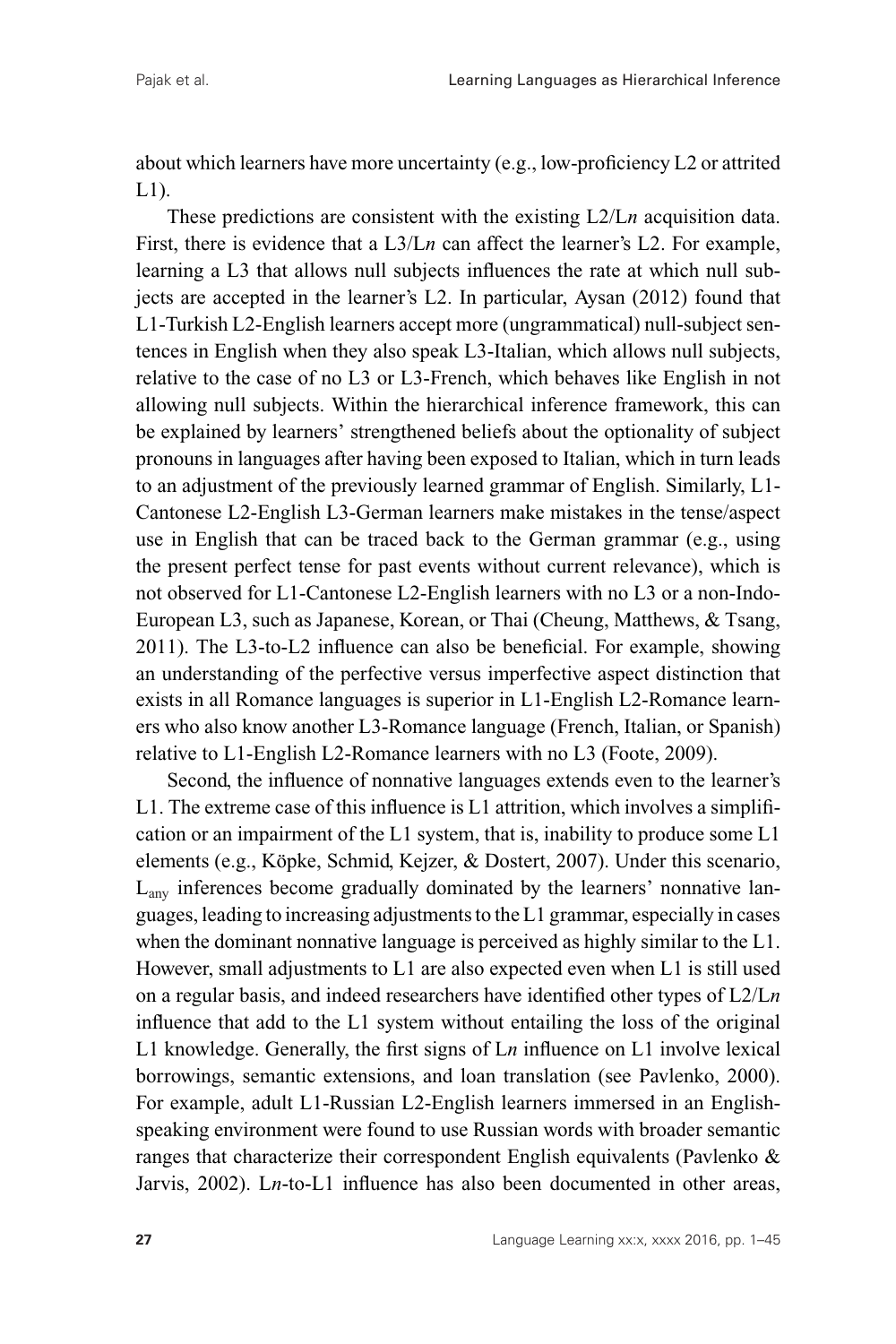about which learners have more uncertainty (e.g., low-proficiency L2 or attrited L1).

These predictions are consistent with the existing L2/L*n* acquisition data. First, there is evidence that a L3/L*n* can affect the learner's L2. For example, learning a L3 that allows null subjects influences the rate at which null subjects are accepted in the learner's L2. In particular, Aysan (2012) found that L1-Turkish L2-English learners accept more (ungrammatical) null-subject sentences in English when they also speak L3-Italian, which allows null subjects, relative to the case of no L3 or L3-French, which behaves like English in not allowing null subjects. Within the hierarchical inference framework, this can be explained by learners' strengthened beliefs about the optionality of subject pronouns in languages after having been exposed to Italian, which in turn leads to an adjustment of the previously learned grammar of English. Similarly, L1-Cantonese L2-English L3-German learners make mistakes in the tense/aspect use in English that can be traced back to the German grammar (e.g., using the present perfect tense for past events without current relevance), which is not observed for L1-Cantonese L2-English learners with no L3 or a non-Indo-European L3, such as Japanese, Korean, or Thai (Cheung, Matthews, & Tsang, 2011). The L3-to-L2 influence can also be beneficial. For example, showing an understanding of the perfective versus imperfective aspect distinction that exists in all Romance languages is superior in L1-English L2-Romance learners who also know another L3-Romance language (French, Italian, or Spanish) relative to L1-English L2-Romance learners with no L3 (Foote, 2009).

Second, the influence of nonnative languages extends even to the learner's L1. The extreme case of this influence is L1 attrition, which involves a simplification or an impairment of the L1 system, that is, inability to produce some L1 elements (e.g., Köpke, Schmid, Kejzer, & Dostert, 2007). Under this scenario, $L_{any}$ inferences become gradually dominated by the learners' nonnative languages, leading to increasing adjustments to the L1 grammar, especially in cases when the dominant nonnative language is perceived as highly similar to the L1. However, small adjustments to L1 are also expected even when L1 is still used on a regular basis, and indeed researchers have identified other types of L2/L*n* influence that add to the L1 system without entailing the loss of the original L1 knowledge. Generally, the first signs of L*n* influence on L1 involve lexical borrowings, semantic extensions, and loan translation (see Pavlenko, 2000). For example, adult L1-Russian L2-English learners immersed in an English-speaking environment were found to use Russian words with broader semantic ranges that characterize their correspondent English equivalents (Pavlenko & Jarvis, 2002). L*n*-to-L1 influence has also been documented in other areas,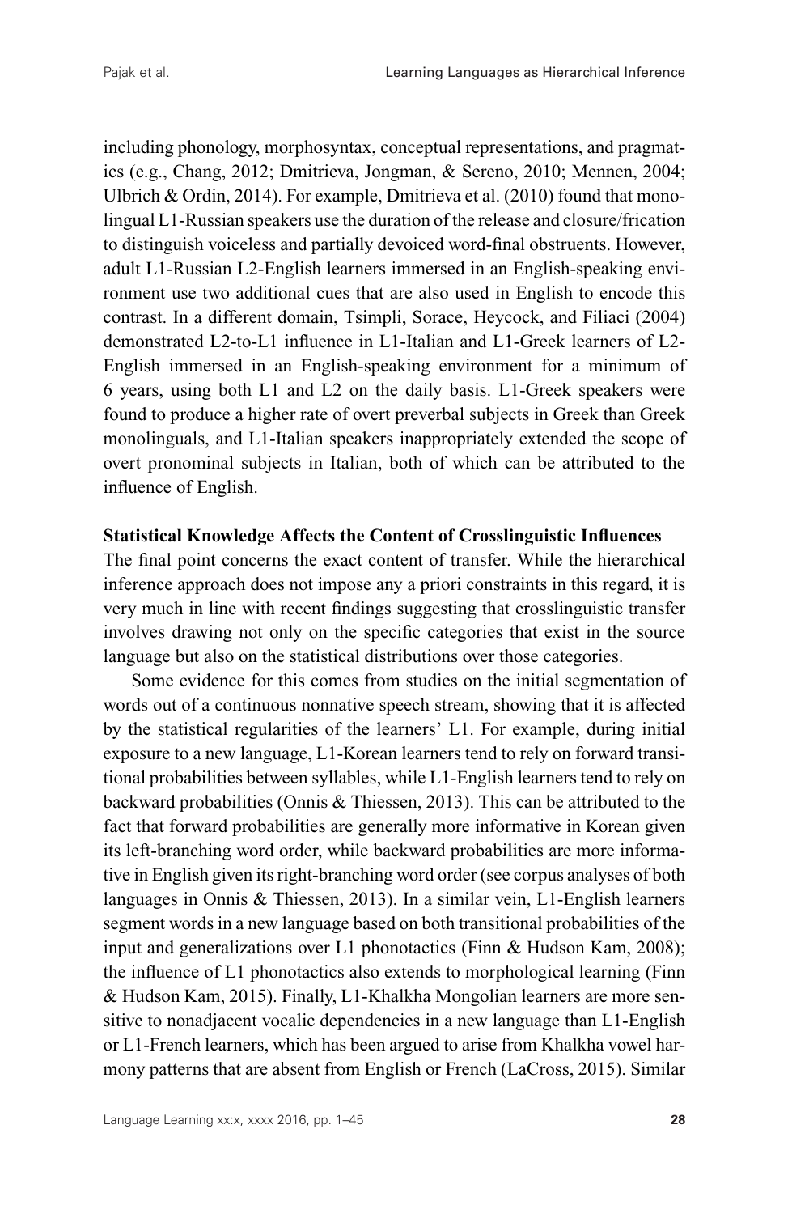including phonology, morphosyntax, conceptual representations, and pragmatics (e.g., Chang, 2012; Dmitrieva, Jongman, & Sereno, 2010; Mennen, 2004; Ulbrich & Ordin, 2014). For example, Dmitrieva et al. (2010) found that monolingual L1-Russian speakers use the duration of the release and closure/frication to distinguish voiceless and partially devoiced word-final obstruents. However, adult L1-Russian L2-English learners immersed in an English-speaking environment use two additional cues that are also used in English to encode this contrast. In a different domain, Tsimpli, Sorace, Heycock, and Filiaci (2004) demonstrated L2-to-L1 influence in L1-Italian and L1-Greek learners of L2-English immersed in an English-speaking environment for a minimum of 6 years, using both L1 and L2 on the daily basis. L1-Greek speakers were found to produce a higher rate of overt preverbal subjects in Greek than Greek monolinguals, and L1-Italian speakers inappropriately extended the scope of overt pronominal subjects in Italian, both of which can be attributed to the influence of English.

### Statistical Knowledge Affects the Content of Crosslinguistic Influences

The final point concerns the exact content of transfer. While the hierarchical inference approach does not impose any a priori constraints in this regard, it is very much in line with recent findings suggesting that crosslinguistic transfer involves drawing not only on the specific categories that exist in the source language but also on the statistical distributions over those categories.

Some evidence for this comes from studies on the initial segmentation of words out of a continuous nonnative speech stream, showing that it is affected by the statistical regularities of the learners' L1. For example, during initial exposure to a new language, L1-Korean learners tend to rely on forward transitional probabilities between syllables, while L1-English learners tend to rely on backward probabilities (Onnis & Thiessen, 2013). This can be attributed to the fact that forward probabilities are generally more informative in Korean given its left-branching word order, while backward probabilities are more informative in English given its right-branching word order (see corpus analyses of both languages in Onnis & Thiessen, 2013). In a similar vein, L1-English learners segment words in a new language based on both transitional probabilities of the input and generalizations over L1 phonotactics (Finn & Hudson Kam, 2008); the influence of L1 phonotactics also extends to morphological learning (Finn & Hudson Kam, 2015). Finally, L1-Khalkha Mongolian learners are more sensitive to nonadjacent vocalic dependencies in a new language than L1-English or L1-French learners, which has been argued to arise from Khalkha vowel harmony patterns that are absent from English or French (LaCross, 2015). Similar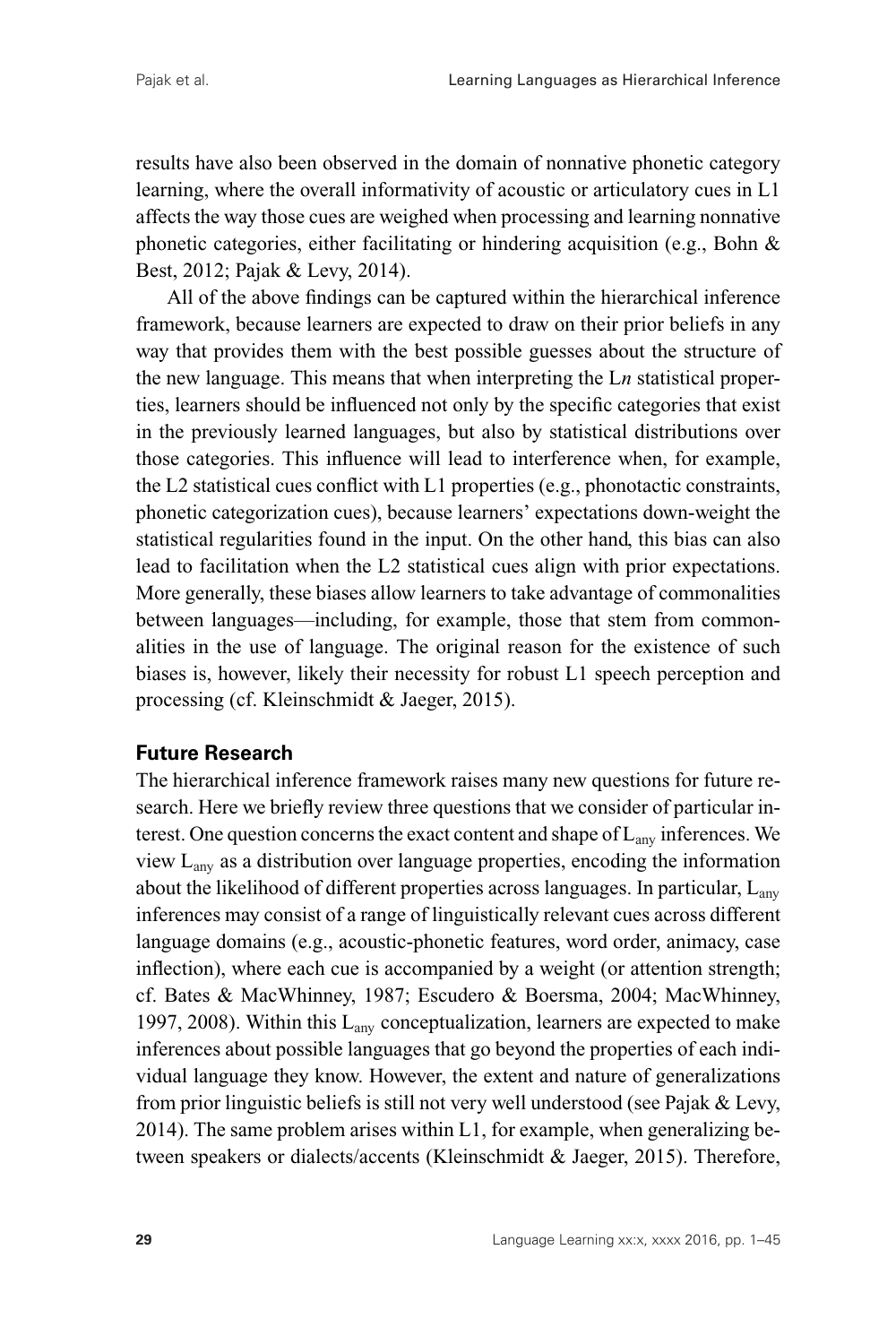results have also been observed in the domain of nonnative phonetic category learning, where the overall informativity of acoustic or articulatory cues in L1 affects the way those cues are weighed when processing and learning nonnative phonetic categories, either facilitating or hindering acquisition (e.g., Bohn & Best, 2012; Pajak & Levy, 2014).

All of the above findings can be captured within the hierarchical inference framework, because learners are expected to draw on their prior beliefs in any way that provides them with the best possible guesses about the structure of the new language. This means that when interpreting the L*n* statistical properties, learners should be influenced not only by the specific categories that exist in the previously learned languages, but also by statistical distributions over those categories. This influence will lead to interference when, for example, the L2 statistical cues conflict with L1 properties (e.g., phonotactic constraints, phonetic categorization cues), because learners' expectations down-weight the statistical regularities found in the input. On the other hand, this bias can also lead to facilitation when the L2 statistical cues align with prior expectations. More generally, these biases allow learners to take advantage of commonalities between languages—including, for example, those that stem from commonalities in the use of language. The original reason for the existence of such biases is, however, likely their necessity for robust L1 speech perception and processing (cf. Kleinschmidt & Jaeger, 2015).

### Future Research

The hierarchical inference framework raises many new questions for future research. Here we briefly review three questions that we consider of particular interest. One question concerns the exact content and shape of $L_{any}$ inferences. We view $L_{any}$ as a distribution over language properties, encoding the information about the likelihood of different properties across languages. In particular, $L_{any}$ inferences may consist of a range of linguistically relevant cues across different language domains (e.g., acoustic-phonetic features, word order, animacy, case inflection), where each cue is accompanied by a weight (or attention strength; cf. Bates & MacWhinney, 1987; Escudero & Boersma, 2004; MacWhinney, 1997, 2008). Within this $L_{any}$ conceptualization, learners are expected to make inferences about possible languages that go beyond the properties of each individual language they know. However, the extent and nature of generalizations from prior linguistic beliefs is still not very well understood (see Pajak & Levy, 2014). The same problem arises within L1, for example, when generalizing between speakers or dialects/accents (Kleinschmidt & Jaeger, 2015). Therefore,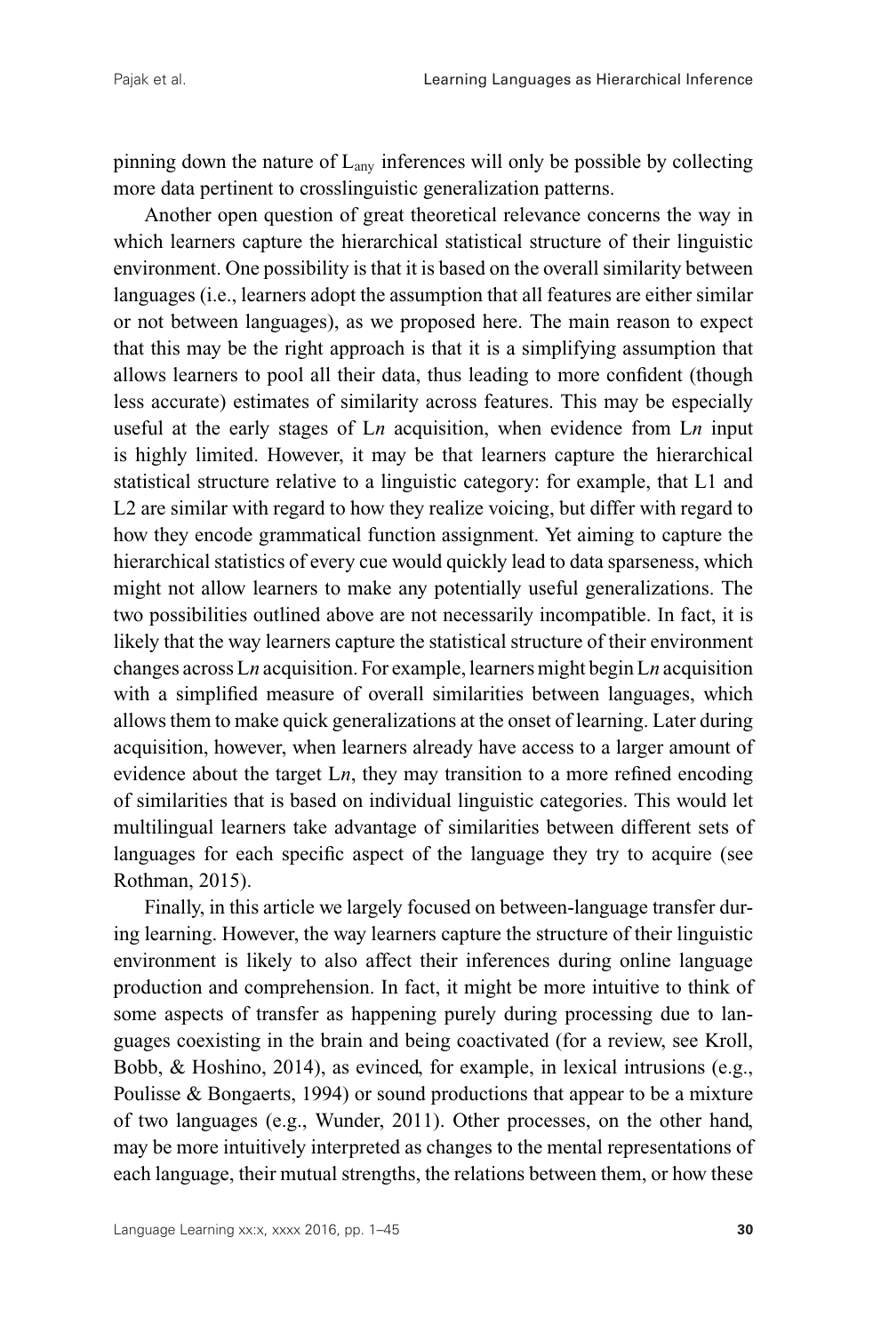pinning down the nature of $L_{any}$ inferences will only be possible by collecting more data pertinent to crosslinguistic generalization patterns.

Another open question of great theoretical relevance concerns the way in which learners capture the hierarchical statistical structure of their linguistic environment. One possibility is that it is based on the overall similarity between languages (i.e., learners adopt the assumption that all features are either similar or not between languages), as we proposed here. The main reason to expect that this may be the right approach is that it is a simplifying assumption that allows learners to pool all their data, thus leading to more confident (though less accurate) estimates of similarity across features. This may be especially useful at the early stages of L*n* acquisition, when evidence from L*n* input is highly limited. However, it may be that learners capture the hierarchical statistical structure relative to a linguistic category: for example, that L1 and L2 are similar with regard to how they realize voicing, but differ with regard to how they encode grammatical function assignment. Yet aiming to capture the hierarchical statistics of every cue would quickly lead to data sparseness, which might not allow learners to make any potentially useful generalizations. The two possibilities outlined above are not necessarily incompatible. In fact, it is likely that the way learners capture the statistical structure of their environment changes across L*n* acquisition. For example, learners might begin L*n* acquisition with a simplified measure of overall similarities between languages, which allows them to make quick generalizations at the onset of learning. Later during acquisition, however, when learners already have access to a larger amount of evidence about the target L*n*, they may transition to a more refined encoding of similarities that is based on individual linguistic categories. This would let multilingual learners take advantage of similarities between different sets of languages for each specific aspect of the language they try to acquire (see Rothman, 2015).

Finally, in this article we largely focused on between-language transfer during learning. However, the way learners capture the structure of their linguistic environment is likely to also affect their inferences during online language production and comprehension. In fact, it might be more intuitive to think of some aspects of transfer as happening purely during processing due to languages coexisting in the brain and being coactivated (for a review, see Kroll, Bobb, & Hoshino, 2014), as evinced, for example, in lexical intrusions (e.g., Poulisse & Bongaerts, 1994) or sound productions that appear to be a mixture of two languages (e.g., Wunder, 2011). Other processes, on the other hand, may be more intuitively interpreted as changes to the mental representations of each language, their mutual strengths, the relations between them, or how these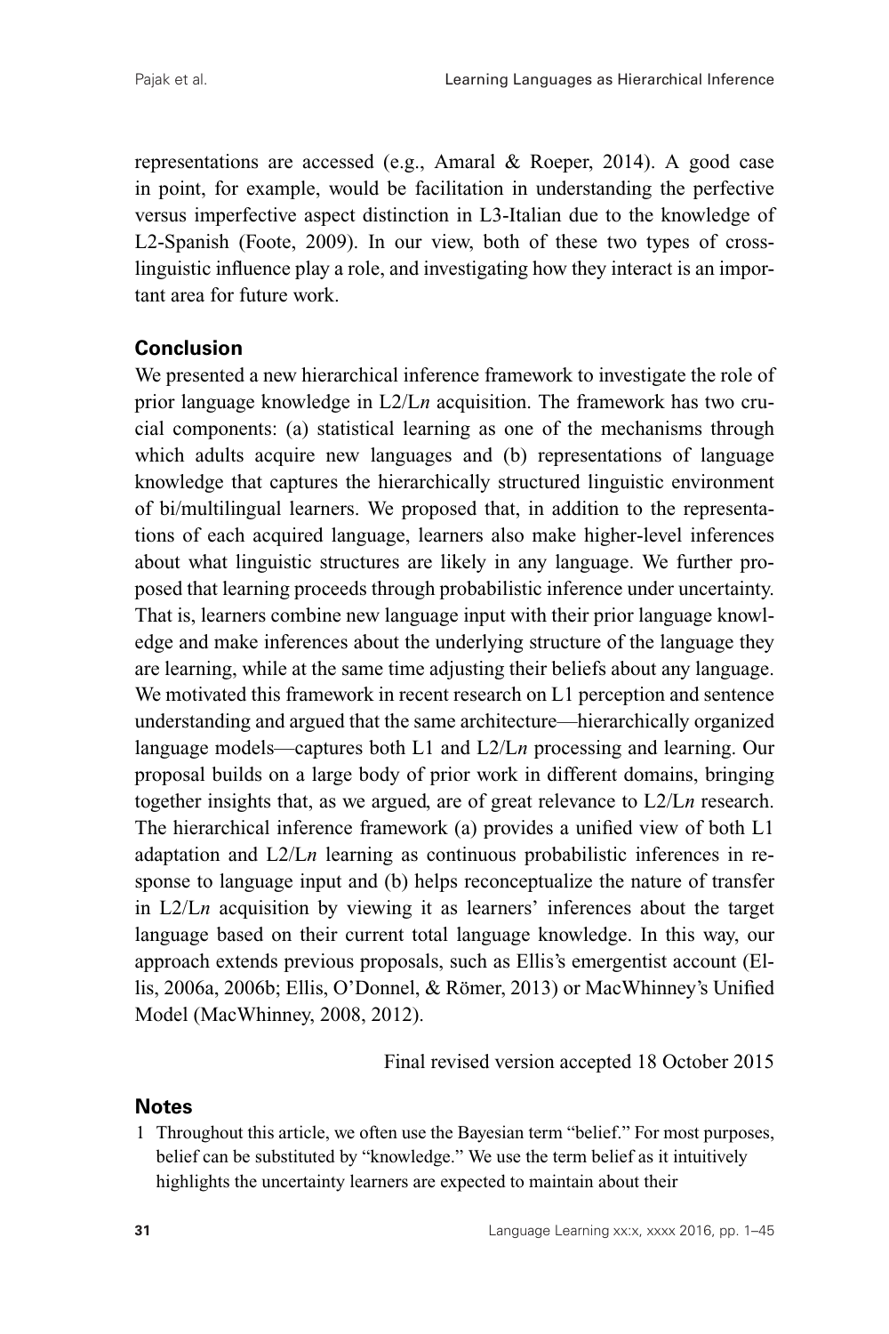representations are accessed (e.g., Amaral & Roeper, 2014). A good case in point, for example, would be facilitation in understanding the perfective versus imperfective aspect distinction in L3-Italian due to the knowledge of L2-Spanish (Foote, 2009). In our view, both of these two types of cross-linguistic influence play a role, and investigating how they interact is an important area for future work.

## Conclusion

We presented a new hierarchical inference framework to investigate the role of prior language knowledge in L2/L*n* acquisition. The framework has two crucial components: (a) statistical learning as one of the mechanisms through which adults acquire new languages and (b) representations of language knowledge that captures the hierarchically structured linguistic environment of bi/multilingual learners. We proposed that, in addition to the representations of each acquired language, learners also make higher-level inferences about what linguistic structures are likely in any language. We further proposed that learning proceeds through probabilistic inference under uncertainty. That is, learners combine new language input with their prior language knowledge and make inferences about the underlying structure of the language they are learning, while at the same time adjusting their beliefs about any language. We motivated this framework in recent research on L1 perception and sentence understanding and argued that the same architecture—hierarchically organized language models—captures both L1 and L2/L*n* processing and learning. Our proposal builds on a large body of prior work in different domains, bringing together insights that, as we argued, are of great relevance to L2/L*n* research. The hierarchical inference framework (a) provides a unified view of both L1 adaptation and L2/L*n* learning as continuous probabilistic inferences in response to language input and (b) helps reconceptualize the nature of transfer in L2/L*n* acquisition by viewing it as learners' inferences about the target language based on their current total language knowledge. In this way, our approach extends previous proposals, such as Ellis's emergentist account (Ellis, 2006a, 2006b; Ellis, O'Donnel, & Römer, 2013) or MacWhinney's Unified Model (MacWhinney, 2008, 2012).

Final revised version accepted 18 October 2015

## Notes

1 Throughout this article, we often use the Bayesian term "belief." For most purposes, belief can be substituted by "knowledge." We use the term belief as it intuitively highlights the uncertainty learners are expected to maintain about their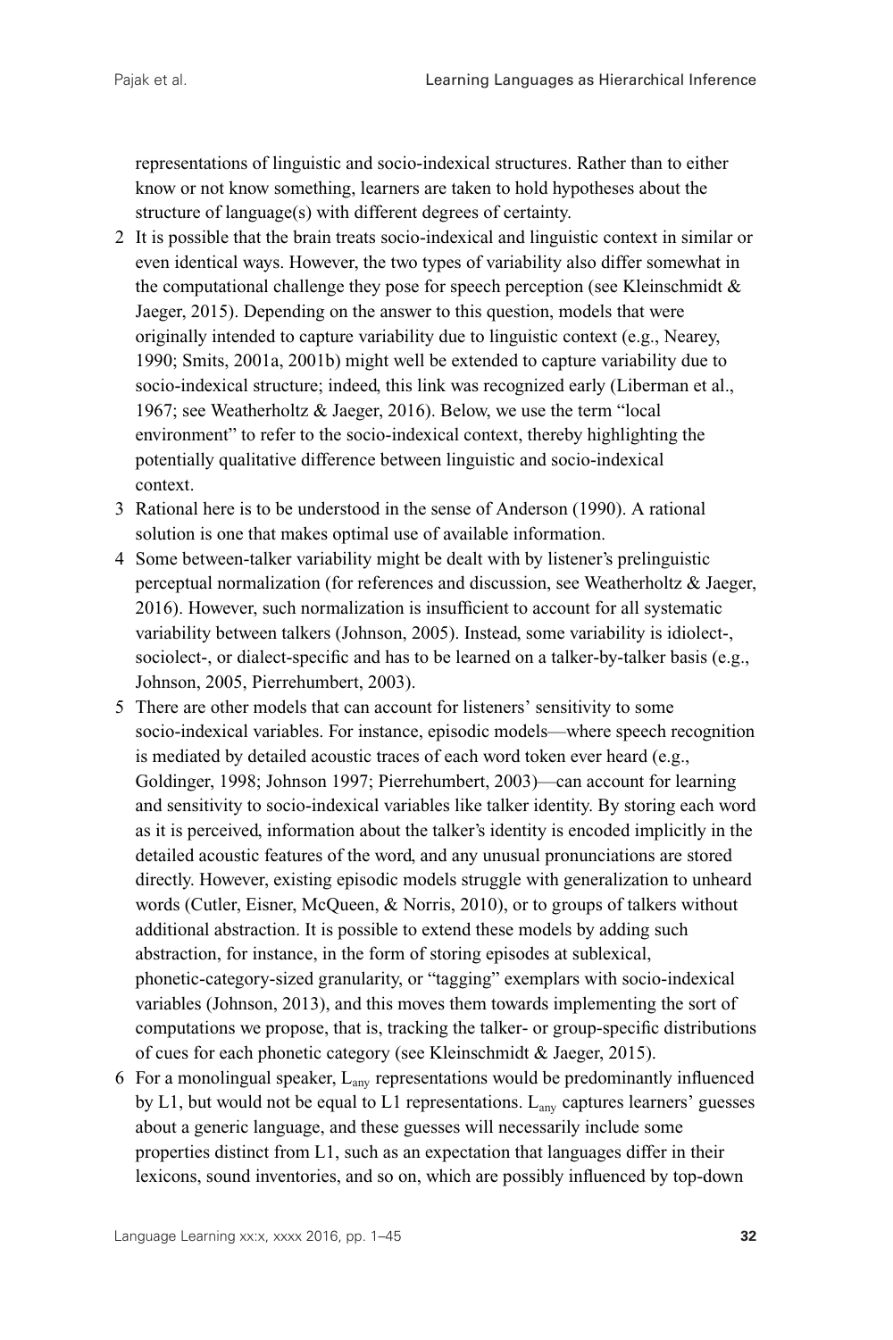representations of linguistic and socio-indexical structures. Rather than to either know or not know something, learners are taken to hold hypotheses about the structure of language(s) with different degrees of certainty.

2 It is possible that the brain treats socio-indexical and linguistic context in similar or even identical ways. However, the two types of variability also differ somewhat in the computational challenge they pose for speech perception (see Kleinschmidt & Jaeger, 2015). Depending on the answer to this question, models that were originally intended to capture variability due to linguistic context (e.g., Nearey, 1990; Smits, 2001a, 2001b) might well be extended to capture variability due to socio-indexical structure; indeed, this link was recognized early (Liberman et al., 1967; see Weatherholtz & Jaeger, 2016). Below, we use the term "local environment" to refer to the socio-indexical context, thereby highlighting the potentially qualitative difference between linguistic and socio-indexical context.

3 Rational here is to be understood in the sense of Anderson (1990). A rational solution is one that makes optimal use of available information.

4 Some between-talker variability might be dealt with by listener's prelinguistic perceptual normalization (for references and discussion, see Weatherholtz & Jaeger, 2016). However, such normalization is insufficient to account for all systematic variability between talkers (Johnson, 2005). Instead, some variability is idiolect-, sociolect-, or dialect-specific and has to be learned on a talker-by-talker basis (e.g., Johnson, 2005, Pierrehumbert, 2003).

5 There are other models that can account for listeners' sensitivity to some socio-indexical variables. For instance, episodic models—where speech recognition is mediated by detailed acoustic traces of each word token ever heard (e.g., Goldinger, 1998; Johnson 1997; Pierrehumbert, 2003)—can account for learning and sensitivity to socio-indexical variables like talker identity. By storing each word as it is perceived, information about the talker's identity is encoded implicitly in the detailed acoustic features of the word, and any unusual pronunciations are stored directly. However, existing episodic models struggle with generalization to unheard words (Cutler, Eisner, McQueen, & Norris, 2010), or to groups of talkers without additional abstraction. It is possible to extend these models by adding such abstraction, for instance, in the form of storing episodes at sublexical, phonetic-category-sized granularity, or "tagging" exemplars with socio-indexical variables (Johnson, 2013), and this moves them towards implementing the sort of computations we propose, that is, tracking the talker- or group-specific distributions of cues for each phonetic category (see Kleinschmidt & Jaeger, 2015).

6 For a monolingual speaker, $L_{any}$ representations would be predominantly influenced by L1, but would not be equal to L1 representations. $L_{any}$ captures learners' guesses about a generic language, and these guesses will necessarily include some properties distinct from L1, such as an expectation that languages differ in their lexicons, sound inventories, and so on, which are possibly influenced by top-down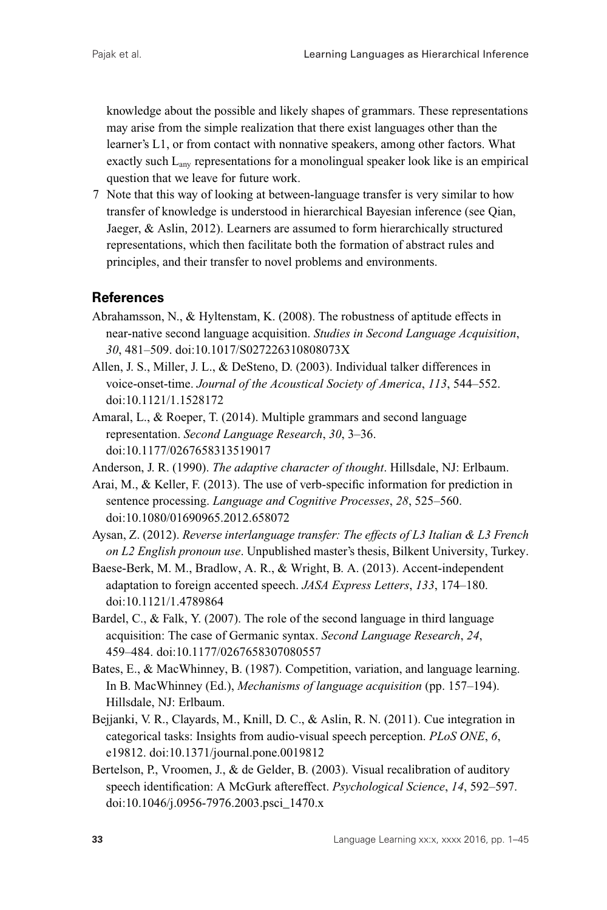knowledge about the possible and likely shapes of grammars. These representations may arise from the simple realization that there exist languages other than the learner's L1, or from contact with nonnative speakers, among other factors. What exactly such $L_{any}$ representations for a monolingual speaker look like is an empirical question that we leave for future work.

7 Note that this way of looking at between-language transfer is very similar to how transfer of knowledge is understood in hierarchical Bayesian inference (see Qian, Jaeger, & Aslin, 2012). Learners are assumed to form hierarchically structured representations, which then facilitate both the formation of abstract rules and principles, and their transfer to novel problems and environments.

## References

Abrahamsson, N., & Hyltenstam, K. (2008). The robustness of aptitude effects in near-native second language acquisition. *Studies in Second Language Acquisition*, *30*, 481–509. doi:10.1017/S027226310808073X

Allen, J. S., Miller, J. L., & DeSteno, D. (2003). Individual talker differences in voice-onset-time. *Journal of the Acoustical Society of America*, *113*, 544–552. doi:10.1121/1.1528172

Amaral, L., & Roeper, T. (2014). Multiple grammars and second language representation. *Second Language Research*, *30*, 3–36. doi:10.1177/0267658313519017

Anderson, J. R. (1990). *The adaptive character of thought*. Hillsdale, NJ: Erlbaum.

Arai, M., & Keller, F. (2013). The use of verb-specific information for prediction in sentence processing. *Language and Cognitive Processes*, *28*, 525–560. doi:10.1080/01690965.2012.658072

Aysan, Z. (2012). *Reverse interlanguage transfer: The effects of L3 Italian & L3 French on L2 English pronoun use*. Unpublished master's thesis, Bilkent University, Turkey.

Baese-Berk, M. M., Bradlow, A. R., & Wright, B. A. (2013). Accent-independent adaptation to foreign accented speech. *JASA Express Letters*, *133*, 174–180. doi:10.1121/1.4789864

Bardel, C., & Falk, Y. (2007). The role of the second language in third language acquisition: The case of Germanic syntax. *Second Language Research*, *24*, 459–484. doi:10.1177/0267658307080557

Bates, E., & MacWhinney, B. (1987). Competition, variation, and language learning. In B. MacWhinney (Ed.), *Mechanisms of language acquisition* (pp. 157–194). Hillsdale, NJ: Erlbaum.

Bejjanki, V. R., Clayards, M., Knill, D. C., & Aslin, R. N. (2011). Cue integration in categorical tasks: Insights from audio-visual speech perception. *PLoS ONE*, *6*, e19812. doi:10.1371/journal.pone.0019812

Bertelson, P., Vroomen, J., & de Gelder, B. (2003). Visual recalibration of auditory speech identification: A McGurk aftereffect. *Psychological Science*, *14*, 592–597. doi:10.1046/j.0956-7976.2003.psci_1470.x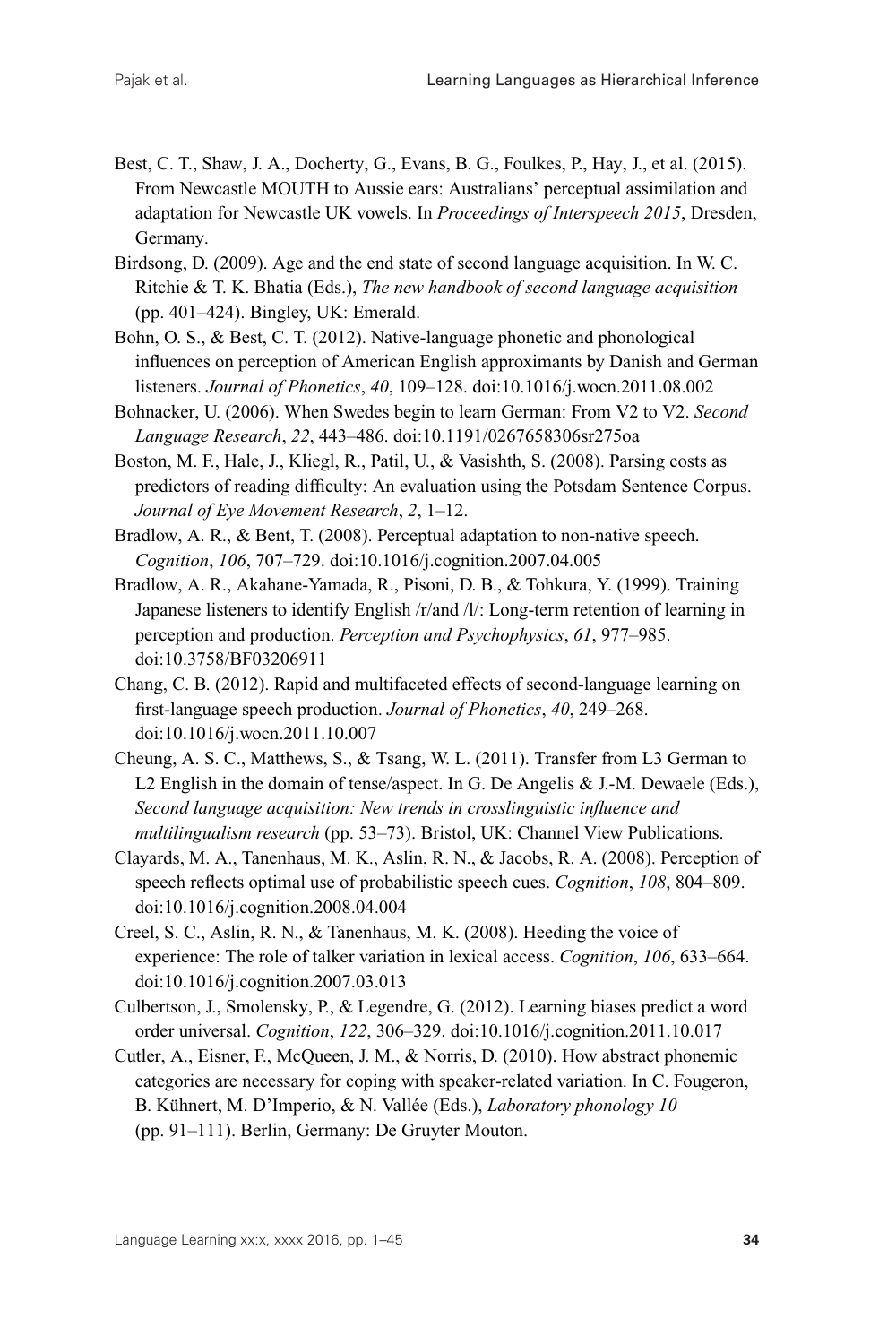Best, C. T., Shaw, J. A., Docherty, G., Evans, B. G., Foulkes, P., Hay, J., et al. (2015). From Newcastle MOUTH to Aussie ears: Australians' perceptual assimilation and adaptation for Newcastle UK vowels. In *Proceedings of Interspeech 2015*, Dresden, Germany.

Birdsong, D. (2009). Age and the end state of second language acquisition. In W. C. Ritchie & T. K. Bhatia (Eds.), *The new handbook of second language acquisition* (pp. 401–424). Bingley, UK: Emerald.

Bohn, O. S., & Best, C. T. (2012). Native-language phonetic and phonological influences on perception of American English approximants by Danish and German listeners. *Journal of Phonetics*, *40*, 109–128. doi:10.1016/j.wocn.2011.08.002

Bohnacker, U. (2006). When Swedes begin to learn German: From V2 to V2. *Second Language Research*, *22*, 443–486. doi:10.1191/0267658306sr275oa

Boston, M. F., Hale, J., Kliegl, R., Patil, U., & Vasishth, S. (2008). Parsing costs as predictors of reading difficulty: An evaluation using the Potsdam Sentence Corpus. *Journal of Eye Movement Research*, *2*, 1–12.

Bradlow, A. R., & Bent, T. (2008). Perceptual adaptation to non-native speech. *Cognition*, *106*, 707–729. doi:10.1016/j.cognition.2007.04.005

Bradlow, A. R., Akahane-Yamada, R., Pisoni, D. B., & Tohkura, Y. (1999). Training Japanese listeners to identify English /r/and /l/: Long-term retention of learning in perception and production. *Perception and Psychophysics*, *61*, 977–985. doi:10.3758/BF03206911

Chang, C. B. (2012). Rapid and multifaceted effects of second-language learning on first-language speech production. *Journal of Phonetics*, *40*, 249–268. doi:10.1016/j.wocn.2011.10.007

Cheung, A. S. C., Matthews, S., & Tsang, W. L. (2011). Transfer from L3 German to L2 English in the domain of tense/aspect. In G. De Angelis & J.-M. Dewaele (Eds.), *Second language acquisition: New trends in crosslinguistic influence and multilingualism research* (pp. 53–73). Bristol, UK: Channel View Publications.

Clayards, M. A., Tanenhaus, M. K., Aslin, R. N., & Jacobs, R. A. (2008). Perception of speech reflects optimal use of probabilistic speech cues. *Cognition*, *108*, 804–809. doi:10.1016/j.cognition.2008.04.004

Creel, S. C., Aslin, R. N., & Tanenhaus, M. K. (2008). Heeding the voice of experience: The role of talker variation in lexical access. *Cognition*, *106*, 633–664. doi:10.1016/j.cognition.2007.03.013

Culbertson, J., Smolensky, P., & Legendre, G. (2012). Learning biases predict a word order universal. *Cognition*, *122*, 306–329. doi:10.1016/j.cognition.2011.10.017

Cutler, A., Eisner, F., McQueen, J. M., & Norris, D. (2010). How abstract phonemic categories are necessary for coping with speaker-related variation. In C. Fougeron, B. Kühnert, M. D'Imperio, & N. Vallée (Eds.), *Laboratory phonology 10* (pp. 91–111). Berlin, Germany: De Gruyter Mouton.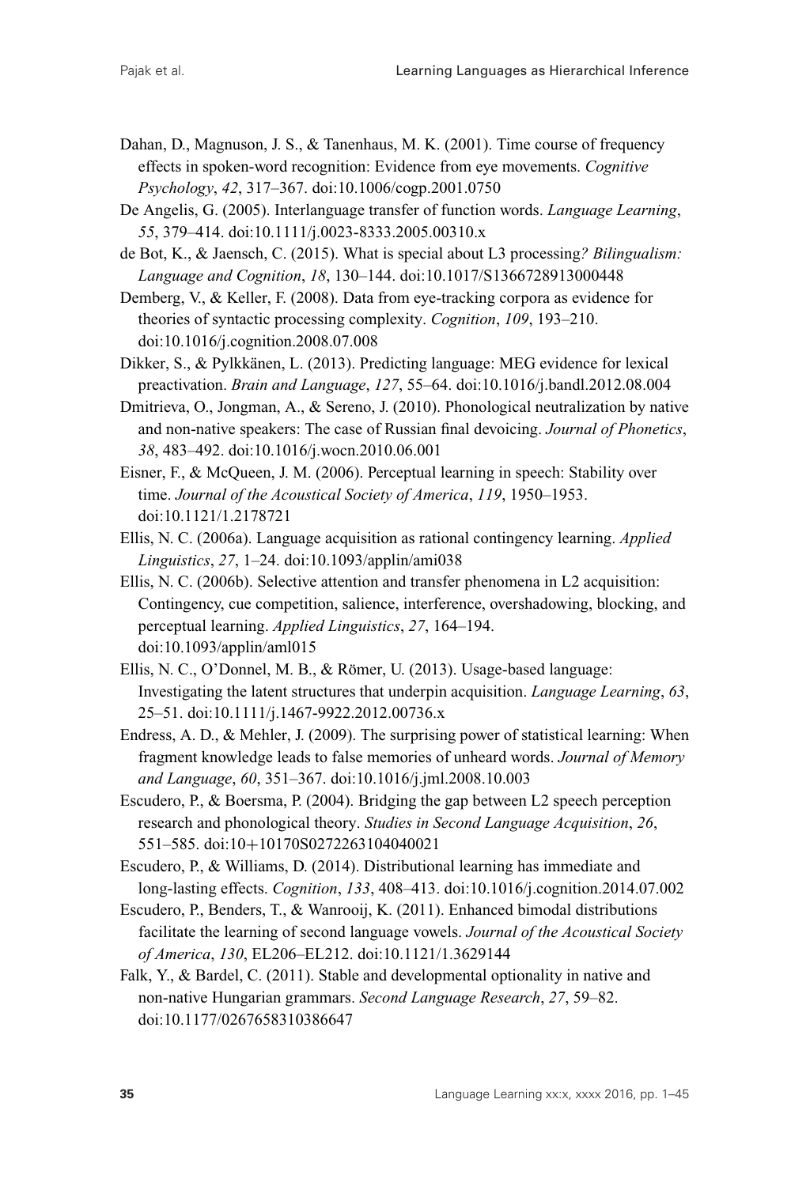Dahan, D., Magnuson, J. S., & Tanenhaus, M. K. (2001). Time course of frequency effects in spoken-word recognition: Evidence from eye movements. *Cognitive Psychology*, *42*, 317–367. doi:10.1006/cogp.2001.0750

De Angelis, G. (2005). Interlanguage transfer of function words. *Language Learning*, *55*, 379–414. doi:10.1111/j.0023-8333.2005.00310.x

de Bot, K., & Jaensch, C. (2015). What is special about L3 processing*? Bilingualism: Language and Cognition*, *18*, 130–144. doi:10.1017/S1366728913000448

Demberg, V., & Keller, F. (2008). Data from eye-tracking corpora as evidence for theories of syntactic processing complexity. *Cognition*, *109*, 193–210. doi:10.1016/j.cognition.2008.07.008

Dikker, S., & Pylkkänen, L. (2013). Predicting language: MEG evidence for lexical preactivation. *Brain and Language*, *127*, 55–64. doi:10.1016/j.bandl.2012.08.004

Dmitrieva, O., Jongman, A., & Sereno, J. (2010). Phonological neutralization by native and non-native speakers: The case of Russian final devoicing. *Journal of Phonetics*, *38*, 483–492. doi:10.1016/j.wocn.2010.06.001

Eisner, F., & McQueen, J. M. (2006). Perceptual learning in speech: Stability over time. *Journal of the Acoustical Society of America*, *119*, 1950–1953. doi:10.1121/1.2178721

Ellis, N. C. (2006a). Language acquisition as rational contingency learning. *Applied Linguistics*, *27*, 1–24. doi:10.1093/applin/ami038

Ellis, N. C. (2006b). Selective attention and transfer phenomena in L2 acquisition: Contingency, cue competition, salience, interference, overshadowing, blocking, and perceptual learning. *Applied Linguistics*, *27*, 164–194. doi:10.1093/applin/aml015

Ellis, N. C., O'Donnel, M. B., & Römer, U. (2013). Usage-based language: Investigating the latent structures that underpin acquisition. *Language Learning*, *63*, 25–51. doi:10.1111/j.1467-9922.2012.00736.x

Endress, A. D., & Mehler, J. (2009). The surprising power of statistical learning: When fragment knowledge leads to false memories of unheard words. *Journal of Memory and Language*, *60*, 351–367. doi:10.1016/j.jml.2008.10.003

Escudero, P., & Boersma, P. (2004). Bridging the gap between L2 speech perception research and phonological theory. *Studies in Second Language Acquisition*, *26*, 551–585. doi:10+10170S0272263104040021

Escudero, P., & Williams, D. (2014). Distributional learning has immediate and long-lasting effects. *Cognition*, *133*, 408–413. doi:10.1016/j.cognition.2014.07.002

Escudero, P., Benders, T., & Wanrooij, K. (2011). Enhanced bimodal distributions facilitate the learning of second language vowels. *Journal of the Acoustical Society of America*, *130*, EL206–EL212. doi:10.1121/1.3629144

Falk, Y., & Bardel, C. (2011). Stable and developmental optionality in native and non-native Hungarian grammars. *Second Language Research*, *27*, 59–82. doi:10.1177/0267658310386647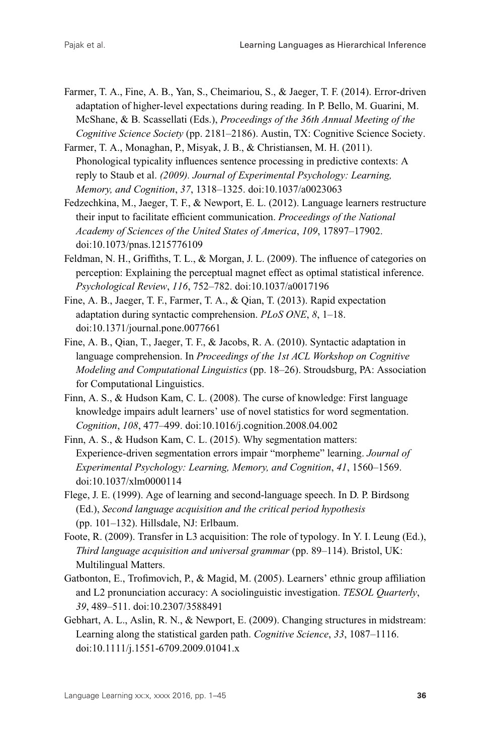Farmer, T. A., Fine, A. B., Yan, S., Cheimariou, S., & Jaeger, T. F. (2014). Error-driven adaptation of higher-level expectations during reading. In P. Bello, M. Guarini, M. McShane, & B. Scassellati (Eds.), *Proceedings of the 36th Annual Meeting of the Cognitive Science Society* (pp. 2181–2186). Austin, TX: Cognitive Science Society.

Farmer, T. A., Monaghan, P., Misyak, J. B., & Christiansen, M. H. (2011). Phonological typicality influences sentence processing in predictive contexts: A reply to Staub et al. *(2009). Journal of Experimental Psychology: Learning, Memory, and Cognition*, *37*, 1318–1325. doi:10.1037/a0023063

Fedzechkina, M., Jaeger, T. F., & Newport, E. L. (2012). Language learners restructure their input to facilitate efficient communication. *Proceedings of the National Academy of Sciences of the United States of America*, *109*, 17897–17902. doi:10.1073/pnas.1215776109

Feldman, N. H., Griffiths, T. L., & Morgan, J. L. (2009). The influence of categories on perception: Explaining the perceptual magnet effect as optimal statistical inference. *Psychological Review*, *116*, 752–782. doi:10.1037/a0017196

Fine, A. B., Jaeger, T. F., Farmer, T. A., & Qian, T. (2013). Rapid expectation adaptation during syntactic comprehension. *PLoS ONE*, *8*, 1–18. doi:10.1371/journal.pone.0077661

Fine, A. B., Qian, T., Jaeger, T. F., & Jacobs, R. A. (2010). Syntactic adaptation in language comprehension. In *Proceedings of the 1st ACL Workshop on Cognitive Modeling and Computational Linguistics* (pp. 18–26). Stroudsburg, PA: Association for Computational Linguistics.

Finn, A. S., & Hudson Kam, C. L. (2008). The curse of knowledge: First language knowledge impairs adult learners' use of novel statistics for word segmentation. *Cognition*, *108*, 477–499. doi:10.1016/j.cognition.2008.04.002

Finn, A. S., & Hudson Kam, C. L. (2015). Why segmentation matters: Experience-driven segmentation errors impair "morpheme" learning. *Journal of Experimental Psychology: Learning, Memory, and Cognition*, *41*, 1560–1569. doi:10.1037/xlm0000114

Flege, J. E. (1999). Age of learning and second-language speech. In D. P. Birdsong (Ed.), *Second language acquisition and the critical period hypothesis* (pp. 101–132). Hillsdale, NJ: Erlbaum.

Foote, R. (2009). Transfer in L3 acquisition: The role of typology. In Y. I. Leung (Ed.), *Third language acquisition and universal grammar* (pp. 89–114). Bristol, UK: Multilingual Matters.

Gatbonton, E., Trofimovich, P., & Magid, M. (2005). Learners' ethnic group affiliation and L2 pronunciation accuracy: A sociolinguistic investigation. *TESOL Quarterly*, *39*, 489–511. doi:10.2307/3588491

Gebhart, A. L., Aslin, R. N., & Newport, E. (2009). Changing structures in midstream: Learning along the statistical garden path. *Cognitive Science*, *33*, 1087–1116. doi:10.1111/j.1551-6709.2009.01041.x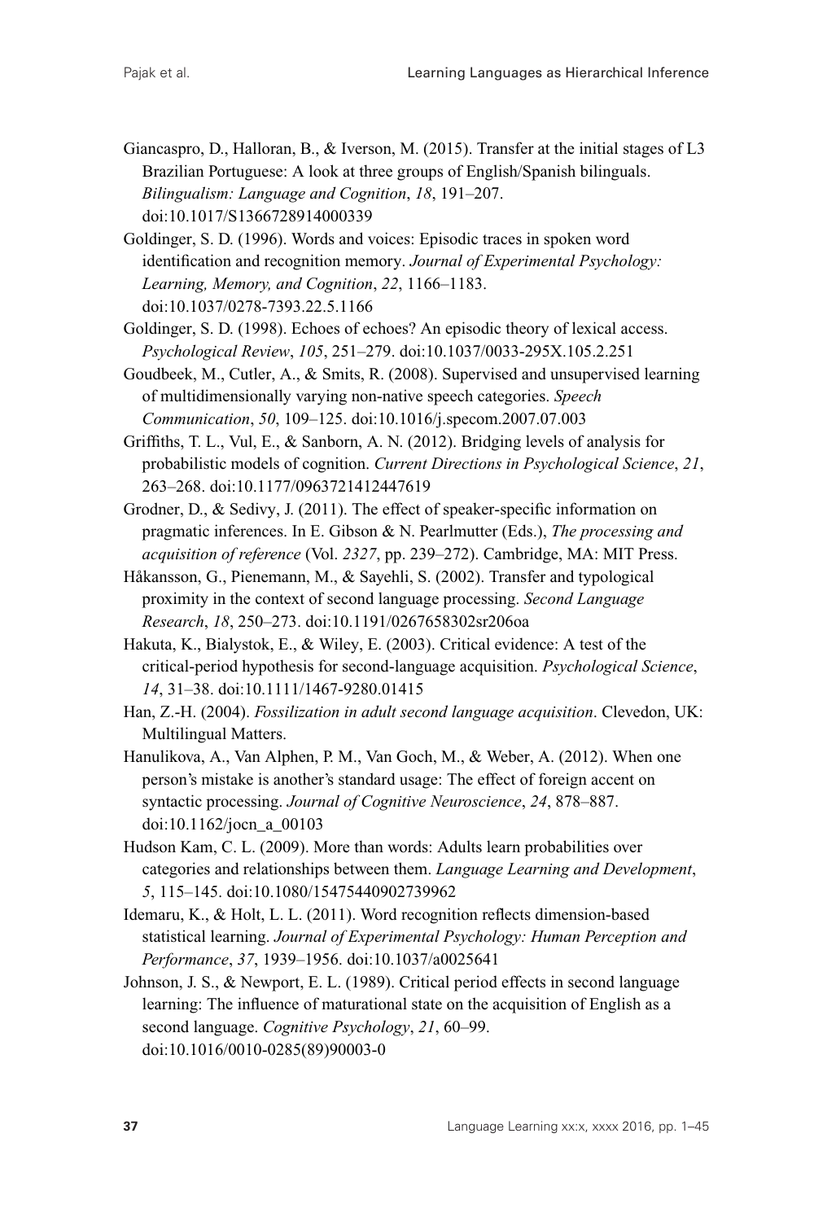Giancaspro, D., Halloran, B., & Iverson, M. (2015). Transfer at the initial stages of L3 Brazilian Portuguese: A look at three groups of English/Spanish bilinguals. *Bilingualism: Language and Cognition*, *18*, 191–207. doi:10.1017/S1366728914000339

Goldinger, S. D. (1996). Words and voices: Episodic traces in spoken word identification and recognition memory. *Journal of Experimental Psychology: Learning, Memory, and Cognition*, *22*, 1166–1183. doi:10.1037/0278-7393.22.5.1166

Goldinger, S. D. (1998). Echoes of echoes? An episodic theory of lexical access. *Psychological Review*, *105*, 251–279. doi:10.1037/0033-295X.105.2.251

Goudbeek, M., Cutler, A., & Smits, R. (2008). Supervised and unsupervised learning of multidimensionally varying non-native speech categories. *Speech Communication*, *50*, 109–125. doi:10.1016/j.specom.2007.07.003

Griffiths, T. L., Vul, E., & Sanborn, A. N. (2012). Bridging levels of analysis for probabilistic models of cognition. *Current Directions in Psychological Science*, *21*, 263–268. doi:10.1177/0963721412447619

Grodner, D., & Sedivy, J. (2011). The effect of speaker-specific information on pragmatic inferences. In E. Gibson & N. Pearlmutter (Eds.), *The processing and acquisition of reference* (Vol. *2327*, pp. 239–272). Cambridge, MA: MIT Press.

Håkansson, G., Pienemann, M., & Sayehli, S. (2002). Transfer and typological proximity in the context of second language processing. *Second Language Research*, *18*, 250–273. doi:10.1191/0267658302sr206oa

Hakuta, K., Bialystok, E., & Wiley, E. (2003). Critical evidence: A test of the critical-period hypothesis for second-language acquisition. *Psychological Science*, *14*, 31–38. doi:10.1111/1467-9280.01415

Han, Z.-H. (2004). *Fossilization in adult second language acquisition*. Clevedon, UK: Multilingual Matters.

Hanulikova, A., Van Alphen, P. M., Van Goch, M., & Weber, A. (2012). When one person's mistake is another's standard usage: The effect of foreign accent on syntactic processing. *Journal of Cognitive Neuroscience*, *24*, 878–887. doi:10.1162/jocn_a_00103

Hudson Kam, C. L. (2009). More than words: Adults learn probabilities over categories and relationships between them. *Language Learning and Development*, *5*, 115–145. doi:10.1080/15475440902739962

Idemaru, K., & Holt, L. L. (2011). Word recognition reflects dimension-based statistical learning. *Journal of Experimental Psychology: Human Perception and Performance*, *37*, 1939–1956. doi:10.1037/a0025641

Johnson, J. S., & Newport, E. L. (1989). Critical period effects in second language learning: The influence of maturational state on the acquisition of English as a second language. *Cognitive Psychology*, *21*, 60–99. doi:10.1016/0010-0285(89)90003-0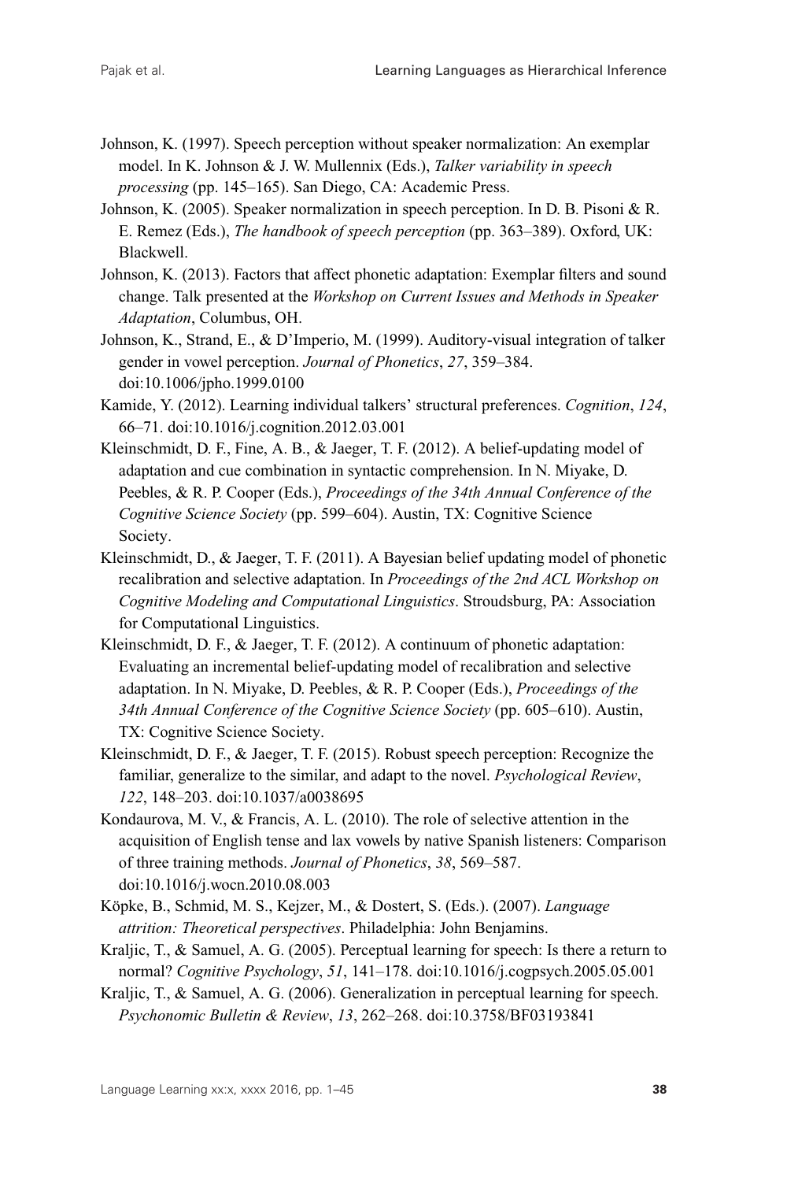Johnson, K. (1997). Speech perception without speaker normalization: An exemplar model. In K. Johnson & J. W. Mullennix (Eds.), *Talker variability in speech processing* (pp. 145–165). San Diego, CA: Academic Press.

Johnson, K. (2005). Speaker normalization in speech perception. In D. B. Pisoni & R. E. Remez (Eds.), *The handbook of speech perception* (pp. 363–389). Oxford, UK: Blackwell.

Johnson, K. (2013). Factors that affect phonetic adaptation: Exemplar filters and sound change. Talk presented at the *Workshop on Current Issues and Methods in Speaker Adaptation*, Columbus, OH.

Johnson, K., Strand, E., & D'Imperio, M. (1999). Auditory-visual integration of talker gender in vowel perception. *Journal of Phonetics*, *27*, 359–384. doi:10.1006/jpho.1999.0100

Kamide, Y. (2012). Learning individual talkers' structural preferences. *Cognition*, *124*, 66–71. doi:10.1016/j.cognition.2012.03.001

Kleinschmidt, D. F., Fine, A. B., & Jaeger, T. F. (2012). A belief-updating model of adaptation and cue combination in syntactic comprehension. In N. Miyake, D. Peebles, & R. P. Cooper (Eds.), *Proceedings of the 34th Annual Conference of the Cognitive Science Society* (pp. 599–604). Austin, TX: Cognitive Science Society.

Kleinschmidt, D., & Jaeger, T. F. (2011). A Bayesian belief updating model of phonetic recalibration and selective adaptation. In *Proceedings of the 2nd ACL Workshop on Cognitive Modeling and Computational Linguistics*. Stroudsburg, PA: Association for Computational Linguistics.

Kleinschmidt, D. F., & Jaeger, T. F. (2012). A continuum of phonetic adaptation: Evaluating an incremental belief-updating model of recalibration and selective adaptation. In N. Miyake, D. Peebles, & R. P. Cooper (Eds.), *Proceedings of the 34th Annual Conference of the Cognitive Science Society* (pp. 605–610). Austin, TX: Cognitive Science Society.

Kleinschmidt, D. F., & Jaeger, T. F. (2015). Robust speech perception: Recognize the familiar, generalize to the similar, and adapt to the novel. *Psychological Review*, *122*, 148–203. doi:10.1037/a0038695

Kondaurova, M. V., & Francis, A. L. (2010). The role of selective attention in the acquisition of English tense and lax vowels by native Spanish listeners: Comparison of three training methods. *Journal of Phonetics*, *38*, 569–587. doi:10.1016/j.wocn.2010.08.003

Köpke, B., Schmid, M. S., Kejzer, M., & Dostert, S. (Eds.). (2007). *Language attrition: Theoretical perspectives*. Philadelphia: John Benjamins.

Kraljic, T., & Samuel, A. G. (2005). Perceptual learning for speech: Is there a return to normal? *Cognitive Psychology*, *51*, 141–178. doi:10.1016/j.cogpsych.2005.05.001

Kraljic, T., & Samuel, A. G. (2006). Generalization in perceptual learning for speech. *Psychonomic Bulletin & Review*, *13*, 262–268. doi:10.3758/BF03193841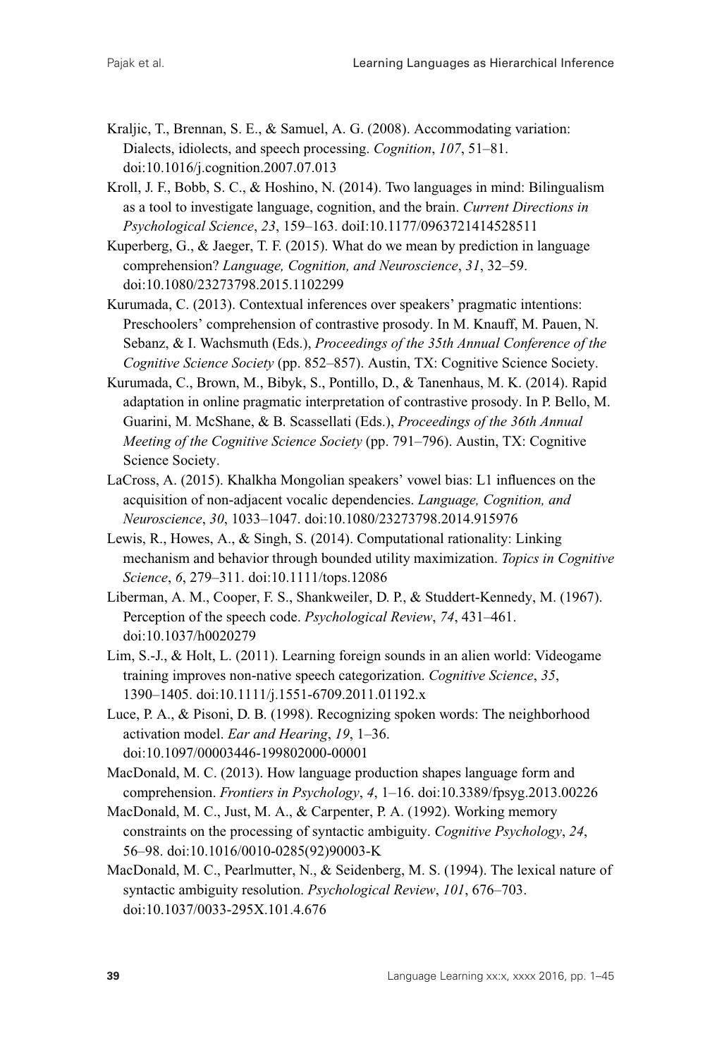Kraljic, T., Brennan, S. E., & Samuel, A. G. (2008). Accommodating variation: Dialects, idiolects, and speech processing. *Cognition*, *107*, 51–81. doi:10.1016/j.cognition.2007.07.013

Kroll, J. F., Bobb, S. C., & Hoshino, N. (2014). Two languages in mind: Bilingualism as a tool to investigate language, cognition, and the brain. *Current Directions in Psychological Science*, *23*, 159–163. doiI:10.1177/0963721414528511

Kuperberg, G., & Jaeger, T. F. (2015). What do we mean by prediction in language comprehension? *Language, Cognition, and Neuroscience*, *31*, 32–59. doi:10.1080/23273798.2015.1102299

Kurumada, C. (2013). Contextual inferences over speakers' pragmatic intentions: Preschoolers' comprehension of contrastive prosody. In M. Knauff, M. Pauen, N. Sebanz, & I. Wachsmuth (Eds.), *Proceedings of the 35th Annual Conference of the Cognitive Science Society* (pp. 852–857). Austin, TX: Cognitive Science Society.

Kurumada, C., Brown, M., Bibyk, S., Pontillo, D., & Tanenhaus, M. K. (2014). Rapid adaptation in online pragmatic interpretation of contrastive prosody. In P. Bello, M. Guarini, M. McShane, & B. Scassellati (Eds.), *Proceedings of the 36th Annual Meeting of the Cognitive Science Society* (pp. 791–796). Austin, TX: Cognitive Science Society.

LaCross, A. (2015). Khalkha Mongolian speakers' vowel bias: L1 influences on the acquisition of non-adjacent vocalic dependencies. *Language, Cognition, and Neuroscience*, *30*, 1033–1047. doi:10.1080/23273798.2014.915976

Lewis, R., Howes, A., & Singh, S. (2014). Computational rationality: Linking mechanism and behavior through bounded utility maximization. *Topics in Cognitive Science*, *6*, 279–311. doi:10.1111/tops.12086

Liberman, A. M., Cooper, F. S., Shankweiler, D. P., & Studdert-Kennedy, M. (1967). Perception of the speech code. *Psychological Review*, *74*, 431–461. doi:10.1037/h0020279

Lim, S.-J., & Holt, L. (2011). Learning foreign sounds in an alien world: Videogame training improves non-native speech categorization. *Cognitive Science*, *35*, 1390–1405. doi:10.1111/j.1551-6709.2011.01192.x

Luce, P. A., & Pisoni, D. B. (1998). Recognizing spoken words: The neighborhood activation model. *Ear and Hearing*, *19*, 1–36. doi:10.1097/00003446-199802000-00001

MacDonald, M. C. (2013). How language production shapes language form and comprehension. *Frontiers in Psychology*, *4*, 1–16. doi:10.3389/fpsyg.2013.00226

MacDonald, M. C., Just, M. A., & Carpenter, P. A. (1992). Working memory constraints on the processing of syntactic ambiguity. *Cognitive Psychology*, *24*, 56–98. doi:10.1016/0010-0285(92)90003-K

MacDonald, M. C., Pearlmutter, N., & Seidenberg, M. S. (1994). The lexical nature of syntactic ambiguity resolution. *Psychological Review*, *101*, 676–703. doi:10.1037/0033-295X.101.4.676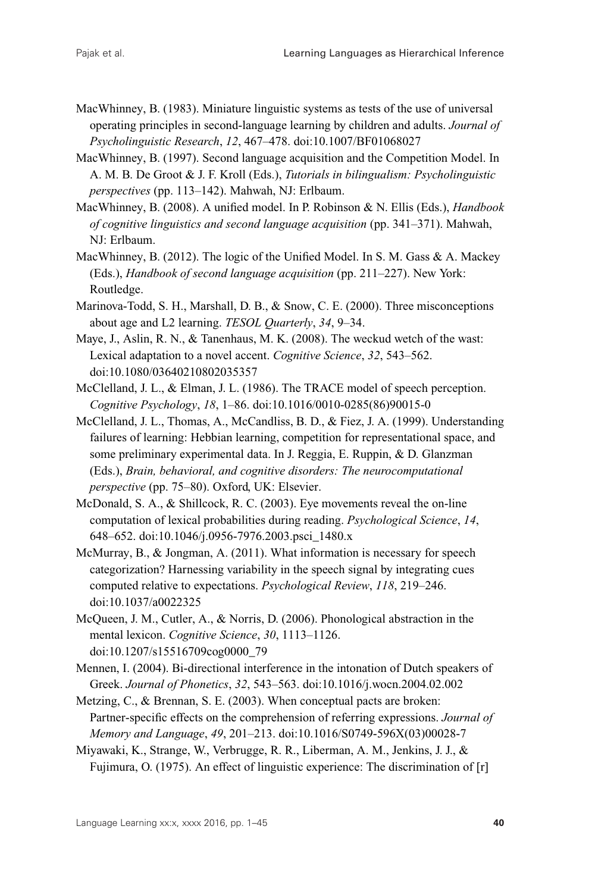MacWhinney, B. (1983). Miniature linguistic systems as tests of the use of universal operating principles in second-language learning by children and adults. *Journal of Psycholinguistic Research*, *12*, 467–478. doi:10.1007/BF01068027

MacWhinney, B. (1997). Second language acquisition and the Competition Model. In A. M. B. De Groot & J. F. Kroll (Eds.), *Tutorials in bilingualism: Psycholinguistic perspectives* (pp. 113–142). Mahwah, NJ: Erlbaum.

MacWhinney, B. (2008). A unified model. In P. Robinson & N. Ellis (Eds.), *Handbook of cognitive linguistics and second language acquisition* (pp. 341–371). Mahwah, NJ: Erlbaum.

MacWhinney, B. (2012). The logic of the Unified Model. In S. M. Gass & A. Mackey (Eds.), *Handbook of second language acquisition* (pp. 211–227). New York: Routledge.

Marinova-Todd, S. H., Marshall, D. B., & Snow, C. E. (2000). Three misconceptions about age and L2 learning. *TESOL Quarterly*, *34*, 9–34.

Maye, J., Aslin, R. N., & Tanenhaus, M. K. (2008). The weckud wetch of the wast: Lexical adaptation to a novel accent. *Cognitive Science*, *32*, 543–562. doi:10.1080/03640210802035357

McClelland, J. L., & Elman, J. L. (1986). The TRACE model of speech perception. *Cognitive Psychology*, *18*, 1–86. doi:10.1016/0010-0285(86)90015-0

McClelland, J. L., Thomas, A., McCandliss, B. D., & Fiez, J. A. (1999). Understanding failures of learning: Hebbian learning, competition for representational space, and some preliminary experimental data. In J. Reggia, E. Ruppin, & D. Glanzman (Eds.), *Brain, behavioral, and cognitive disorders: The neurocomputational perspective* (pp. 75–80). Oxford, UK: Elsevier.

McDonald, S. A., & Shillcock, R. C. (2003). Eye movements reveal the on-line computation of lexical probabilities during reading. *Psychological Science*, *14*, 648–652. doi:10.1046/j.0956-7976.2003.psci_1480.x

McMurray, B., & Jongman, A. (2011). What information is necessary for speech categorization? Harnessing variability in the speech signal by integrating cues computed relative to expectations. *Psychological Review*, *118*, 219–246. doi:10.1037/a0022325

McQueen, J. M., Cutler, A., & Norris, D. (2006). Phonological abstraction in the mental lexicon. *Cognitive Science*, *30*, 1113–1126. doi:10.1207/s15516709cog0000_79

Mennen, I. (2004). Bi-directional interference in the intonation of Dutch speakers of Greek. *Journal of Phonetics*, *32*, 543–563. doi:10.1016/j.wocn.2004.02.002

Metzing, C., & Brennan, S. E. (2003). When conceptual pacts are broken: Partner-specific effects on the comprehension of referring expressions. *Journal of Memory and Language*, *49*, 201–213. doi:10.1016/S0749-596X(03)00028-7

Miyawaki, K., Strange, W., Verbrugge, R. R., Liberman, A. M., Jenkins, J. J., & Fujimura, O. (1975). An effect of linguistic experience: The discrimination of [r]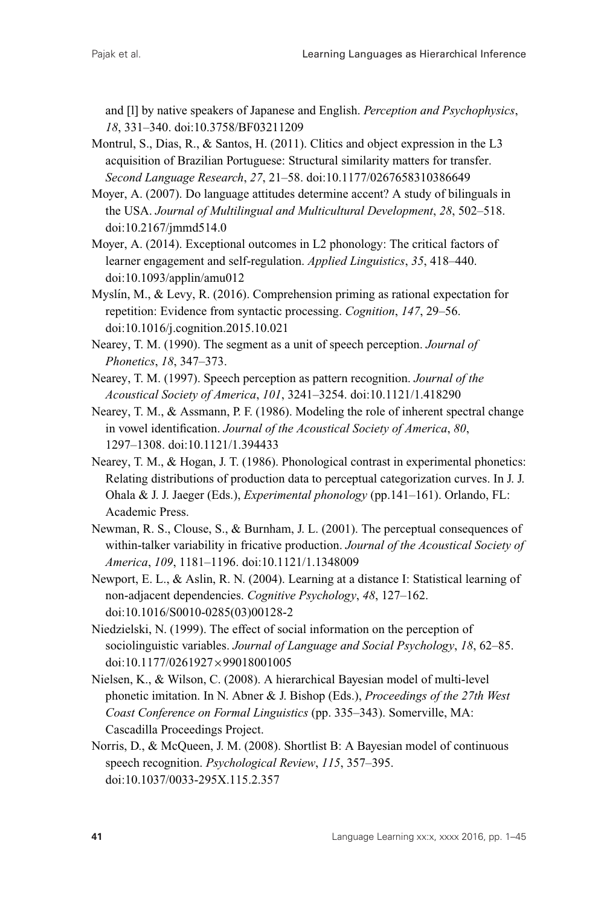and [l] by native speakers of Japanese and English. *Perception and Psychophysics*, *18*, 331–340. doi:10.3758/BF03211209

Montrul, S., Dias, R., & Santos, H. (2011). Clitics and object expression in the L3 acquisition of Brazilian Portuguese: Structural similarity matters for transfer. *Second Language Research*, *27*, 21–58. doi:10.1177/0267658310386649

Moyer, A. (2007). Do language attitudes determine accent? A study of bilinguals in the USA. *Journal of Multilingual and Multicultural Development*, *28*, 502–518. doi:10.2167/jmmd514.0

Moyer, A. (2014). Exceptional outcomes in L2 phonology: The critical factors of learner engagement and self-regulation. *Applied Linguistics*, *35*, 418–440. doi:10.1093/applin/amu012

Myslín, M., & Levy, R. (2016). Comprehension priming as rational expectation for repetition: Evidence from syntactic processing. *Cognition*, *147*, 29–56. doi:10.1016/j.cognition.2015.10.021

Nearey, T. M. (1990). The segment as a unit of speech perception. *Journal of Phonetics*, *18*, 347–373.

Nearey, T. M. (1997). Speech perception as pattern recognition. *Journal of the Acoustical Society of America*, *101*, 3241–3254. doi:10.1121/1.418290

Nearey, T. M., & Assmann, P. F. (1986). Modeling the role of inherent spectral change in vowel identification. *Journal of the Acoustical Society of America*, *80*, 1297–1308. doi:10.1121/1.394433

Nearey, T. M., & Hogan, J. T. (1986). Phonological contrast in experimental phonetics: Relating distributions of production data to perceptual categorization curves. In J. J. Ohala & J. J. Jaeger (Eds.), *Experimental phonology* (pp.141–161). Orlando, FL: Academic Press.

Newman, R. S., Clouse, S., & Burnham, J. L. (2001). The perceptual consequences of within-talker variability in fricative production. *Journal of the Acoustical Society of America*, *109*, 1181–1196. doi:10.1121/1.1348009

Newport, E. L., & Aslin, R. N. (2004). Learning at a distance I: Statistical learning of non-adjacent dependencies. *Cognitive Psychology*, *48*, 127–162. doi:10.1016/S0010-0285(03)00128-2

Niedzielski, N. (1999). The effect of social information on the perception of sociolinguistic variables. *Journal of Language and Social Psychology*, *18*, 62–85. doi:10.1177/0261927×99018001005

Nielsen, K., & Wilson, C. (2008). A hierarchical Bayesian model of multi-level phonetic imitation. In N. Abner & J. Bishop (Eds.), *Proceedings of the 27th West Coast Conference on Formal Linguistics* (pp. 335–343). Somerville, MA: Cascadilla Proceedings Project.

Norris, D., & McQueen, J. M. (2008). Shortlist B: A Bayesian model of continuous speech recognition. *Psychological Review*, *115*, 357–395. doi:10.1037/0033-295X.115.2.357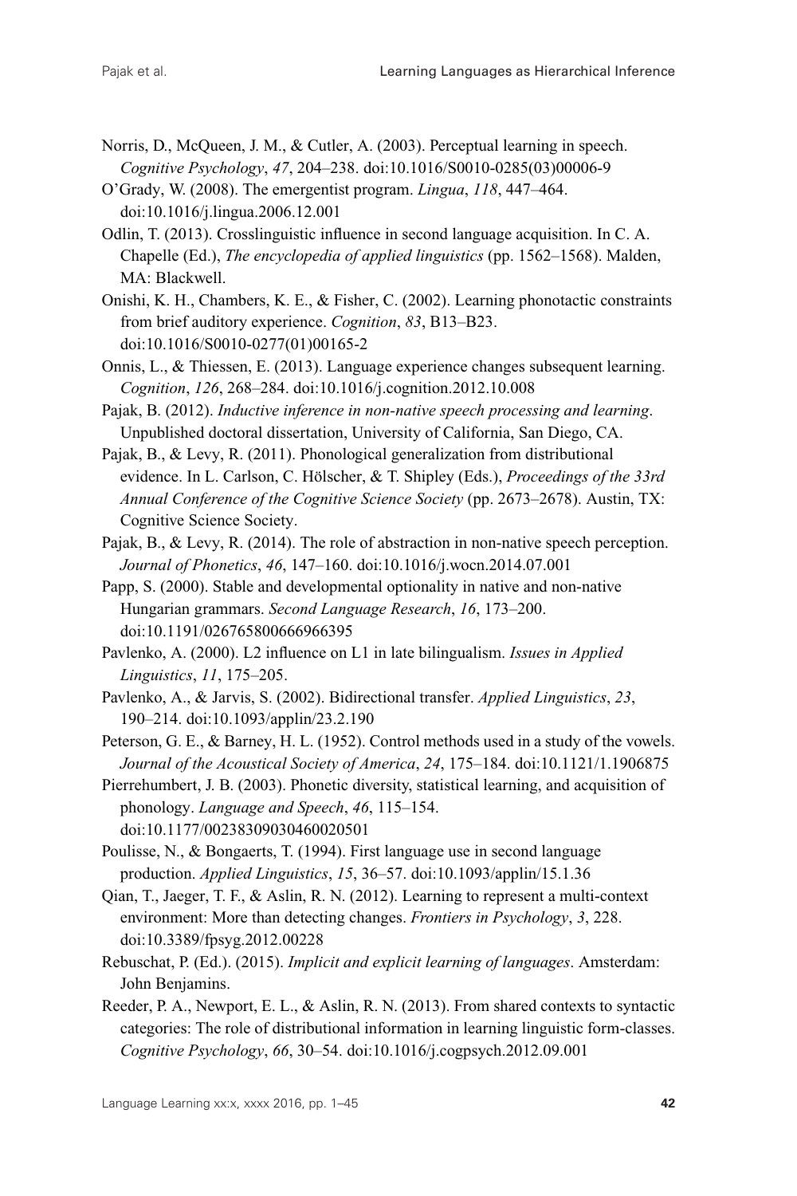Norris, D., McQueen, J. M., & Cutler, A. (2003). Perceptual learning in speech. *Cognitive Psychology*, *47*, 204–238. doi:10.1016/S0010-0285(03)00006-9

O'Grady, W. (2008). The emergentist program. *Lingua*, *118*, 447–464. doi:10.1016/j.lingua.2006.12.001

Odlin, T. (2013). Crosslinguistic influence in second language acquisition. In C. A. Chapelle (Ed.), *The encyclopedia of applied linguistics* (pp. 1562–1568). Malden, MA: Blackwell.

Onishi, K. H., Chambers, K. E., & Fisher, C. (2002). Learning phonotactic constraints from brief auditory experience. *Cognition*, *83*, B13–B23. doi:10.1016/S0010-0277(01)00165-2

Onnis, L., & Thiessen, E. (2013). Language experience changes subsequent learning. *Cognition*, *126*, 268–284. doi:10.1016/j.cognition.2012.10.008

Pajak, B. (2012). *Inductive inference in non-native speech processing and learning*. Unpublished doctoral dissertation, University of California, San Diego, CA.

Pajak, B., & Levy, R. (2011). Phonological generalization from distributional evidence. In L. Carlson, C. Hölscher, & T. Shipley (Eds.), *Proceedings of the 33rd Annual Conference of the Cognitive Science Society* (pp. 2673–2678). Austin, TX: Cognitive Science Society.

Pajak, B., & Levy, R. (2014). The role of abstraction in non-native speech perception. *Journal of Phonetics*, *46*, 147–160. doi:10.1016/j.wocn.2014.07.001

Papp, S. (2000). Stable and developmental optionality in native and non-native Hungarian grammars. *Second Language Research*, *16*, 173–200. doi:10.1191/026765800666966395

Pavlenko, A. (2000). L2 influence on L1 in late bilingualism. *Issues in Applied Linguistics*, *11*, 175–205.

Pavlenko, A., & Jarvis, S. (2002). Bidirectional transfer. *Applied Linguistics*, *23*, 190–214. doi:10.1093/applin/23.2.190

Peterson, G. E., & Barney, H. L. (1952). Control methods used in a study of the vowels. *Journal of the Acoustical Society of America*, *24*, 175–184. doi:10.1121/1.1906875

Pierrehumbert, J. B. (2003). Phonetic diversity, statistical learning, and acquisition of phonology. *Language and Speech*, *46*, 115–154. doi:10.1177/00238309030460020501

Poulisse, N., & Bongaerts, T. (1994). First language use in second language production. *Applied Linguistics*, *15*, 36–57. doi:10.1093/applin/15.1.36

Qian, T., Jaeger, T. F., & Aslin, R. N. (2012). Learning to represent a multi-context environment: More than detecting changes. *Frontiers in Psychology*, *3*, 228. doi:10.3389/fpsyg.2012.00228

Rebuschat, P. (Ed.). (2015). *Implicit and explicit learning of languages*. Amsterdam: John Benjamins.

Reeder, P. A., Newport, E. L., & Aslin, R. N. (2013). From shared contexts to syntactic categories: The role of distributional information in learning linguistic form-classes. *Cognitive Psychology*, *66*, 30–54. doi:10.1016/j.cogpsych.2012.09.001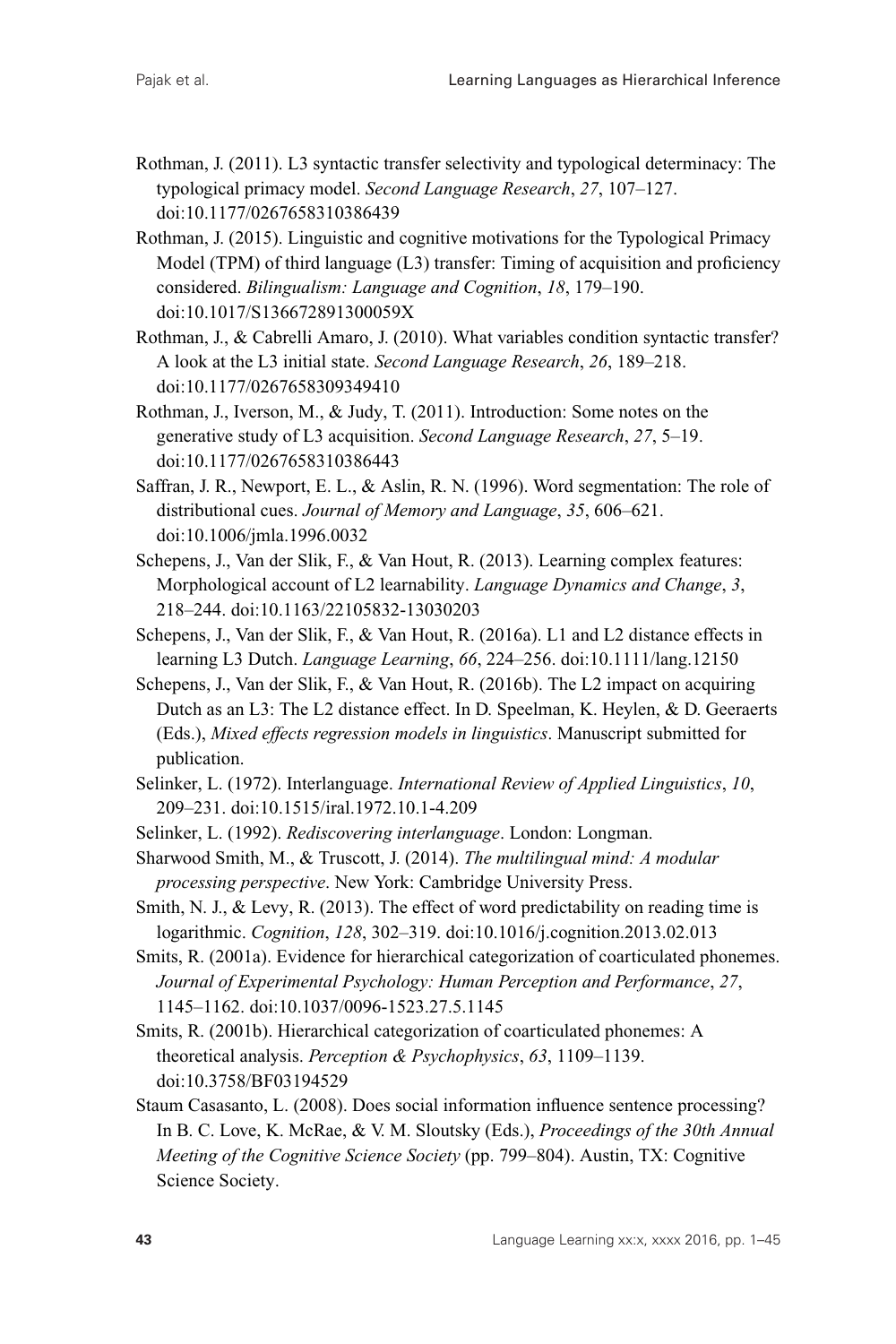Rothman, J. (2011). L3 syntactic transfer selectivity and typological determinacy: The typological primacy model. *Second Language Research*, *27*, 107–127. doi:10.1177/0267658310386439

Rothman, J. (2015). Linguistic and cognitive motivations for the Typological Primacy Model (TPM) of third language (L3) transfer: Timing of acquisition and proficiency considered. *Bilingualism: Language and Cognition*, *18*, 179–190. doi:10.1017/S136672891300059X

Rothman, J., & Cabrelli Amaro, J. (2010). What variables condition syntactic transfer? A look at the L3 initial state. *Second Language Research*, *26*, 189–218. doi:10.1177/0267658309349410

Rothman, J., Iverson, M., & Judy, T. (2011). Introduction: Some notes on the generative study of L3 acquisition. *Second Language Research*, *27*, 5–19. doi:10.1177/0267658310386443

Saffran, J. R., Newport, E. L., & Aslin, R. N. (1996). Word segmentation: The role of distributional cues. *Journal of Memory and Language*, *35*, 606–621. doi:10.1006/jmla.1996.0032

Schepens, J., Van der Slik, F., & Van Hout, R. (2013). Learning complex features: Morphological account of L2 learnability. *Language Dynamics and Change*, *3*, 218–244. doi:10.1163/22105832-13030203

Schepens, J., Van der Slik, F., & Van Hout, R. (2016a). L1 and L2 distance effects in learning L3 Dutch. *Language Learning*, *66*, 224–256. doi:10.1111/lang.12150

Schepens, J., Van der Slik, F., & Van Hout, R. (2016b). The L2 impact on acquiring Dutch as an L3: The L2 distance effect. In D. Speelman, K. Heylen, & D. Geeraerts (Eds.), *Mixed effects regression models in linguistics*. Manuscript submitted for publication.

Selinker, L. (1972). Interlanguage. *International Review of Applied Linguistics*, *10*, 209–231. doi:10.1515/iral.1972.10.1-4.209

Selinker, L. (1992). *Rediscovering interlanguage*. London: Longman.

Sharwood Smith, M., & Truscott, J. (2014). *The multilingual mind: A modular processing perspective*. New York: Cambridge University Press.

Smith, N. J., & Levy, R. (2013). The effect of word predictability on reading time is logarithmic. *Cognition*, *128*, 302–319. doi:10.1016/j.cognition.2013.02.013

Smits, R. (2001a). Evidence for hierarchical categorization of coarticulated phonemes. *Journal of Experimental Psychology: Human Perception and Performance*, *27*, 1145–1162. doi:10.1037/0096-1523.27.5.1145

Smits, R. (2001b). Hierarchical categorization of coarticulated phonemes: A theoretical analysis. *Perception & Psychophysics*, *63*, 1109–1139. doi:10.3758/BF03194529

Staum Casasanto, L. (2008). Does social information influence sentence processing? In B. C. Love, K. McRae, & V. M. Sloutsky (Eds.), *Proceedings of the 30th Annual Meeting of the Cognitive Science Society* (pp. 799–804). Austin, TX: Cognitive Science Society.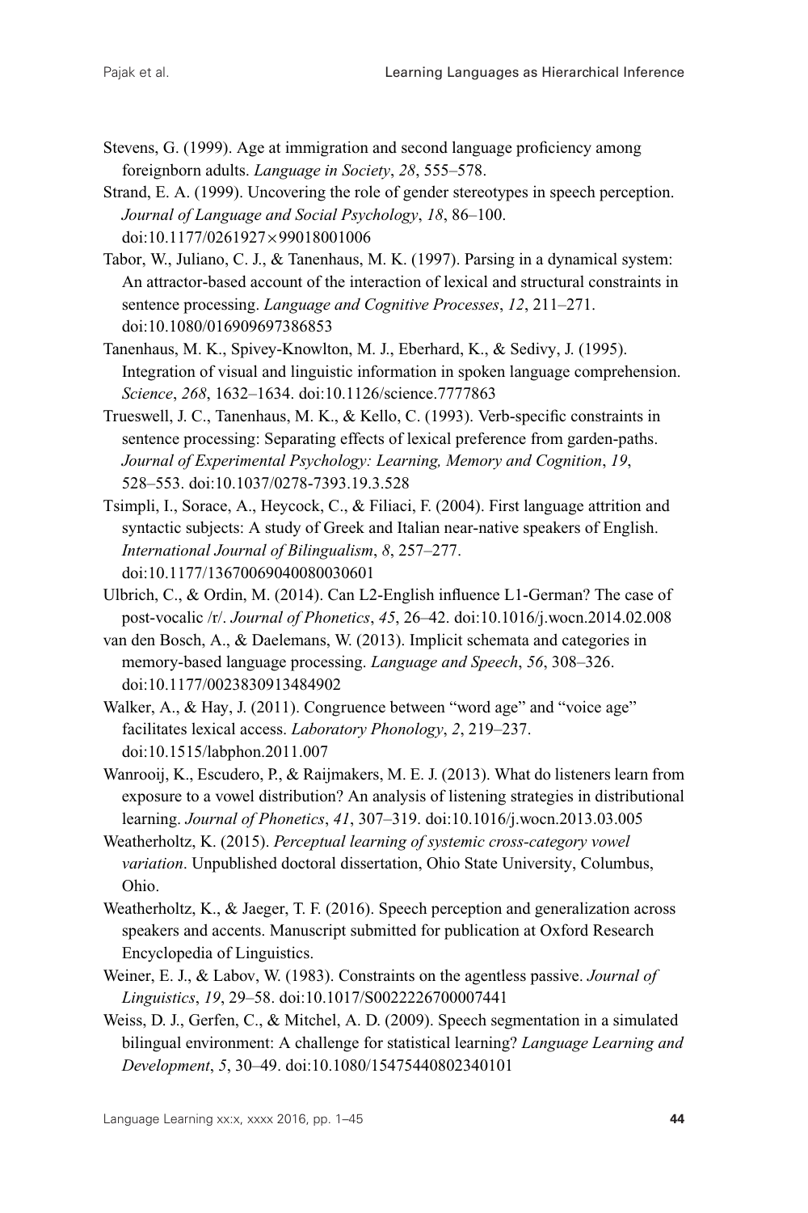Stevens, G. (1999). Age at immigration and second language proficiency among foreignborn adults. *Language in Society*, *28*, 555–578.

Strand, E. A. (1999). Uncovering the role of gender stereotypes in speech perception. *Journal of Language and Social Psychology*, *18*, 86–100. doi:10.1177/0261927×99018001006

Tabor, W., Juliano, C. J., & Tanenhaus, M. K. (1997). Parsing in a dynamical system: An attractor-based account of the interaction of lexical and structural constraints in sentence processing. *Language and Cognitive Processes*, *12*, 211–271. doi:10.1080/016909697386853

Tanenhaus, M. K., Spivey-Knowlton, M. J., Eberhard, K., & Sedivy, J. (1995). Integration of visual and linguistic information in spoken language comprehension. *Science*, *268*, 1632–1634. doi:10.1126/science.7777863

Trueswell, J. C., Tanenhaus, M. K., & Kello, C. (1993). Verb-specific constraints in sentence processing: Separating effects of lexical preference from garden-paths. *Journal of Experimental Psychology: Learning, Memory and Cognition*, *19*, 528–553. doi:10.1037/0278-7393.19.3.528

Tsimpli, I., Sorace, A., Heycock, C., & Filiaci, F. (2004). First language attrition and syntactic subjects: A study of Greek and Italian near-native speakers of English. *International Journal of Bilingualism*, *8*, 257–277. doi:10.1177/13670069040080030601

Ulbrich, C., & Ordin, M. (2014). Can L2-English influence L1-German? The case of post-vocalic /r/. *Journal of Phonetics*, *45*, 26–42. doi:10.1016/j.wocn.2014.02.008

van den Bosch, A., & Daelemans, W. (2013). Implicit schemata and categories in memory-based language processing. *Language and Speech*, *56*, 308–326. doi:10.1177/0023830913484902

Walker, A., & Hay, J. (2011). Congruence between "word age" and "voice age" facilitates lexical access. *Laboratory Phonology*, *2*, 219–237. doi:10.1515/labphon.2011.007

Wanrooij, K., Escudero, P., & Raijmakers, M. E. J. (2013). What do listeners learn from exposure to a vowel distribution? An analysis of listening strategies in distributional learning. *Journal of Phonetics*, *41*, 307–319. doi:10.1016/j.wocn.2013.03.005

Weatherholtz, K. (2015). *Perceptual learning of systemic cross-category vowel variation*. Unpublished doctoral dissertation, Ohio State University, Columbus, Ohio.

Weatherholtz, K., & Jaeger, T. F. (2016). Speech perception and generalization across speakers and accents. Manuscript submitted for publication at Oxford Research Encyclopedia of Linguistics.

Weiner, E. J., & Labov, W. (1983). Constraints on the agentless passive. *Journal of Linguistics*, *19*, 29–58. doi:10.1017/S0022226700007441

Weiss, D. J., Gerfen, C., & Mitchel, A. D. (2009). Speech segmentation in a simulated bilingual environment: A challenge for statistical learning? *Language Learning and Development*, *5*, 30–49. doi:10.1080/15475440802340101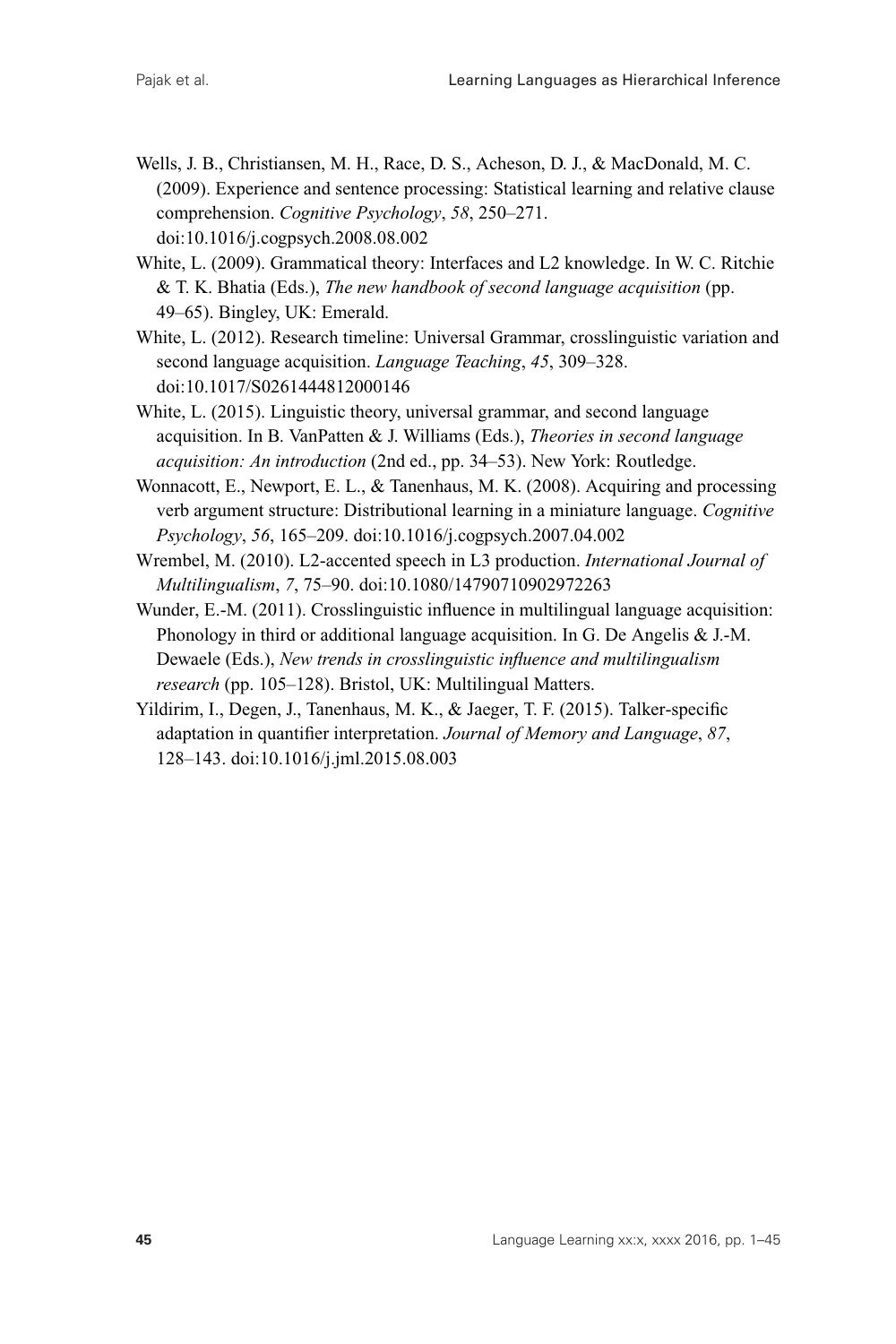Wells, J. B., Christiansen, M. H., Race, D. S., Acheson, D. J., & MacDonald, M. C. (2009). Experience and sentence processing: Statistical learning and relative clause comprehension. *Cognitive Psychology*, *58*, 250–271. doi:10.1016/j.cogpsych.2008.08.002

White, L. (2009). Grammatical theory: Interfaces and L2 knowledge. In W. C. Ritchie & T. K. Bhatia (Eds.), *The new handbook of second language acquisition* (pp. 49–65). Bingley, UK: Emerald.

White, L. (2012). Research timeline: Universal Grammar, crosslinguistic variation and second language acquisition. *Language Teaching*, *45*, 309–328. doi:10.1017/S0261444812000146

White, L. (2015). Linguistic theory, universal grammar, and second language acquisition. In B. VanPatten & J. Williams (Eds.), *Theories in second language acquisition: An introduction* (2nd ed., pp. 34–53). New York: Routledge.

Wonnacott, E., Newport, E. L., & Tanenhaus, M. K. (2008). Acquiring and processing verb argument structure: Distributional learning in a miniature language. *Cognitive Psychology*, *56*, 165–209. doi:10.1016/j.cogpsych.2007.04.002

Wrembel, M. (2010). L2-accented speech in L3 production. *International Journal of Multilingualism*, *7*, 75–90. doi:10.1080/14790710902972263

Wunder, E.-M. (2011). Crosslinguistic influence in multilingual language acquisition: Phonology in third or additional language acquisition. In G. De Angelis & J.-M. Dewaele (Eds.), *New trends in crosslinguistic influence and multilingualism research* (pp. 105–128). Bristol, UK: Multilingual Matters.

Yildirim, I., Degen, J., Tanenhaus, M. K., & Jaeger, T. F. (2015). Talker-specific adaptation in quantifier interpretation. *Journal of Memory and Language*, *87*, 128–143. doi:10.1016/j.jml.2015.08.003